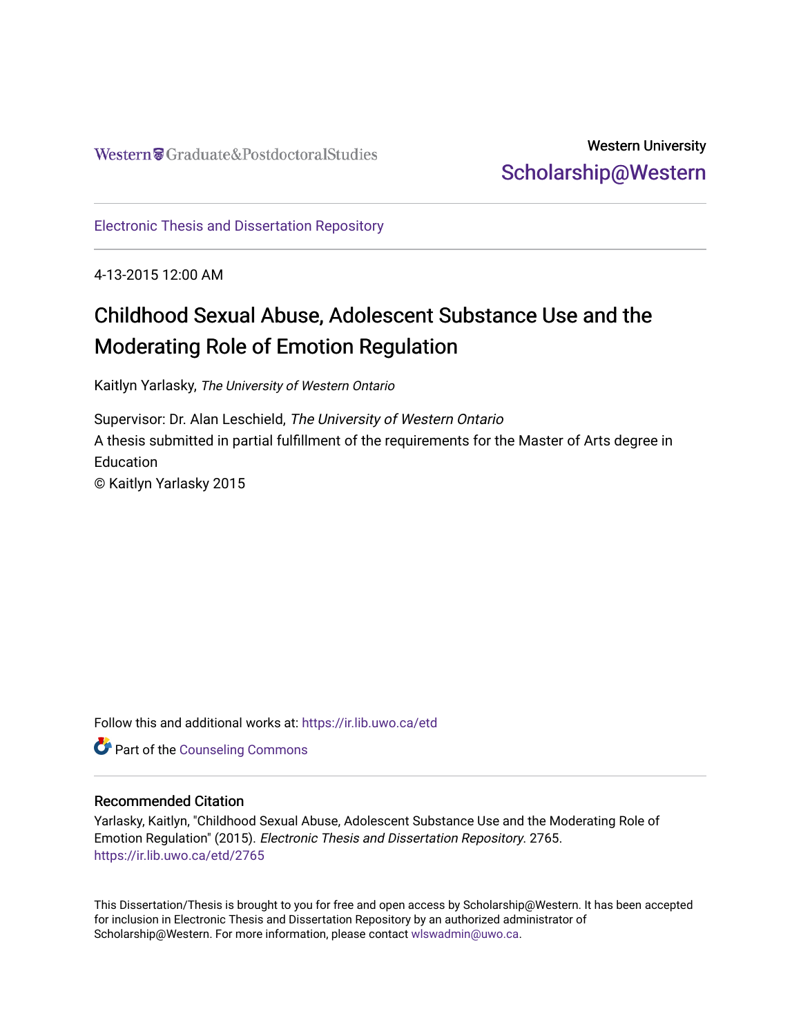Western Graduate&PostdoctoralStudies

Western University
Scholarship@Western

Electronic Thesis and Dissertation Repository

4-13-2015 12:00 AM

# Childhood Sexual Abuse, Adolescent Substance Use and the Moderating Role of Emotion Regulation

Kaitlyn Yarlasky, *The University of Western Ontario*

Supervisor: Dr. Alan Leschield, *The University of Western Ontario*
A thesis submitted in partial fulfillment of the requirements for the Master of Arts degree in Education
© Kaitlyn Yarlasky 2015

Follow this and additional works at: https://ir.lib.uwo.ca/etd

Part of the Counseling Commons

## Recommended Citation

Yarlasky, Kaitlyn, "Childhood Sexual Abuse, Adolescent Substance Use and the Moderating Role of Emotion Regulation" (2015). *Electronic Thesis and Dissertation Repository*. 2765.
https://ir.lib.uwo.ca/etd/2765

This Dissertation/Thesis is brought to you for free and open access by Scholarship@Western. It has been accepted for inclusion in Electronic Thesis and Dissertation Repository by an authorized administrator of Scholarship@Western. For more information, please contact wlswadmin@uwo.ca.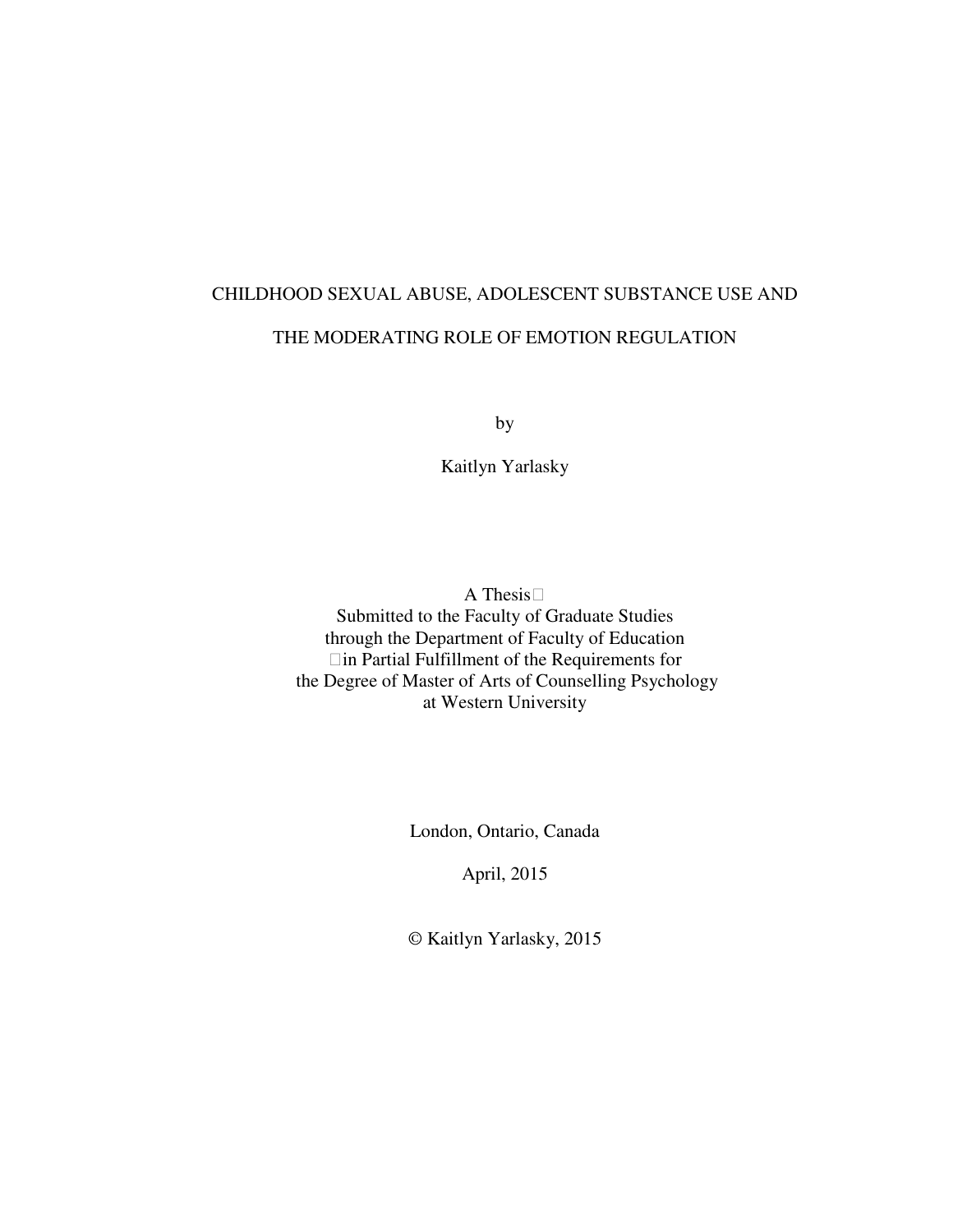# CHILDHOOD SEXUAL ABUSE, ADOLESCENT SUBSTANCE USE AND THE MODERATING ROLE OF EMOTION REGULATION

by

Kaitlyn Yarlasky

A Thesis
Submitted to the Faculty of Graduate Studies
through the Department of Faculty of Education
in Partial Fulfillment of the Requirements for
the Degree of Master of Arts of Counselling Psychology
at Western University

London, Ontario, Canada

April, 2015

© Kaitlyn Yarlasky, 2015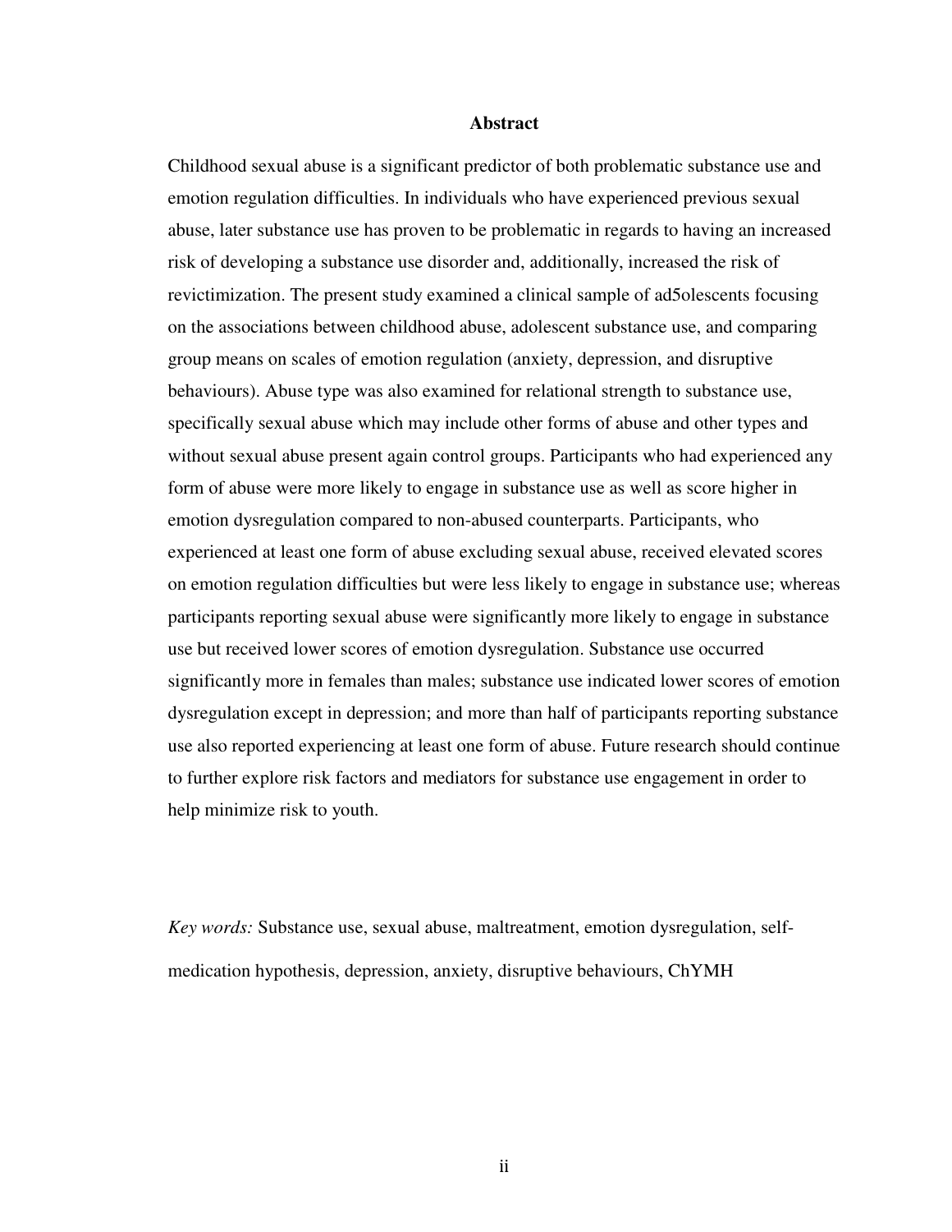# Abstract

Childhood sexual abuse is a significant predictor of both problematic substance use and emotion regulation difficulties. In individuals who have experienced previous sexual abuse, later substance use has proven to be problematic in regards to having an increased risk of developing a substance use disorder and, additionally, increased the risk of revictimization. The present study examined a clinical sample of ad5olescents focusing on the associations between childhood abuse, adolescent substance use, and comparing group means on scales of emotion regulation (anxiety, depression, and disruptive behaviours). Abuse type was also examined for relational strength to substance use, specifically sexual abuse which may include other forms of abuse and other types and without sexual abuse present again control groups. Participants who had experienced any form of abuse were more likely to engage in substance use as well as score higher in emotion dysregulation compared to non-abused counterparts. Participants, who experienced at least one form of abuse excluding sexual abuse, received elevated scores on emotion regulation difficulties but were less likely to engage in substance use; whereas participants reporting sexual abuse were significantly more likely to engage in substance use but received lower scores of emotion dysregulation. Substance use occurred significantly more in females than males; substance use indicated lower scores of emotion dysregulation except in depression; and more than half of participants reporting substance use also reported experiencing at least one form of abuse. Future research should continue to further explore risk factors and mediators for substance use engagement in order to help minimize risk to youth.

*Key words:* Substance use, sexual abuse, maltreatment, emotion dysregulation, self-medication hypothesis, depression, anxiety, disruptive behaviours, ChYMH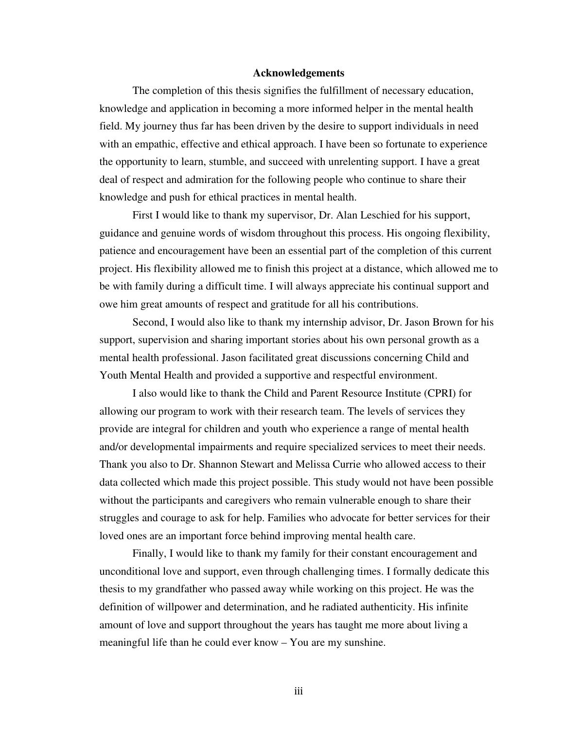## Acknowledgements

The completion of this thesis signifies the fulfillment of necessary education, knowledge and application in becoming a more informed helper in the mental health field. My journey thus far has been driven by the desire to support individuals in need with an empathic, effective and ethical approach. I have been so fortunate to experience the opportunity to learn, stumble, and succeed with unrelenting support. I have a great deal of respect and admiration for the following people who continue to share their knowledge and push for ethical practices in mental health.

First I would like to thank my supervisor, Dr. Alan Leschied for his support, guidance and genuine words of wisdom throughout this process. His ongoing flexibility, patience and encouragement have been an essential part of the completion of this current project. His flexibility allowed me to finish this project at a distance, which allowed me to be with family during a difficult time. I will always appreciate his continual support and owe him great amounts of respect and gratitude for all his contributions.

Second, I would also like to thank my internship advisor, Dr. Jason Brown for his support, supervision and sharing important stories about his own personal growth as a mental health professional. Jason facilitated great discussions concerning Child and Youth Mental Health and provided a supportive and respectful environment.

I also would like to thank the Child and Parent Resource Institute (CPRI) for allowing our program to work with their research team. The levels of services they provide are integral for children and youth who experience a range of mental health and/or developmental impairments and require specialized services to meet their needs. Thank you also to Dr. Shannon Stewart and Melissa Currie who allowed access to their data collected which made this project possible. This study would not have been possible without the participants and caregivers who remain vulnerable enough to share their struggles and courage to ask for help. Families who advocate for better services for their loved ones are an important force behind improving mental health care.

Finally, I would like to thank my family for their constant encouragement and unconditional love and support, even through challenging times. I formally dedicate this thesis to my grandfather who passed away while working on this project. He was the definition of willpower and determination, and he radiated authenticity. His infinite amount of love and support throughout the years has taught me more about living a meaningful life than he could ever know – You are my sunshine.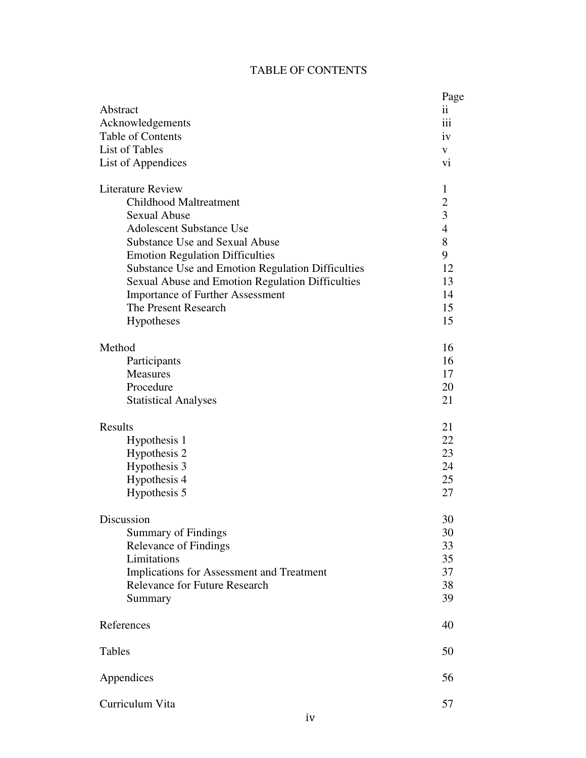# TABLE OF CONTENTS

| | Page |
|---|---|
| Abstract | ii |
| Acknowledgements | iii |
| Table of Contents | iv |
| List of Tables | v |
| List of Appendices | vi |
| | |
| Literature Review | 1 |
| Childhood Maltreatment | 2 |
| Sexual Abuse | 3 |
| Adolescent Substance Use | 4 |
| Substance Use and Sexual Abuse | 8 |
| Emotion Regulation Difficulties | 9 |
| Substance Use and Emotion Regulation Difficulties | 12 |
| Sexual Abuse and Emotion Regulation Difficulties | 13 |
| Importance of Further Assessment | 14 |
| The Present Research | 15 |
| Hypotheses | 15 |
| | |
| Method | 16 |
| Participants | 16 |
| Measures | 17 |
| Procedure | 20 |
| Statistical Analyses | 21 |
| | |
| Results | 21 |
| Hypothesis 1 | 22 |
| Hypothesis 2 | 23 |
| Hypothesis 3 | 24 |
| Hypothesis 4 | 25 |
| Hypothesis 5 | 27 |
| | |
| Discussion | 30 |
| Summary of Findings | 30 |
| Relevance of Findings | 33 |
| Limitations | 35 |
| Implications for Assessment and Treatment | 37 |
| Relevance for Future Research | 38 |
| Summary | 39 |
| | |
| References | 40 |
| | |
| Tables | 50 |
| | |
| Appendices | 56 |
| | |
| Curriculum Vita | 57 |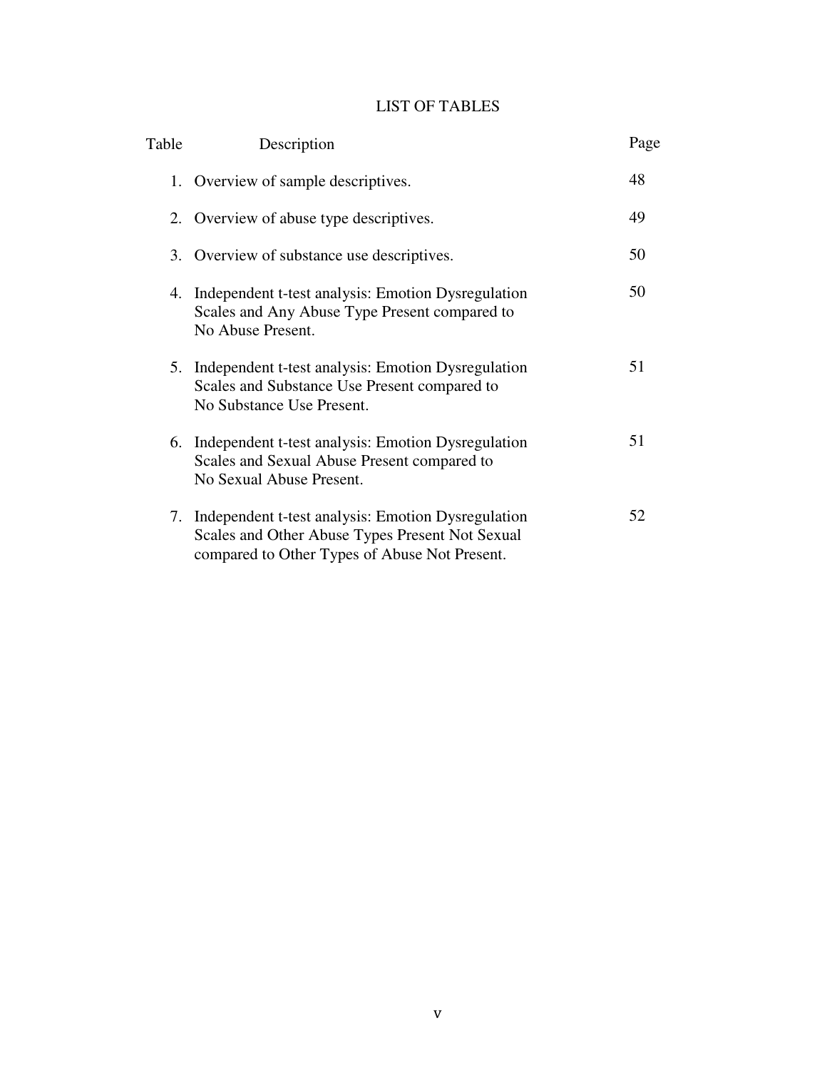# LIST OF TABLES

| Table | Description | Page |
|---|---|---|
| 1. | Overview of sample descriptives. | 48 |
| 2. | Overview of abuse type descriptives. | 49 |
| 3. | Overview of substance use descriptives. | 50 |
| 4. | Independent t-test analysis: Emotion Dysregulation Scales and Any Abuse Type Present compared to No Abuse Present. | 50 |
| 5. | Independent t-test analysis: Emotion Dysregulation Scales and Substance Use Present compared to No Substance Use Present. | 51 |
| 6. | Independent t-test analysis: Emotion Dysregulation Scales and Sexual Abuse Present compared to No Sexual Abuse Present. | 51 |
| 7. | Independent t-test analysis: Emotion Dysregulation Scales and Other Abuse Types Present Not Sexual compared to Other Types of Abuse Not Present. | 52 |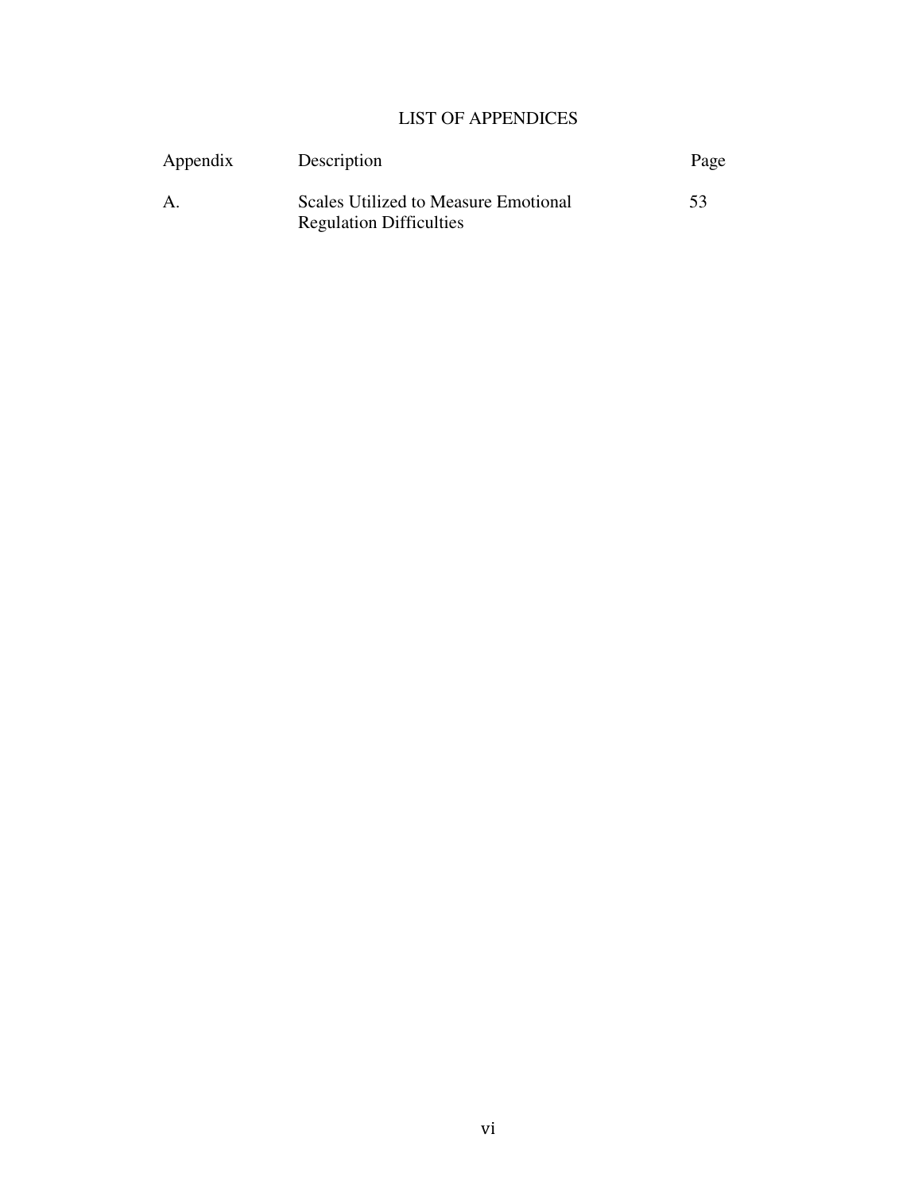# LIST OF APPENDICES

| Appendix | Description | Page |
| --- | --- | --- |
| A. | Scales Utilized to Measure Emotional Regulation Difficulties | 53 |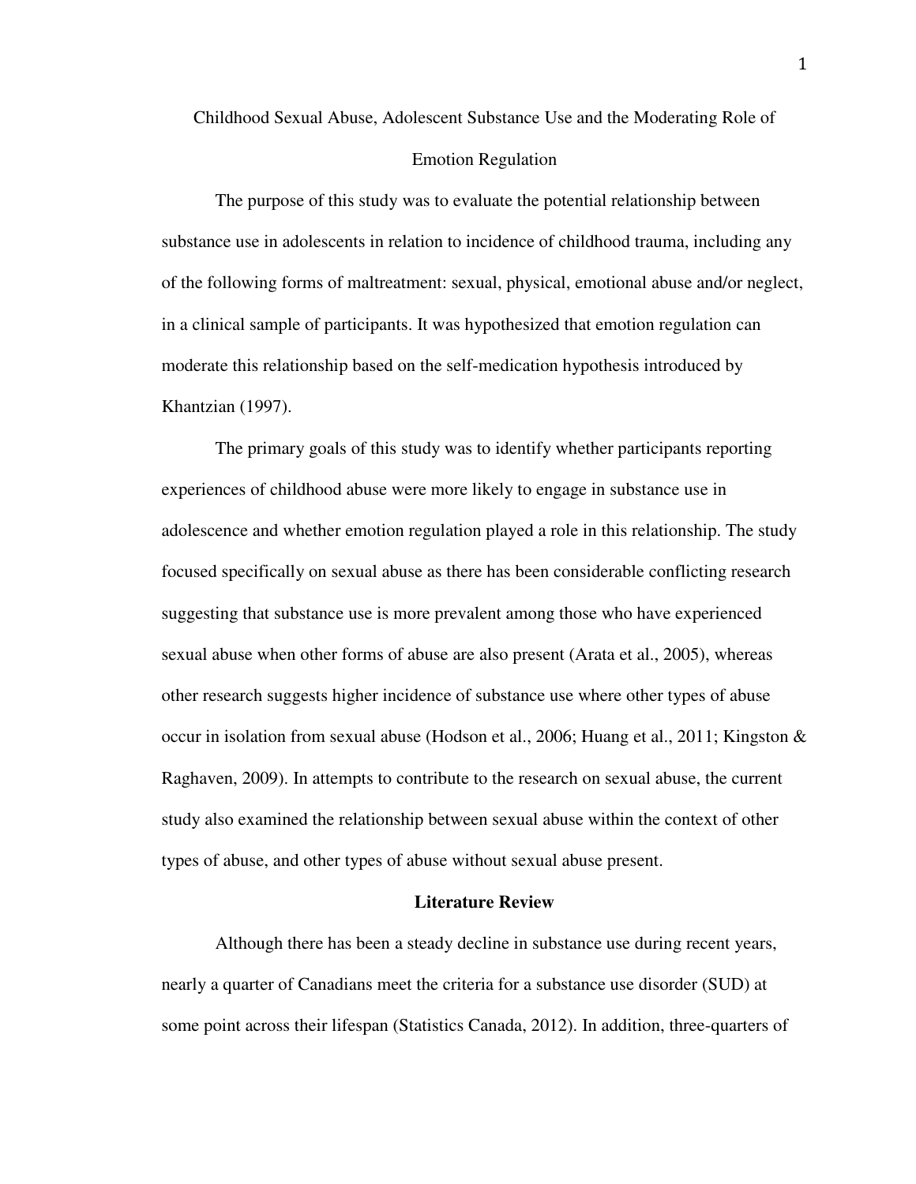# Childhood Sexual Abuse, Adolescent Substance Use and the Moderating Role of Emotion Regulation

The purpose of this study was to evaluate the potential relationship between substance use in adolescents in relation to incidence of childhood trauma, including any of the following forms of maltreatment: sexual, physical, emotional abuse and/or neglect, in a clinical sample of participants. It was hypothesized that emotion regulation can moderate this relationship based on the self-medication hypothesis introduced by Khantzian (1997).

The primary goals of this study was to identify whether participants reporting experiences of childhood abuse were more likely to engage in substance use in adolescence and whether emotion regulation played a role in this relationship. The study focused specifically on sexual abuse as there has been considerable conflicting research suggesting that substance use is more prevalent among those who have experienced sexual abuse when other forms of abuse are also present (Arata et al., 2005), whereas other research suggests higher incidence of substance use where other types of abuse occur in isolation from sexual abuse (Hodson et al., 2006; Huang et al., 2011; Kingston & Raghaven, 2009). In attempts to contribute to the research on sexual abuse, the current study also examined the relationship between sexual abuse within the context of other types of abuse, and other types of abuse without sexual abuse present.

## Literature Review

Although there has been a steady decline in substance use during recent years, nearly a quarter of Canadians meet the criteria for a substance use disorder (SUD) at some point across their lifespan (Statistics Canada, 2012). In addition, three-quarters of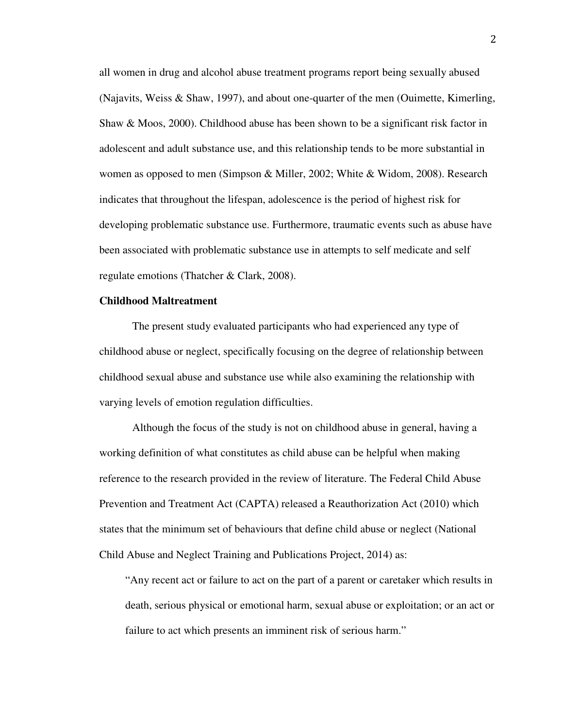all women in drug and alcohol abuse treatment programs report being sexually abused (Najavits, Weiss & Shaw, 1997), and about one-quarter of the men (Ouimette, Kimerling, Shaw & Moos, 2000). Childhood abuse has been shown to be a significant risk factor in adolescent and adult substance use, and this relationship tends to be more substantial in women as opposed to men (Simpson & Miller, 2002; White & Widom, 2008). Research indicates that throughout the lifespan, adolescence is the period of highest risk for developing problematic substance use. Furthermore, traumatic events such as abuse have been associated with problematic substance use in attempts to self medicate and self regulate emotions (Thatcher & Clark, 2008).

**Childhood Maltreatment**

The present study evaluated participants who had experienced any type of childhood abuse or neglect, specifically focusing on the degree of relationship between childhood sexual abuse and substance use while also examining the relationship with varying levels of emotion regulation difficulties.

Although the focus of the study is not on childhood abuse in general, having a working definition of what constitutes as child abuse can be helpful when making reference to the research provided in the review of literature. The Federal Child Abuse Prevention and Treatment Act (CAPTA) released a Reauthorization Act (2010) which states that the minimum set of behaviours that define child abuse or neglect (National Child Abuse and Neglect Training and Publications Project, 2014) as:

> "Any recent act or failure to act on the part of a parent or caretaker which results in death, serious physical or emotional harm, sexual abuse or exploitation; or an act or failure to act which presents an imminent risk of serious harm."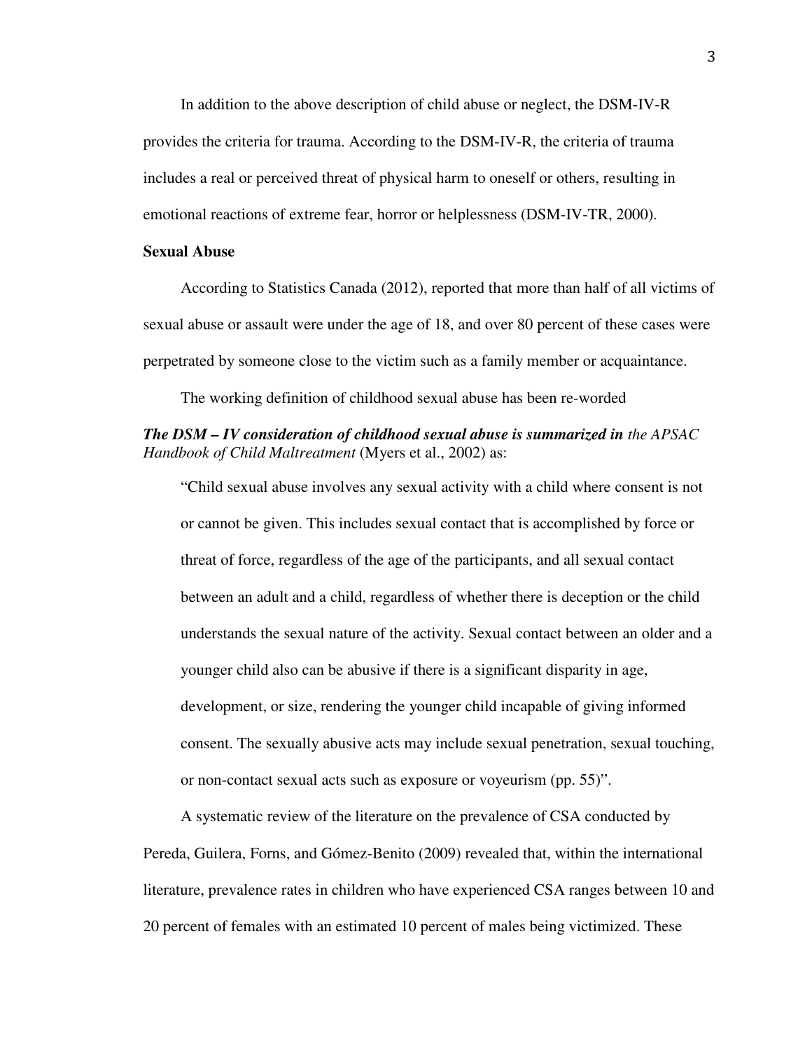In addition to the above description of child abuse or neglect, the DSM-IV-R provides the criteria for trauma. According to the DSM-IV-R, the criteria of trauma includes a real or perceived threat of physical harm to oneself or others, resulting in emotional reactions of extreme fear, horror or helplessness (DSM-IV-TR, 2000).

**Sexual Abuse**

According to Statistics Canada (2012), reported that more than half of all victims of sexual abuse or assault were under the age of 18, and over 80 percent of these cases were perpetrated by someone close to the victim such as a family member or acquaintance.

The working definition of childhood sexual abuse has been re-worded

***The DSM – IV consideration of childhood sexual abuse is summarized in*** *the APSAC Handbook of Child Maltreatment* (Myers et al., 2002) as:

> "Child sexual abuse involves any sexual activity with a child where consent is not or cannot be given. This includes sexual contact that is accomplished by force or threat of force, regardless of the age of the participants, and all sexual contact between an adult and a child, regardless of whether there is deception or the child understands the sexual nature of the activity. Sexual contact between an older and a younger child also can be abusive if there is a significant disparity in age, development, or size, rendering the younger child incapable of giving informed consent. The sexually abusive acts may include sexual penetration, sexual touching, or non-contact sexual acts such as exposure or voyeurism (pp. 55)".

A systematic review of the literature on the prevalence of CSA conducted by Pereda, Guilera, Forns, and Gómez-Benito (2009) revealed that, within the international literature, prevalence rates in children who have experienced CSA ranges between 10 and 20 percent of females with an estimated 10 percent of males being victimized. These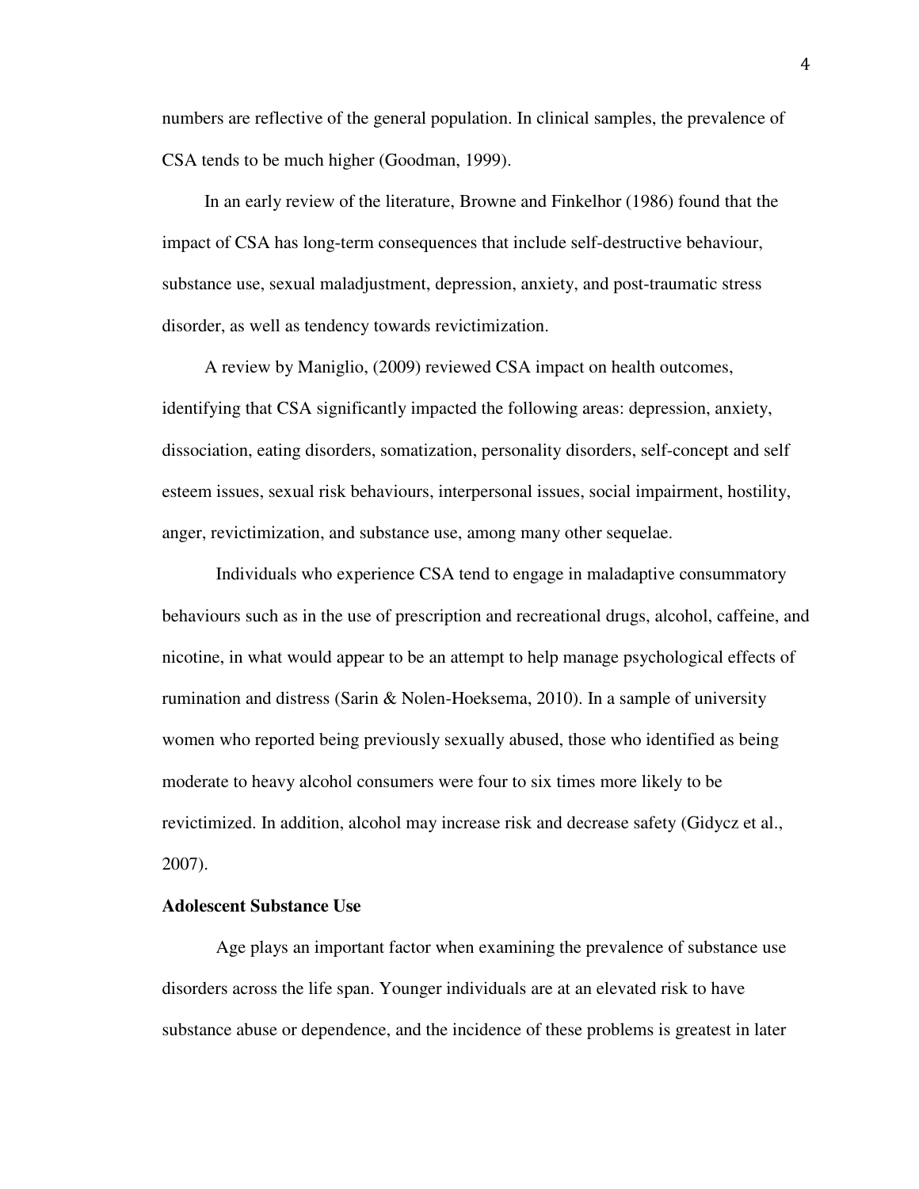numbers are reflective of the general population. In clinical samples, the prevalence of CSA tends to be much higher (Goodman, 1999).

In an early review of the literature, Browne and Finkelhor (1986) found that the impact of CSA has long-term consequences that include self-destructive behaviour, substance use, sexual maladjustment, depression, anxiety, and post-traumatic stress disorder, as well as tendency towards revictimization.

A review by Maniglio, (2009) reviewed CSA impact on health outcomes, identifying that CSA significantly impacted the following areas: depression, anxiety, dissociation, eating disorders, somatization, personality disorders, self-concept and self esteem issues, sexual risk behaviours, interpersonal issues, social impairment, hostility, anger, revictimization, and substance use, among many other sequelae.

Individuals who experience CSA tend to engage in maladaptive consummatory behaviours such as in the use of prescription and recreational drugs, alcohol, caffeine, and nicotine, in what would appear to be an attempt to help manage psychological effects of rumination and distress (Sarin & Nolen-Hoeksema, 2010). In a sample of university women who reported being previously sexually abused, those who identified as being moderate to heavy alcohol consumers were four to six times more likely to be revictimized. In addition, alcohol may increase risk and decrease safety (Gidycz et al., 2007).

**Adolescent Substance Use**

Age plays an important factor when examining the prevalence of substance use disorders across the life span. Younger individuals are at an elevated risk to have substance abuse or dependence, and the incidence of these problems is greatest in later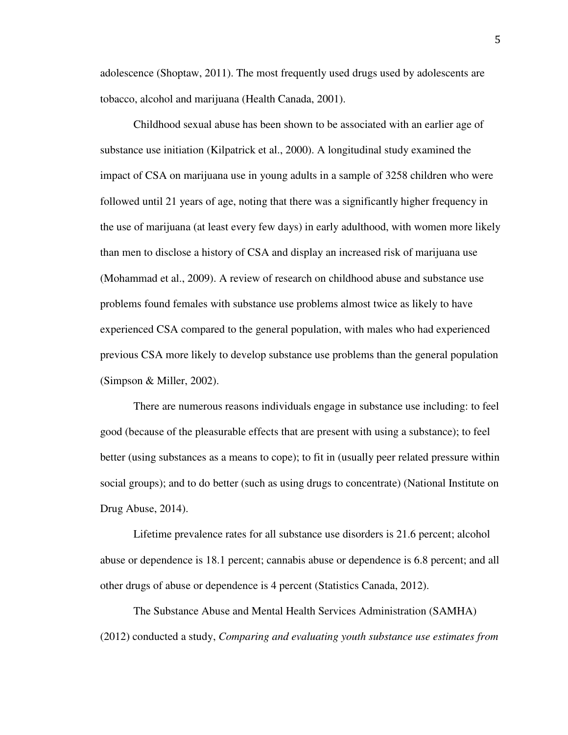adolescence (Shoptaw, 2011). The most frequently used drugs used by adolescents are tobacco, alcohol and marijuana (Health Canada, 2001).

Childhood sexual abuse has been shown to be associated with an earlier age of substance use initiation (Kilpatrick et al., 2000). A longitudinal study examined the impact of CSA on marijuana use in young adults in a sample of 3258 children who were followed until 21 years of age, noting that there was a significantly higher frequency in the use of marijuana (at least every few days) in early adulthood, with women more likely than men to disclose a history of CSA and display an increased risk of marijuana use (Mohammad et al., 2009). A review of research on childhood abuse and substance use problems found females with substance use problems almost twice as likely to have experienced CSA compared to the general population, with males who had experienced previous CSA more likely to develop substance use problems than the general population (Simpson & Miller, 2002).

There are numerous reasons individuals engage in substance use including: to feel good (because of the pleasurable effects that are present with using a substance); to feel better (using substances as a means to cope); to fit in (usually peer related pressure within social groups); and to do better (such as using drugs to concentrate) (National Institute on Drug Abuse, 2014).

Lifetime prevalence rates for all substance use disorders is 21.6 percent; alcohol abuse or dependence is 18.1 percent; cannabis abuse or dependence is 6.8 percent; and all other drugs of abuse or dependence is 4 percent (Statistics Canada, 2012).

The Substance Abuse and Mental Health Services Administration (SAMHA) (2012) conducted a study, *Comparing and evaluating youth substance use estimates from*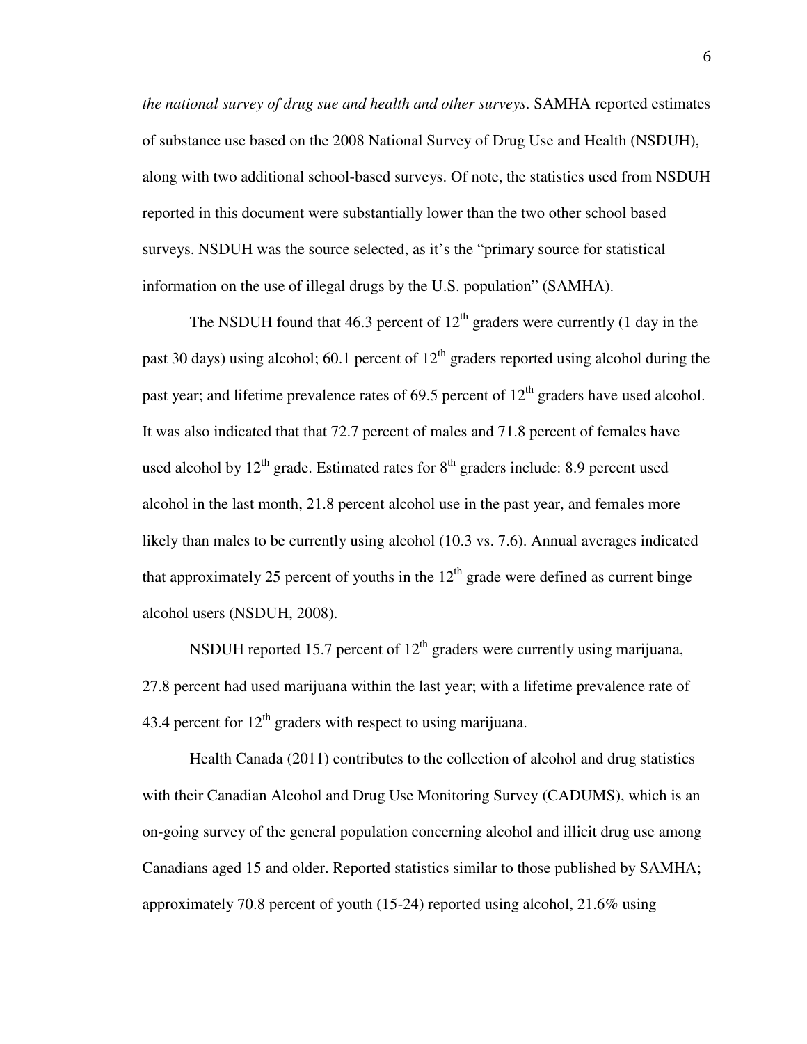*the national survey of drug sue and health and other surveys*. SAMHA reported estimates of substance use based on the 2008 National Survey of Drug Use and Health (NSDUH), along with two additional school-based surveys. Of note, the statistics used from NSDUH reported in this document were substantially lower than the two other school based surveys. NSDUH was the source selected, as it's the "primary source for statistical information on the use of illegal drugs by the U.S. population" (SAMHA).

The NSDUH found that 46.3 percent of 12th graders were currently (1 day in the past 30 days) using alcohol; 60.1 percent of 12th graders reported using alcohol during the past year; and lifetime prevalence rates of 69.5 percent of 12th graders have used alcohol. It was also indicated that that 72.7 percent of males and 71.8 percent of females have used alcohol by 12th grade. Estimated rates for 8th graders include: 8.9 percent used alcohol in the last month, 21.8 percent alcohol use in the past year, and females more likely than males to be currently using alcohol (10.3 vs. 7.6). Annual averages indicated that approximately 25 percent of youths in the 12th grade were defined as current binge alcohol users (NSDUH, 2008).

NSDUH reported 15.7 percent of 12th graders were currently using marijuana, 27.8 percent had used marijuana within the last year; with a lifetime prevalence rate of 43.4 percent for 12th graders with respect to using marijuana.

Health Canada (2011) contributes to the collection of alcohol and drug statistics with their Canadian Alcohol and Drug Use Monitoring Survey (CADUMS), which is an on-going survey of the general population concerning alcohol and illicit drug use among Canadians aged 15 and older. Reported statistics similar to those published by SAMHA; approximately 70.8 percent of youth (15-24) reported using alcohol, 21.6% using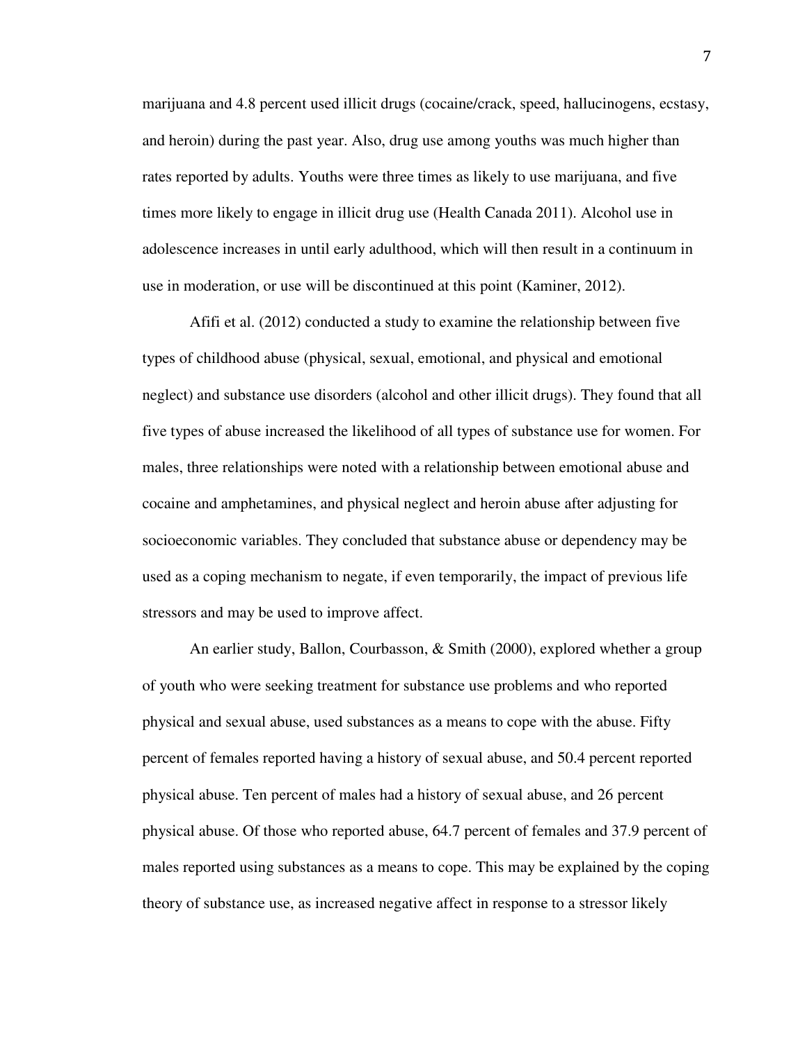marijuana and 4.8 percent used illicit drugs (cocaine/crack, speed, hallucinogens, ecstasy, and heroin) during the past year. Also, drug use among youths was much higher than rates reported by adults. Youths were three times as likely to use marijuana, and five times more likely to engage in illicit drug use (Health Canada 2011). Alcohol use in adolescence increases in until early adulthood, which will then result in a continuum in use in moderation, or use will be discontinued at this point (Kaminer, 2012).

Afifi et al. (2012) conducted a study to examine the relationship between five types of childhood abuse (physical, sexual, emotional, and physical and emotional neglect) and substance use disorders (alcohol and other illicit drugs). They found that all five types of abuse increased the likelihood of all types of substance use for women. For males, three relationships were noted with a relationship between emotional abuse and cocaine and amphetamines, and physical neglect and heroin abuse after adjusting for socioeconomic variables. They concluded that substance abuse or dependency may be used as a coping mechanism to negate, if even temporarily, the impact of previous life stressors and may be used to improve affect.

An earlier study, Ballon, Courbasson, & Smith (2000), explored whether a group of youth who were seeking treatment for substance use problems and who reported physical and sexual abuse, used substances as a means to cope with the abuse. Fifty percent of females reported having a history of sexual abuse, and 50.4 percent reported physical abuse. Ten percent of males had a history of sexual abuse, and 26 percent physical abuse. Of those who reported abuse, 64.7 percent of females and 37.9 percent of males reported using substances as a means to cope. This may be explained by the coping theory of substance use, as increased negative affect in response to a stressor likely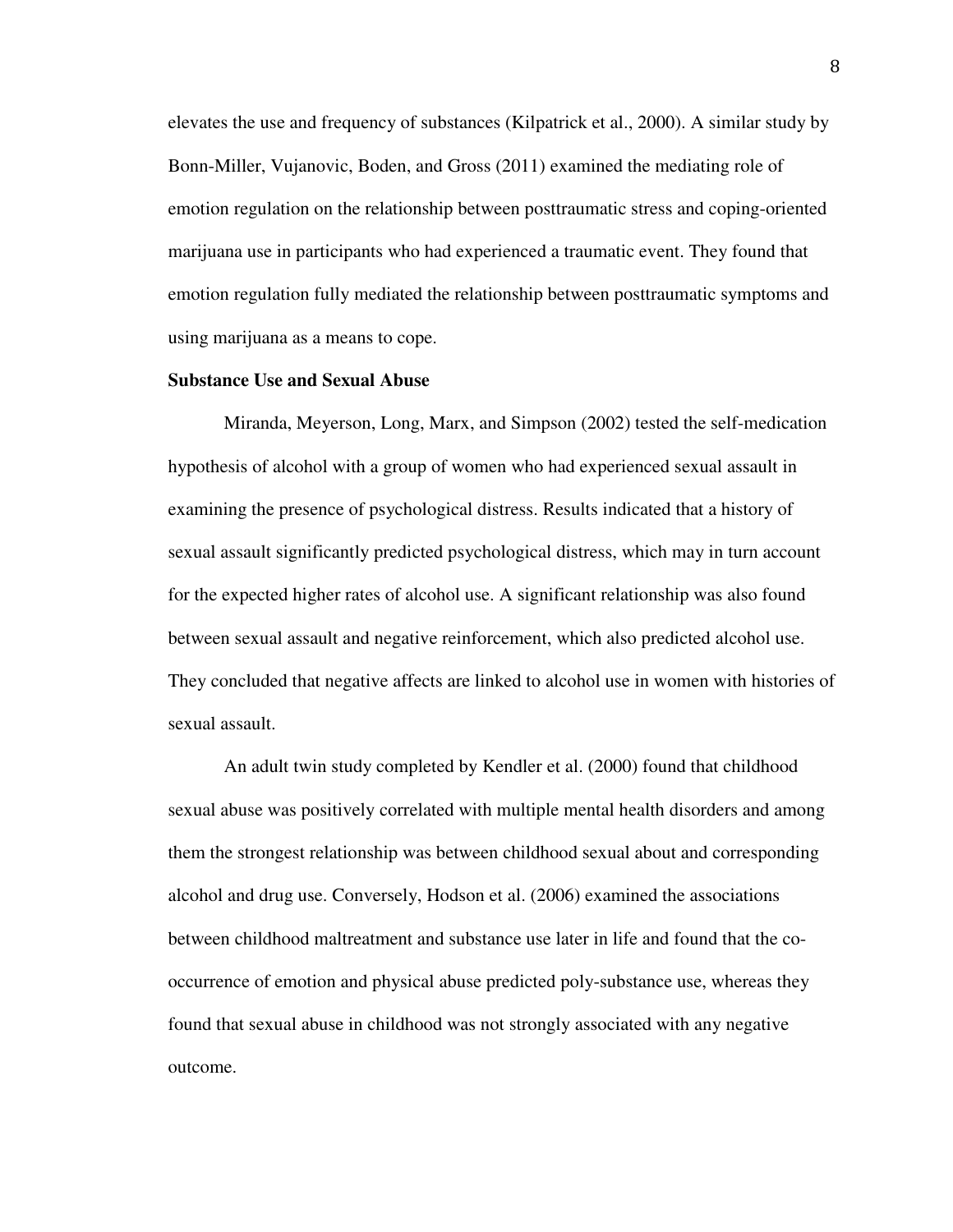elevates the use and frequency of substances (Kilpatrick et al., 2000). A similar study by Bonn-Miller, Vujanovic, Boden, and Gross (2011) examined the mediating role of emotion regulation on the relationship between posttraumatic stress and coping-oriented marijuana use in participants who had experienced a traumatic event. They found that emotion regulation fully mediated the relationship between posttraumatic symptoms and using marijuana as a means to cope.

**Substance Use and Sexual Abuse**

Miranda, Meyerson, Long, Marx, and Simpson (2002) tested the self-medication hypothesis of alcohol with a group of women who had experienced sexual assault in examining the presence of psychological distress. Results indicated that a history of sexual assault significantly predicted psychological distress, which may in turn account for the expected higher rates of alcohol use. A significant relationship was also found between sexual assault and negative reinforcement, which also predicted alcohol use. They concluded that negative affects are linked to alcohol use in women with histories of sexual assault.

An adult twin study completed by Kendler et al. (2000) found that childhood sexual abuse was positively correlated with multiple mental health disorders and among them the strongest relationship was between childhood sexual about and corresponding alcohol and drug use. Conversely, Hodson et al. (2006) examined the associations between childhood maltreatment and substance use later in life and found that the co-occurrence of emotion and physical abuse predicted poly-substance use, whereas they found that sexual abuse in childhood was not strongly associated with any negative outcome.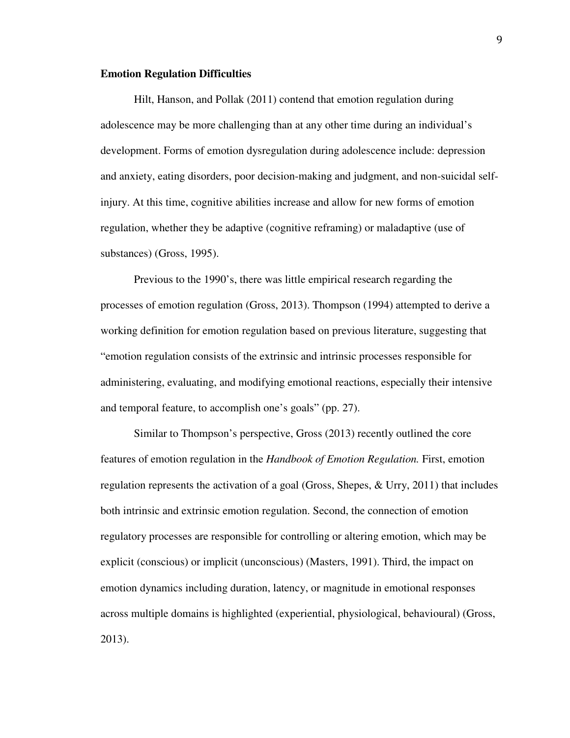**Emotion Regulation Difficulties**

Hilt, Hanson, and Pollak (2011) contend that emotion regulation during adolescence may be more challenging than at any other time during an individual's development. Forms of emotion dysregulation during adolescence include: depression and anxiety, eating disorders, poor decision-making and judgment, and non-suicidal self-injury. At this time, cognitive abilities increase and allow for new forms of emotion regulation, whether they be adaptive (cognitive reframing) or maladaptive (use of substances) (Gross, 1995).

Previous to the 1990's, there was little empirical research regarding the processes of emotion regulation (Gross, 2013). Thompson (1994) attempted to derive a working definition for emotion regulation based on previous literature, suggesting that "emotion regulation consists of the extrinsic and intrinsic processes responsible for administering, evaluating, and modifying emotional reactions, especially their intensive and temporal feature, to accomplish one's goals" (pp. 27).

Similar to Thompson's perspective, Gross (2013) recently outlined the core features of emotion regulation in the *Handbook of Emotion Regulation.* First, emotion regulation represents the activation of a goal (Gross, Shepes, & Urry, 2011) that includes both intrinsic and extrinsic emotion regulation. Second, the connection of emotion regulatory processes are responsible for controlling or altering emotion, which may be explicit (conscious) or implicit (unconscious) (Masters, 1991). Third, the impact on emotion dynamics including duration, latency, or magnitude in emotional responses across multiple domains is highlighted (experiential, physiological, behavioural) (Gross, 2013).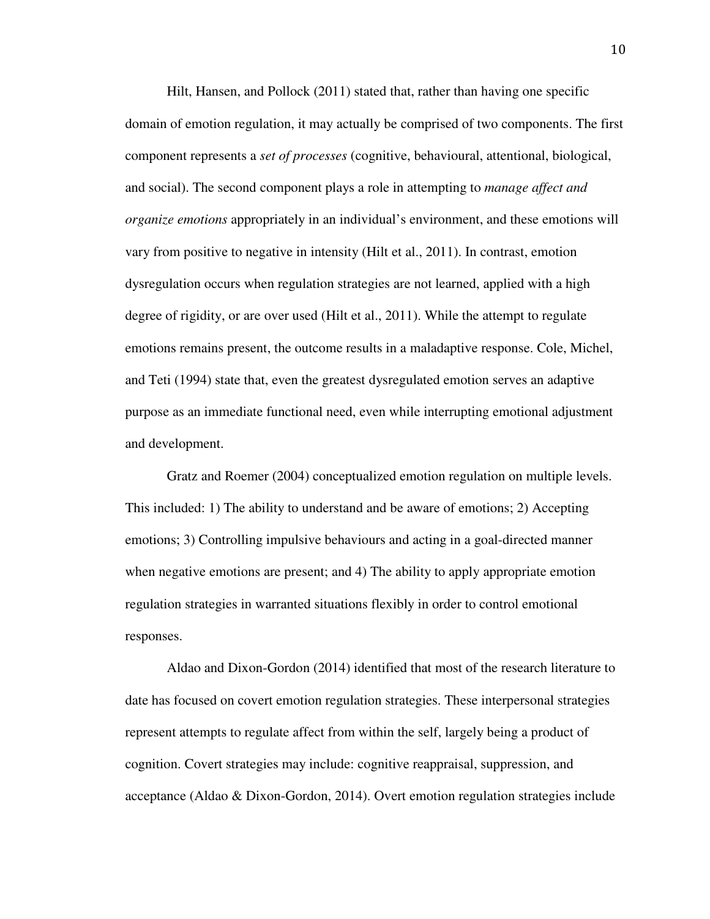Hilt, Hansen, and Pollock (2011) stated that, rather than having one specific domain of emotion regulation, it may actually be comprised of two components. The first component represents a *set of processes* (cognitive, behavioural, attentional, biological, and social). The second component plays a role in attempting to *manage affect and organize emotions* appropriately in an individual's environment, and these emotions will vary from positive to negative in intensity (Hilt et al., 2011). In contrast, emotion dysregulation occurs when regulation strategies are not learned, applied with a high degree of rigidity, or are over used (Hilt et al., 2011). While the attempt to regulate emotions remains present, the outcome results in a maladaptive response. Cole, Michel, and Teti (1994) state that, even the greatest dysregulated emotion serves an adaptive purpose as an immediate functional need, even while interrupting emotional adjustment and development.

Gratz and Roemer (2004) conceptualized emotion regulation on multiple levels. This included: 1) The ability to understand and be aware of emotions; 2) Accepting emotions; 3) Controlling impulsive behaviours and acting in a goal-directed manner when negative emotions are present; and 4) The ability to apply appropriate emotion regulation strategies in warranted situations flexibly in order to control emotional responses.

Aldao and Dixon-Gordon (2014) identified that most of the research literature to date has focused on covert emotion regulation strategies. These interpersonal strategies represent attempts to regulate affect from within the self, largely being a product of cognition. Covert strategies may include: cognitive reappraisal, suppression, and acceptance (Aldao & Dixon-Gordon, 2014). Overt emotion regulation strategies include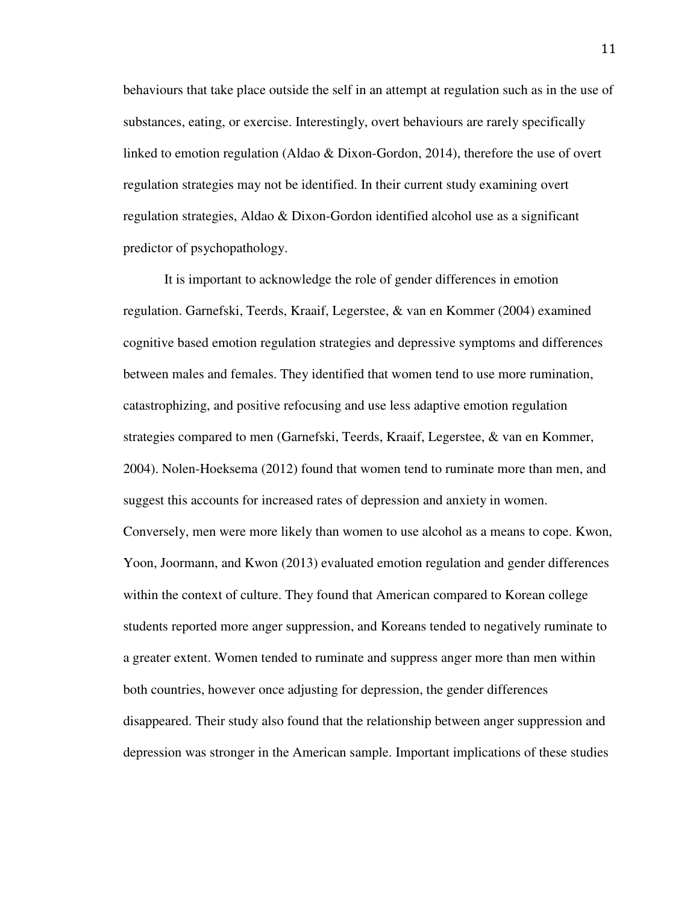behaviours that take place outside the self in an attempt at regulation such as in the use of substances, eating, or exercise. Interestingly, overt behaviours are rarely specifically linked to emotion regulation (Aldao & Dixon-Gordon, 2014), therefore the use of overt regulation strategies may not be identified. In their current study examining overt regulation strategies, Aldao & Dixon-Gordon identified alcohol use as a significant predictor of psychopathology.

It is important to acknowledge the role of gender differences in emotion regulation. Garnefski, Teerds, Kraaif, Legerstee, & van en Kommer (2004) examined cognitive based emotion regulation strategies and depressive symptoms and differences between males and females. They identified that women tend to use more rumination, catastrophizing, and positive refocusing and use less adaptive emotion regulation strategies compared to men (Garnefski, Teerds, Kraaif, Legerstee, & van en Kommer, 2004). Nolen-Hoeksema (2012) found that women tend to ruminate more than men, and suggest this accounts for increased rates of depression and anxiety in women. Conversely, men were more likely than women to use alcohol as a means to cope. Kwon, Yoon, Joormann, and Kwon (2013) evaluated emotion regulation and gender differences within the context of culture. They found that American compared to Korean college students reported more anger suppression, and Koreans tended to negatively ruminate to a greater extent. Women tended to ruminate and suppress anger more than men within both countries, however once adjusting for depression, the gender differences disappeared. Their study also found that the relationship between anger suppression and depression was stronger in the American sample. Important implications of these studies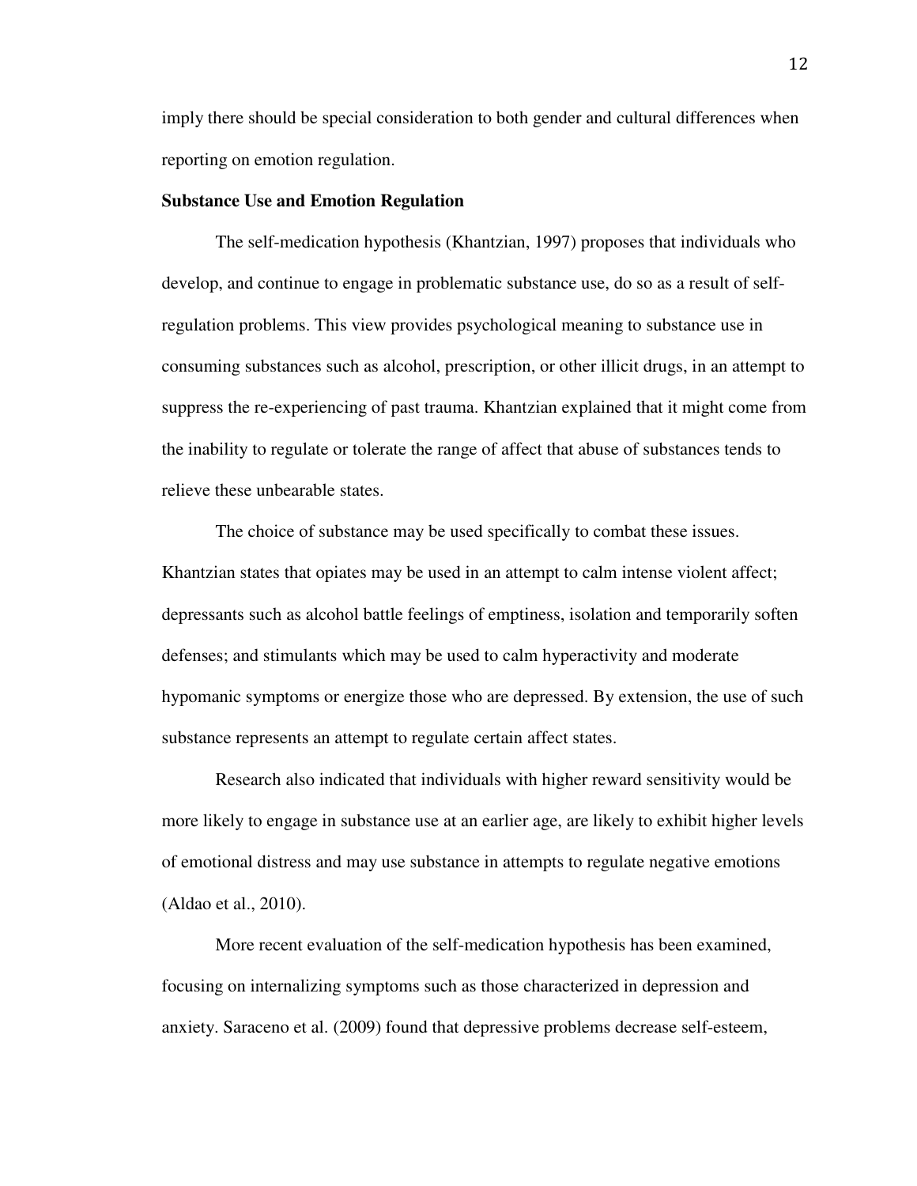imply there should be special consideration to both gender and cultural differences when reporting on emotion regulation.

**Substance Use and Emotion Regulation**

The self-medication hypothesis (Khantzian, 1997) proposes that individuals who develop, and continue to engage in problematic substance use, do so as a result of self-regulation problems. This view provides psychological meaning to substance use in consuming substances such as alcohol, prescription, or other illicit drugs, in an attempt to suppress the re-experiencing of past trauma. Khantzian explained that it might come from the inability to regulate or tolerate the range of affect that abuse of substances tends to relieve these unbearable states.

The choice of substance may be used specifically to combat these issues. Khantzian states that opiates may be used in an attempt to calm intense violent affect; depressants such as alcohol battle feelings of emptiness, isolation and temporarily soften defenses; and stimulants which may be used to calm hyperactivity and moderate hypomanic symptoms or energize those who are depressed. By extension, the use of such substance represents an attempt to regulate certain affect states.

Research also indicated that individuals with higher reward sensitivity would be more likely to engage in substance use at an earlier age, are likely to exhibit higher levels of emotional distress and may use substance in attempts to regulate negative emotions (Aldao et al., 2010).

More recent evaluation of the self-medication hypothesis has been examined, focusing on internalizing symptoms such as those characterized in depression and anxiety. Saraceno et al. (2009) found that depressive problems decrease self-esteem,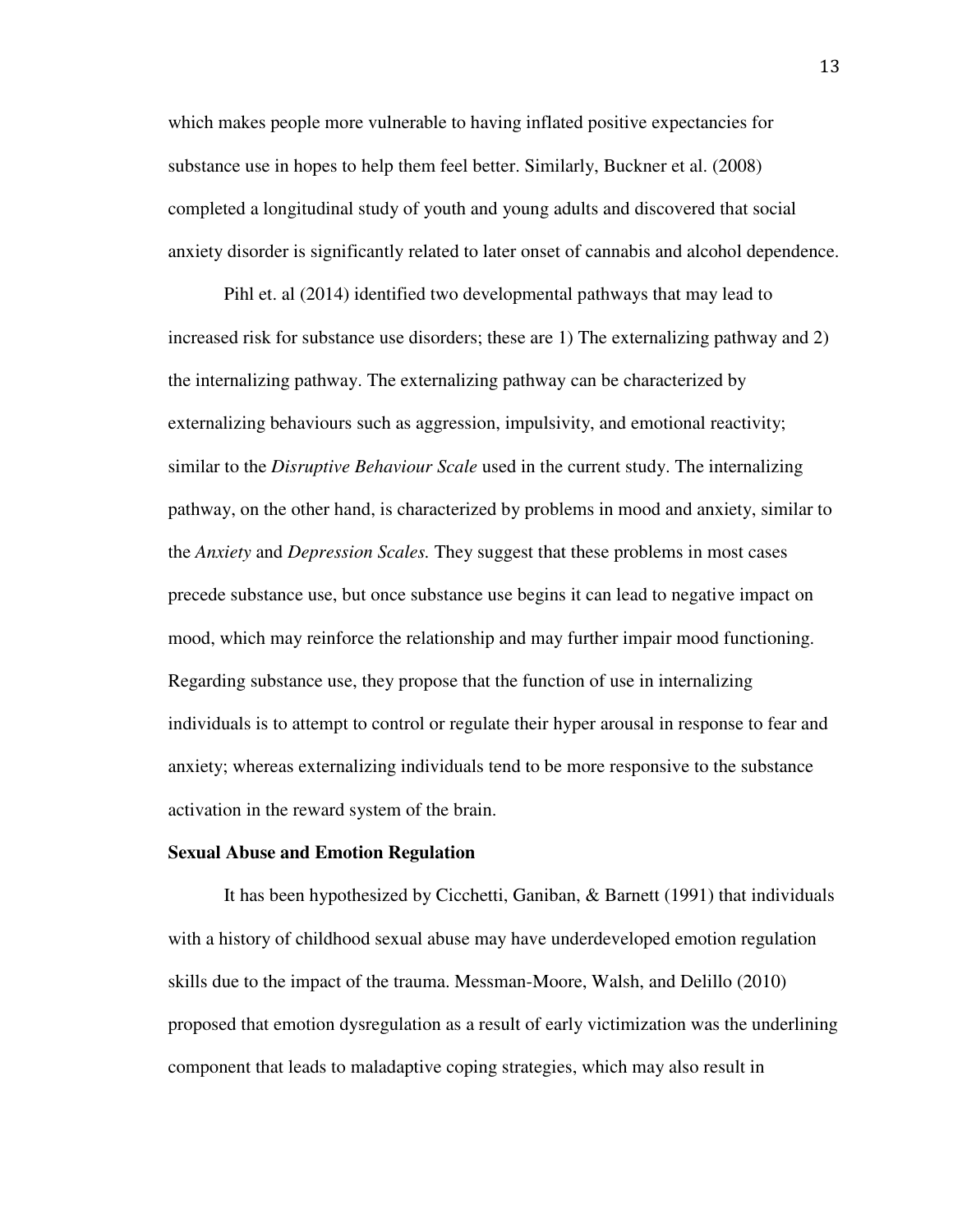which makes people more vulnerable to having inflated positive expectancies for substance use in hopes to help them feel better. Similarly, Buckner et al. (2008) completed a longitudinal study of youth and young adults and discovered that social anxiety disorder is significantly related to later onset of cannabis and alcohol dependence.

Pihl et. al (2014) identified two developmental pathways that may lead to increased risk for substance use disorders; these are 1) The externalizing pathway and 2) the internalizing pathway. The externalizing pathway can be characterized by externalizing behaviours such as aggression, impulsivity, and emotional reactivity; similar to the *Disruptive Behaviour Scale* used in the current study. The internalizing pathway, on the other hand, is characterized by problems in mood and anxiety, similar to the *Anxiety* and *Depression Scales.* They suggest that these problems in most cases precede substance use, but once substance use begins it can lead to negative impact on mood, which may reinforce the relationship and may further impair mood functioning. Regarding substance use, they propose that the function of use in internalizing individuals is to attempt to control or regulate their hyper arousal in response to fear and anxiety; whereas externalizing individuals tend to be more responsive to the substance activation in the reward system of the brain.

**Sexual Abuse and Emotion Regulation**

It has been hypothesized by Cicchetti, Ganiban, & Barnett (1991) that individuals with a history of childhood sexual abuse may have underdeveloped emotion regulation skills due to the impact of the trauma. Messman-Moore, Walsh, and Delillo (2010) proposed that emotion dysregulation as a result of early victimization was the underlining component that leads to maladaptive coping strategies, which may also result in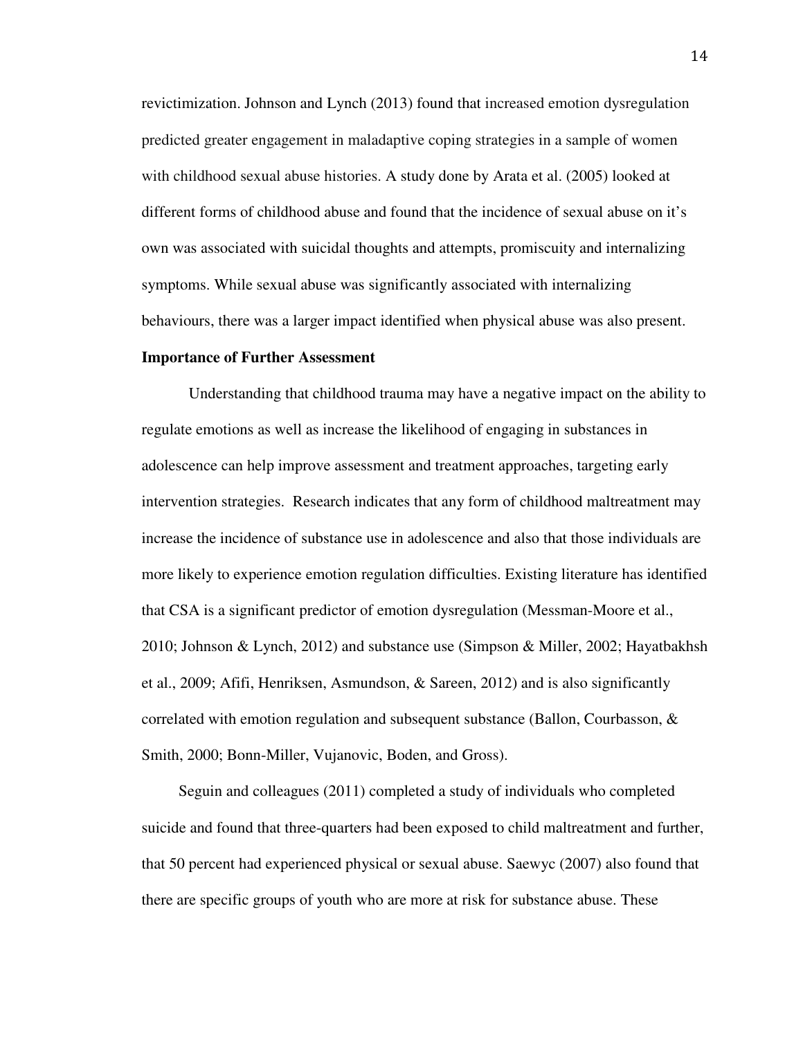revictimization. Johnson and Lynch (2013) found that increased emotion dysregulation predicted greater engagement in maladaptive coping strategies in a sample of women with childhood sexual abuse histories. A study done by Arata et al. (2005) looked at different forms of childhood abuse and found that the incidence of sexual abuse on it's own was associated with suicidal thoughts and attempts, promiscuity and internalizing symptoms. While sexual abuse was significantly associated with internalizing behaviours, there was a larger impact identified when physical abuse was also present.

**Importance of Further Assessment**

Understanding that childhood trauma may have a negative impact on the ability to regulate emotions as well as increase the likelihood of engaging in substances in adolescence can help improve assessment and treatment approaches, targeting early intervention strategies. Research indicates that any form of childhood maltreatment may increase the incidence of substance use in adolescence and also that those individuals are more likely to experience emotion regulation difficulties. Existing literature has identified that CSA is a significant predictor of emotion dysregulation (Messman-Moore et al., 2010; Johnson & Lynch, 2012) and substance use (Simpson & Miller, 2002; Hayatbakhsh et al., 2009; Afifi, Henriksen, Asmundson, & Sareen, 2012) and is also significantly correlated with emotion regulation and subsequent substance (Ballon, Courbasson, & Smith, 2000; Bonn-Miller, Vujanovic, Boden, and Gross).

Seguin and colleagues (2011) completed a study of individuals who completed suicide and found that three-quarters had been exposed to child maltreatment and further, that 50 percent had experienced physical or sexual abuse. Saewyc (2007) also found that there are specific groups of youth who are more at risk for substance abuse. These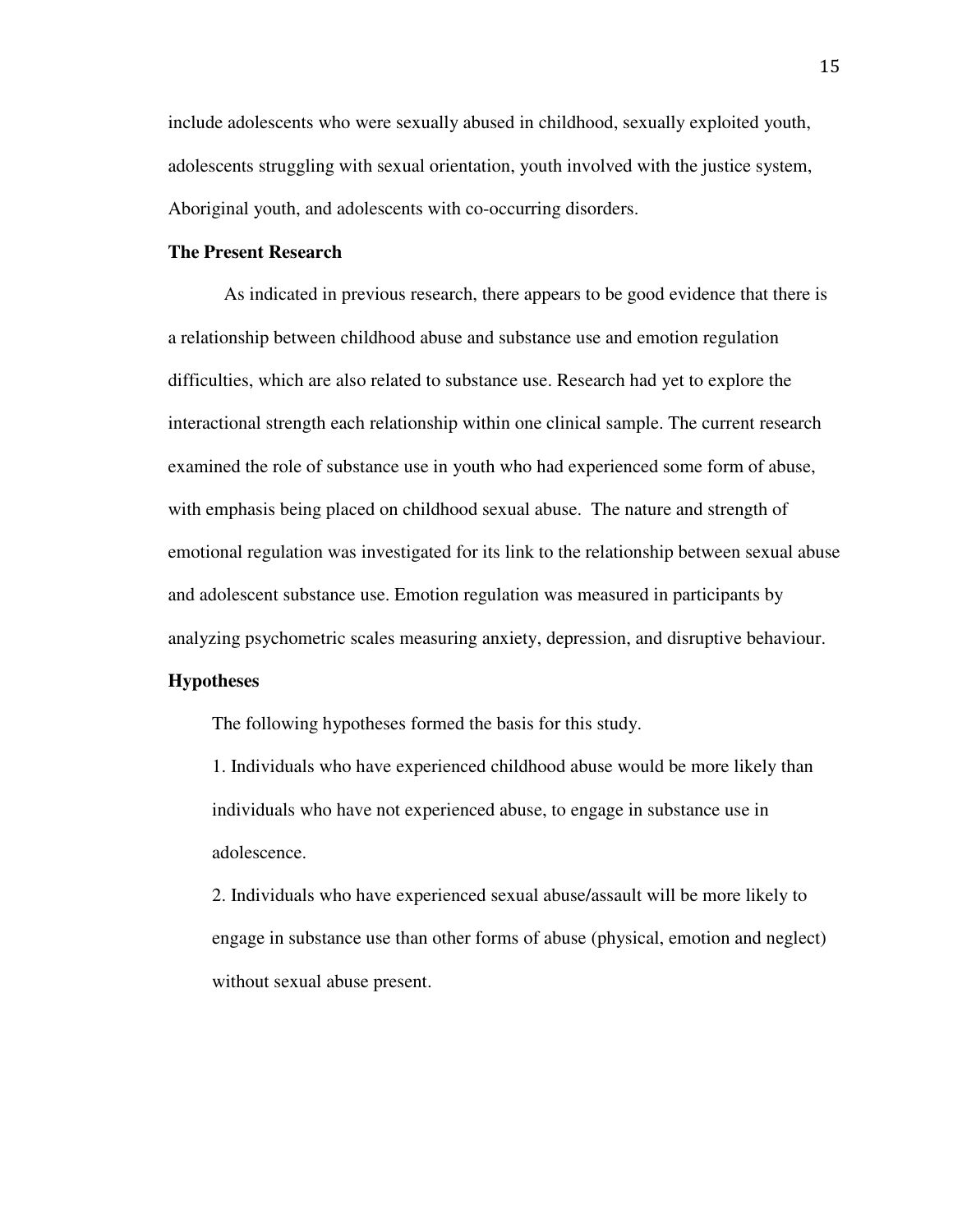include adolescents who were sexually abused in childhood, sexually exploited youth, adolescents struggling with sexual orientation, youth involved with the justice system, Aboriginal youth, and adolescents with co-occurring disorders.

**The Present Research**

As indicated in previous research, there appears to be good evidence that there is a relationship between childhood abuse and substance use and emotion regulation difficulties, which are also related to substance use. Research had yet to explore the interactional strength each relationship within one clinical sample. The current research examined the role of substance use in youth who had experienced some form of abuse, with emphasis being placed on childhood sexual abuse. The nature and strength of emotional regulation was investigated for its link to the relationship between sexual abuse and adolescent substance use. Emotion regulation was measured in participants by analyzing psychometric scales measuring anxiety, depression, and disruptive behaviour.

**Hypotheses**

The following hypotheses formed the basis for this study.

1. Individuals who have experienced childhood abuse would be more likely than individuals who have not experienced abuse, to engage in substance use in adolescence.

2. Individuals who have experienced sexual abuse/assault will be more likely to engage in substance use than other forms of abuse (physical, emotion and neglect) without sexual abuse present.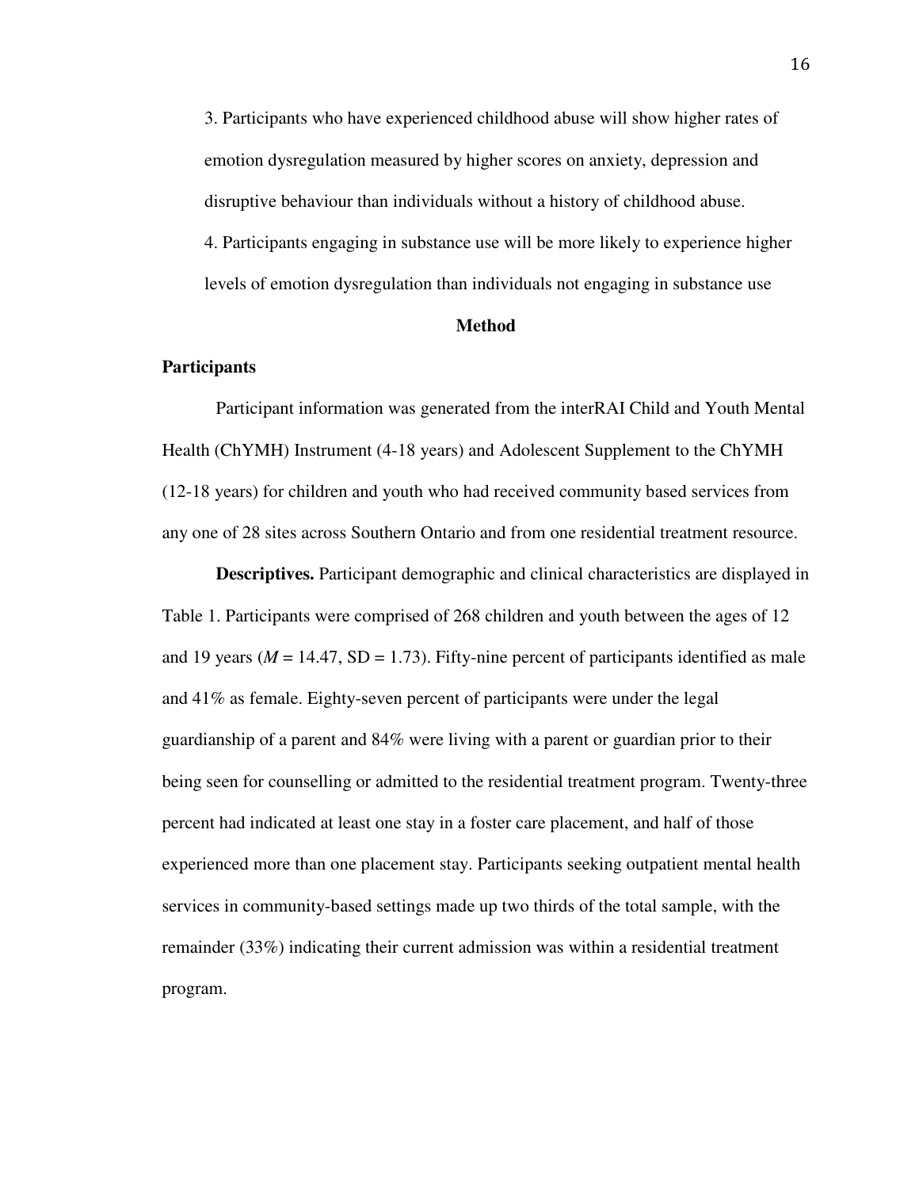3. Participants who have experienced childhood abuse will show higher rates of emotion dysregulation measured by higher scores on anxiety, depression and disruptive behaviour than individuals without a history of childhood abuse.

4. Participants engaging in substance use will be more likely to experience higher levels of emotion dysregulation than individuals not engaging in substance use

## Method

### Participants

Participant information was generated from the interRAI Child and Youth Mental Health (ChYMH) Instrument (4-18 years) and Adolescent Supplement to the ChYMH (12-18 years) for children and youth who had received community based services from any one of 28 sites across Southern Ontario and from one residential treatment resource.

**Descriptives.** Participant demographic and clinical characteristics are displayed in Table 1. Participants were comprised of 268 children and youth between the ages of 12 and 19 years ($M = 14.47$, SD = 1.73). Fifty-nine percent of participants identified as male and 41% as female. Eighty-seven percent of participants were under the legal guardianship of a parent and 84% were living with a parent or guardian prior to their being seen for counselling or admitted to the residential treatment program. Twenty-three percent had indicated at least one stay in a foster care placement, and half of those experienced more than one placement stay. Participants seeking outpatient mental health services in community-based settings made up two thirds of the total sample, with the remainder (33%) indicating their current admission was within a residential treatment program.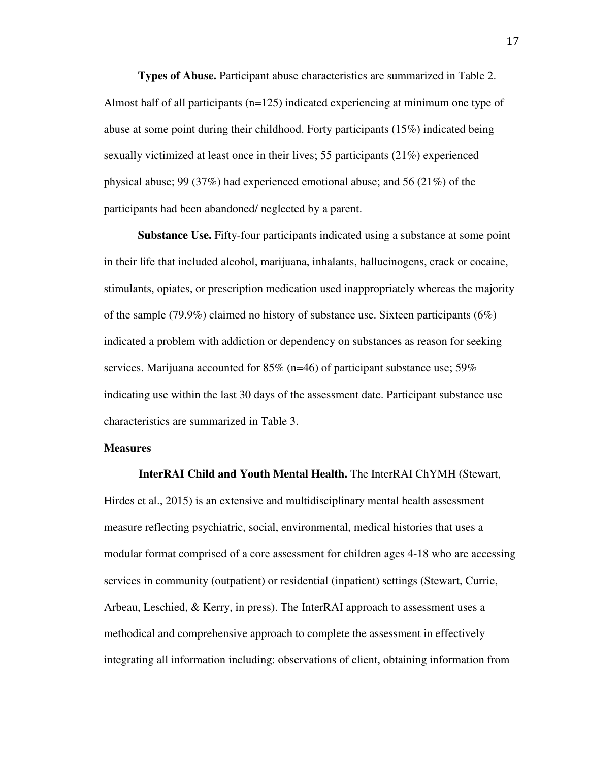**Types of Abuse.** Participant abuse characteristics are summarized in Table 2. Almost half of all participants (n=125) indicated experiencing at minimum one type of abuse at some point during their childhood. Forty participants (15%) indicated being sexually victimized at least once in their lives; 55 participants (21%) experienced physical abuse; 99 (37%) had experienced emotional abuse; and 56 (21%) of the participants had been abandoned/ neglected by a parent.

**Substance Use.** Fifty-four participants indicated using a substance at some point in their life that included alcohol, marijuana, inhalants, hallucinogens, crack or cocaine, stimulants, opiates, or prescription medication used inappropriately whereas the majority of the sample (79.9%) claimed no history of substance use. Sixteen participants (6%) indicated a problem with addiction or dependency on substances as reason for seeking services. Marijuana accounted for 85% (n=46) of participant substance use; 59% indicating use within the last 30 days of the assessment date. Participant substance use characteristics are summarized in Table 3.

## Measures

**InterRAI Child and Youth Mental Health.** The InterRAI ChYMH (Stewart, Hirdes et al., 2015) is an extensive and multidisciplinary mental health assessment measure reflecting psychiatric, social, environmental, medical histories that uses a modular format comprised of a core assessment for children ages 4-18 who are accessing services in community (outpatient) or residential (inpatient) settings (Stewart, Currie, Arbeau, Leschied, & Kerry, in press). The InterRAI approach to assessment uses a methodical and comprehensive approach to complete the assessment in effectively integrating all information including: observations of client, obtaining information from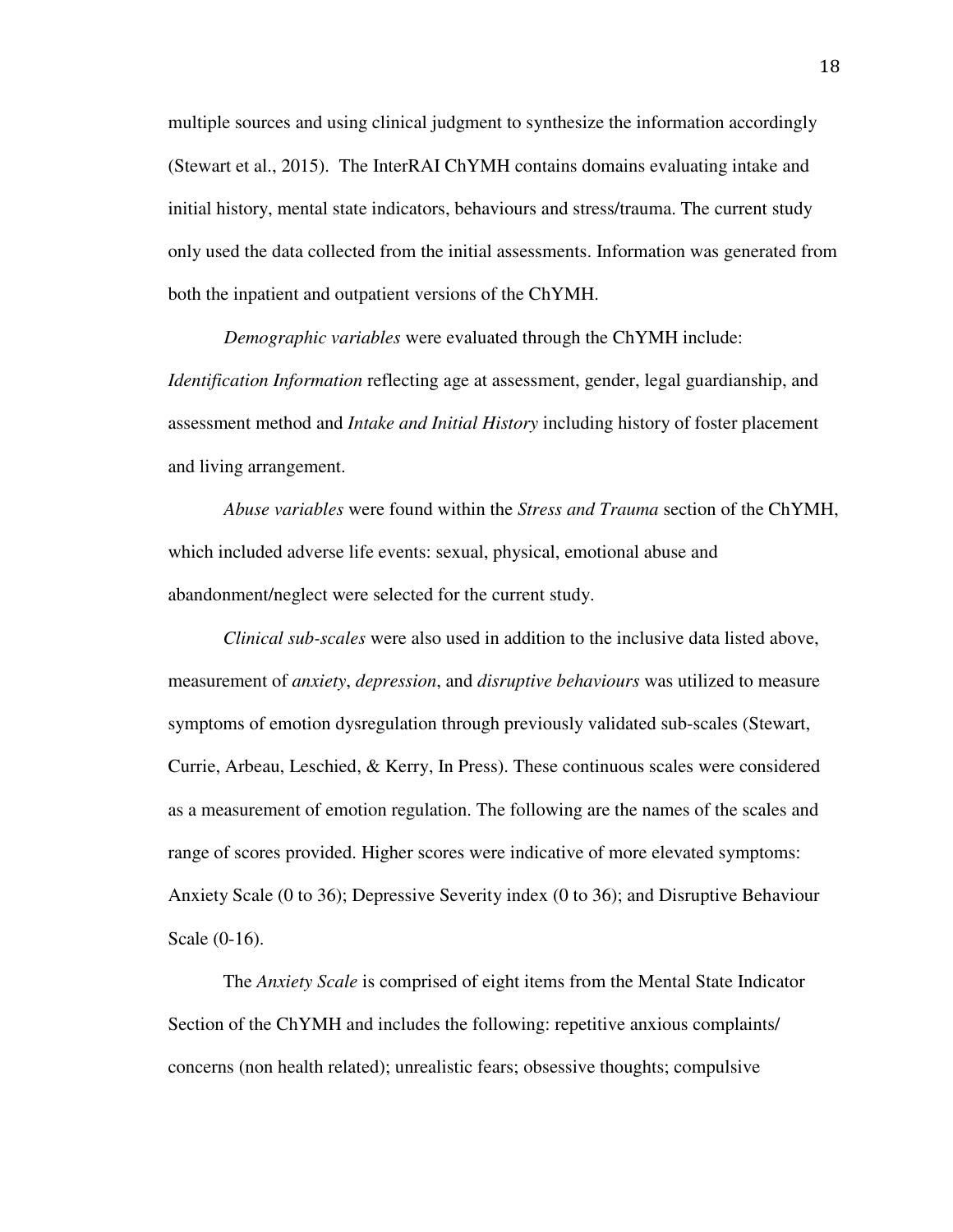multiple sources and using clinical judgment to synthesize the information accordingly (Stewart et al., 2015). The InterRAI ChYMH contains domains evaluating intake and initial history, mental state indicators, behaviours and stress/trauma. The current study only used the data collected from the initial assessments. Information was generated from both the inpatient and outpatient versions of the ChYMH.

*Demographic variables* were evaluated through the ChYMH include: *Identification Information* reflecting age at assessment, gender, legal guardianship, and assessment method and *Intake and Initial History* including history of foster placement and living arrangement.

*Abuse variables* were found within the *Stress and Trauma* section of the ChYMH, which included adverse life events: sexual, physical, emotional abuse and abandonment/neglect were selected for the current study.

*Clinical sub-scales* were also used in addition to the inclusive data listed above, measurement of *anxiety*, *depression*, and *disruptive behaviours* was utilized to measure symptoms of emotion dysregulation through previously validated sub-scales (Stewart, Currie, Arbeau, Leschied, & Kerry, In Press). These continuous scales were considered as a measurement of emotion regulation. The following are the names of the scales and range of scores provided. Higher scores were indicative of more elevated symptoms: Anxiety Scale (0 to 36); Depressive Severity index (0 to 36); and Disruptive Behaviour Scale (0-16).

The *Anxiety Scale* is comprised of eight items from the Mental State Indicator Section of the ChYMH and includes the following: repetitive anxious complaints/ concerns (non health related); unrealistic fears; obsessive thoughts; compulsive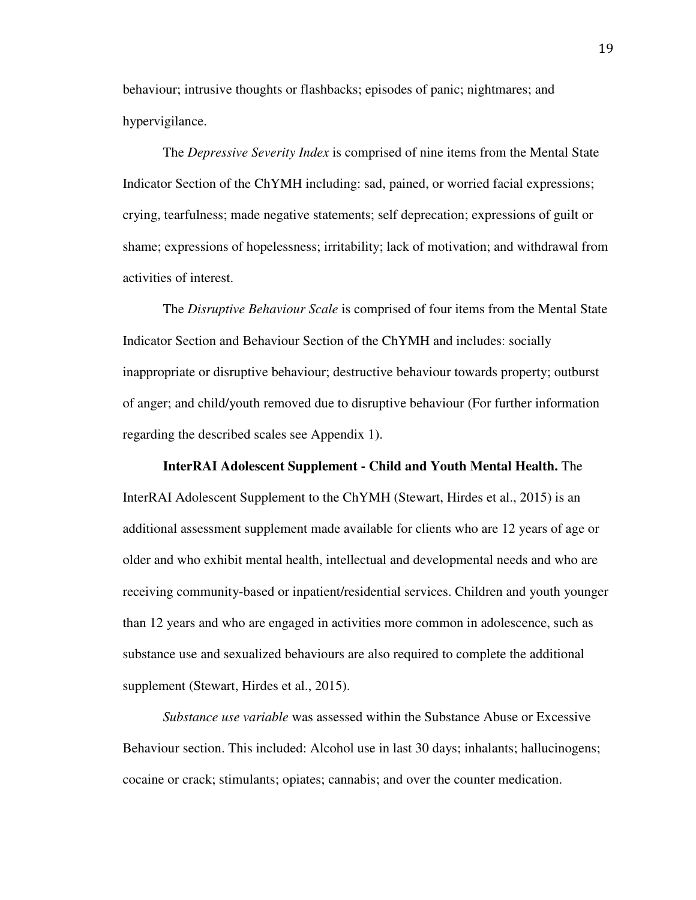behaviour; intrusive thoughts or flashbacks; episodes of panic; nightmares; and hypervigilance.

The *Depressive Severity Index* is comprised of nine items from the Mental State Indicator Section of the ChYMH including: sad, pained, or worried facial expressions; crying, tearfulness; made negative statements; self deprecation; expressions of guilt or shame; expressions of hopelessness; irritability; lack of motivation; and withdrawal from activities of interest.

The *Disruptive Behaviour Scale* is comprised of four items from the Mental State Indicator Section and Behaviour Section of the ChYMH and includes: socially inappropriate or disruptive behaviour; destructive behaviour towards property; outburst of anger; and child/youth removed due to disruptive behaviour (For further information regarding the described scales see Appendix 1).

**InterRAI Adolescent Supplement - Child and Youth Mental Health.** The InterRAI Adolescent Supplement to the ChYMH (Stewart, Hirdes et al., 2015) is an additional assessment supplement made available for clients who are 12 years of age or older and who exhibit mental health, intellectual and developmental needs and who are receiving community-based or inpatient/residential services. Children and youth younger than 12 years and who are engaged in activities more common in adolescence, such as substance use and sexualized behaviours are also required to complete the additional supplement (Stewart, Hirdes et al., 2015).

*Substance use variable* was assessed within the Substance Abuse or Excessive Behaviour section. This included: Alcohol use in last 30 days; inhalants; hallucinogens; cocaine or crack; stimulants; opiates; cannabis; and over the counter medication.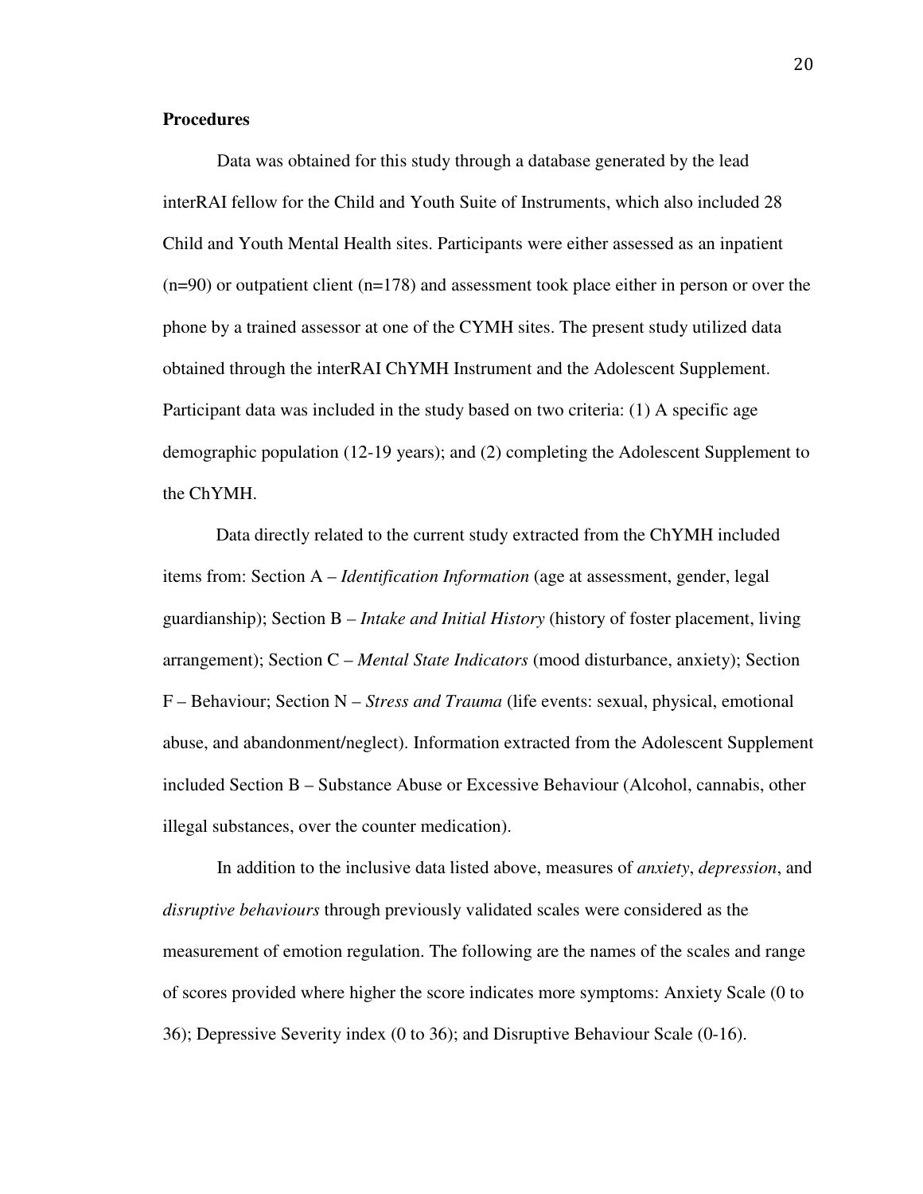**Procedures**

Data was obtained for this study through a database generated by the lead interRAI fellow for the Child and Youth Suite of Instruments, which also included 28 Child and Youth Mental Health sites. Participants were either assessed as an inpatient (n=90) or outpatient client (n=178) and assessment took place either in person or over the phone by a trained assessor at one of the CYMH sites. The present study utilized data obtained through the interRAI ChYMH Instrument and the Adolescent Supplement. Participant data was included in the study based on two criteria: (1) A specific age demographic population (12-19 years); and (2) completing the Adolescent Supplement to the ChYMH.

Data directly related to the current study extracted from the ChYMH included items from: Section A – *Identification Information* (age at assessment, gender, legal guardianship); Section B – *Intake and Initial History* (history of foster placement, living arrangement); Section C – *Mental State Indicators* (mood disturbance, anxiety); Section F – Behaviour; Section N – *Stress and Trauma* (life events: sexual, physical, emotional abuse, and abandonment/neglect). Information extracted from the Adolescent Supplement included Section B – Substance Abuse or Excessive Behaviour (Alcohol, cannabis, other illegal substances, over the counter medication).

In addition to the inclusive data listed above, measures of *anxiety*, *depression*, and *disruptive behaviours* through previously validated scales were considered as the measurement of emotion regulation. The following are the names of the scales and range of scores provided where higher the score indicates more symptoms: Anxiety Scale (0 to 36); Depressive Severity index (0 to 36); and Disruptive Behaviour Scale (0-16).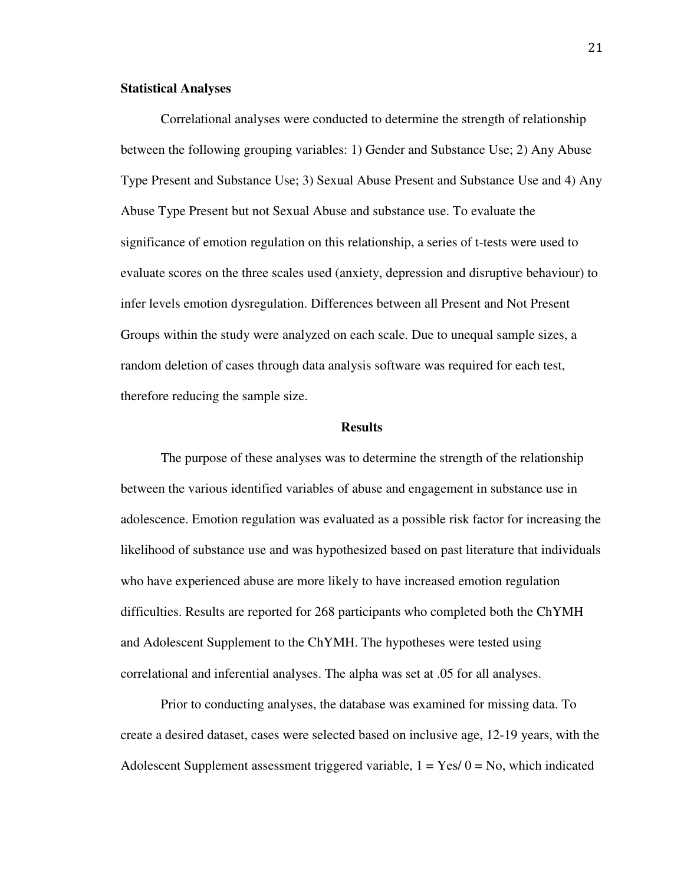**Statistical Analyses**

Correlational analyses were conducted to determine the strength of relationship between the following grouping variables: 1) Gender and Substance Use; 2) Any Abuse Type Present and Substance Use; 3) Sexual Abuse Present and Substance Use and 4) Any Abuse Type Present but not Sexual Abuse and substance use. To evaluate the significance of emotion regulation on this relationship, a series of t-tests were used to evaluate scores on the three scales used (anxiety, depression and disruptive behaviour) to infer levels emotion dysregulation. Differences between all Present and Not Present Groups within the study were analyzed on each scale. Due to unequal sample sizes, a random deletion of cases through data analysis software was required for each test, therefore reducing the sample size.

## Results

The purpose of these analyses was to determine the strength of the relationship between the various identified variables of abuse and engagement in substance use in adolescence. Emotion regulation was evaluated as a possible risk factor for increasing the likelihood of substance use and was hypothesized based on past literature that individuals who have experienced abuse are more likely to have increased emotion regulation difficulties. Results are reported for 268 participants who completed both the ChYMH and Adolescent Supplement to the ChYMH. The hypotheses were tested using correlational and inferential analyses. The alpha was set at .05 for all analyses.

Prior to conducting analyses, the database was examined for missing data. To create a desired dataset, cases were selected based on inclusive age, 12-19 years, with the Adolescent Supplement assessment triggered variable, 1 = Yes/ 0 = No, which indicated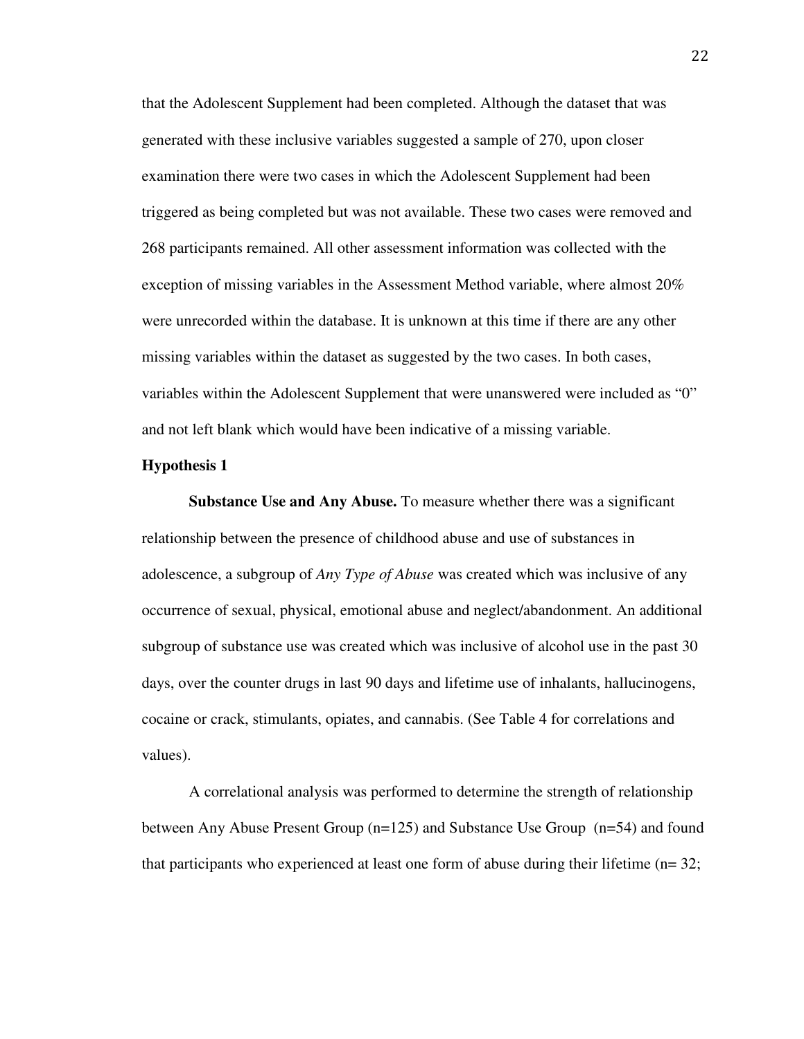that the Adolescent Supplement had been completed. Although the dataset that was generated with these inclusive variables suggested a sample of 270, upon closer examination there were two cases in which the Adolescent Supplement had been triggered as being completed but was not available. These two cases were removed and 268 participants remained. All other assessment information was collected with the exception of missing variables in the Assessment Method variable, where almost 20% were unrecorded within the database. It is unknown at this time if there are any other missing variables within the dataset as suggested by the two cases. In both cases, variables within the Adolescent Supplement that were unanswered were included as "0" and not left blank which would have been indicative of a missing variable.

### Hypothesis 1

**Substance Use and Any Abuse.** To measure whether there was a significant relationship between the presence of childhood abuse and use of substances in adolescence, a subgroup of *Any Type of Abuse* was created which was inclusive of any occurrence of sexual, physical, emotional abuse and neglect/abandonment. An additional subgroup of substance use was created which was inclusive of alcohol use in the past 30 days, over the counter drugs in last 90 days and lifetime use of inhalants, hallucinogens, cocaine or crack, stimulants, opiates, and cannabis. (See Table 4 for correlations and values).

A correlational analysis was performed to determine the strength of relationship between Any Abuse Present Group (n=125) and Substance Use Group (n=54) and found that participants who experienced at least one form of abuse during their lifetime (n= 32;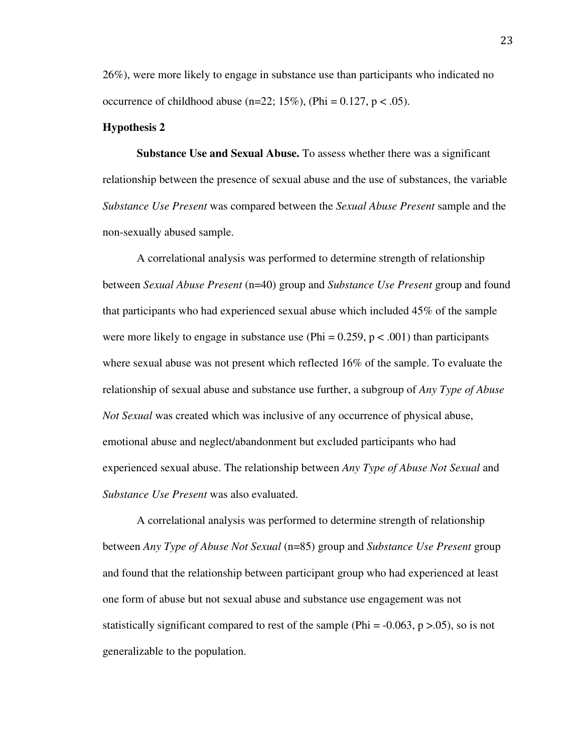26%), were more likely to engage in substance use than participants who indicated no occurrence of childhood abuse (n=22; 15%), (Phi = 0.127, $p < .05$).

**Hypothesis 2**

**Substance Use and Sexual Abuse.** To assess whether there was a significant relationship between the presence of sexual abuse and the use of substances, the variable *Substance Use Present* was compared between the *Sexual Abuse Present* sample and the non-sexually abused sample.

A correlational analysis was performed to determine strength of relationship between *Sexual Abuse Present* (n=40) group and *Substance Use Present* group and found that participants who had experienced sexual abuse which included 45% of the sample were more likely to engage in substance use (Phi = 0.259, $p < .001$) than participants where sexual abuse was not present which reflected 16% of the sample. To evaluate the relationship of sexual abuse and substance use further, a subgroup of *Any Type of Abuse Not Sexual* was created which was inclusive of any occurrence of physical abuse, emotional abuse and neglect/abandonment but excluded participants who had experienced sexual abuse. The relationship between *Any Type of Abuse Not Sexual* and *Substance Use Present* was also evaluated.

A correlational analysis was performed to determine strength of relationship between *Any Type of Abuse Not Sexual* (n=85) group and *Substance Use Present* group and found that the relationship between participant group who had experienced at least one form of abuse but not sexual abuse and substance use engagement was not statistically significant compared to rest of the sample (Phi = -0.063, $p > .05$), so is not generalizable to the population.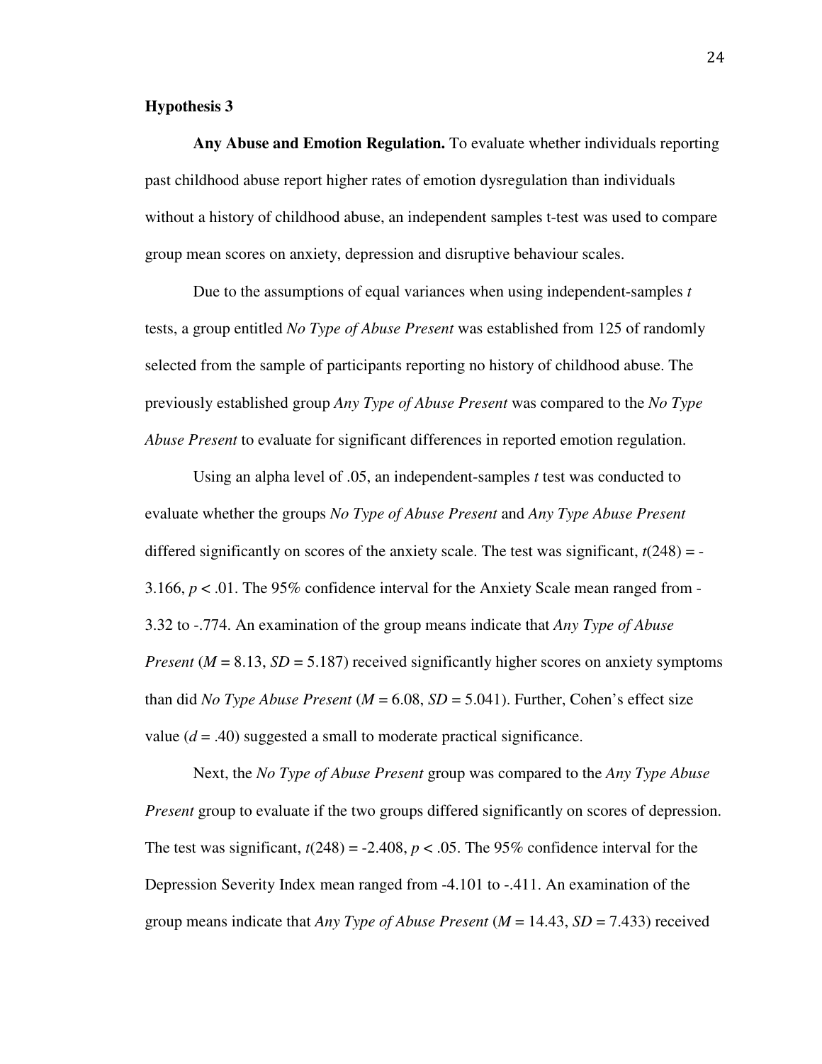## Hypothesis 3

**Any Abuse and Emotion Regulation.** To evaluate whether individuals reporting past childhood abuse report higher rates of emotion dysregulation than individuals without a history of childhood abuse, an independent samples t-test was used to compare group mean scores on anxiety, depression and disruptive behaviour scales.

Due to the assumptions of equal variances when using independent-samples *t* tests, a group entitled *No Type of Abuse Present* was established from 125 of randomly selected from the sample of participants reporting no history of childhood abuse. The previously established group *Any Type of Abuse Present* was compared to the *No Type Abuse Present* to evaluate for significant differences in reported emotion regulation.

Using an alpha level of .05, an independent-samples *t* test was conducted to evaluate whether the groups *No Type of Abuse Present* and *Any Type Abuse Present* differed significantly on scores of the anxiety scale. The test was significant, $t(248) = -3.166$, $p < .01$. The 95% confidence interval for the Anxiety Scale mean ranged from -3.32 to -.774. An examination of the group means indicate that *Any Type of Abuse Present* ($M = 8.13$, $SD = 5.187$) received significantly higher scores on anxiety symptoms than did *No Type Abuse Present* ($M = 6.08$, $SD = 5.041$). Further, Cohen's effect size value ($d = .40$) suggested a small to moderate practical significance.

Next, the *No Type of Abuse Present* group was compared to the *Any Type Abuse Present* group to evaluate if the two groups differed significantly on scores of depression. The test was significant, $t(248) = -2.408$, $p < .05$. The 95% confidence interval for the Depression Severity Index mean ranged from -4.101 to -.411. An examination of the group means indicate that *Any Type of Abuse Present* ($M = 14.43$, $SD = 7.433$) received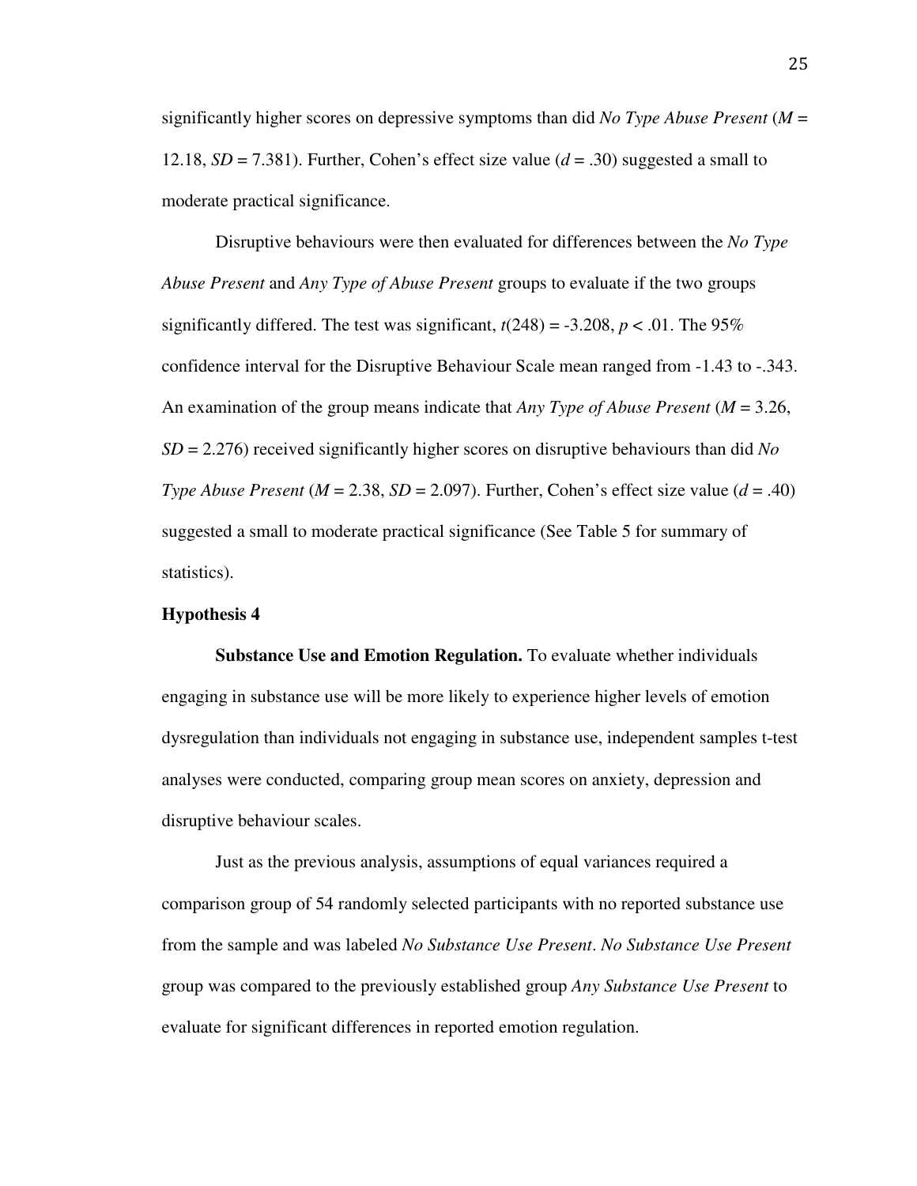significantly higher scores on depressive symptoms than did *No Type Abuse Present* ($M$ = 12.18, $SD$ = 7.381). Further, Cohen's effect size value ($d$ = .30) suggested a small to moderate practical significance.

Disruptive behaviours were then evaluated for differences between the *No Type Abuse Present* and *Any Type of Abuse Present* groups to evaluate if the two groups significantly differed. The test was significant, $t(248) = -3.208$, $p < .01$. The 95% confidence interval for the Disruptive Behaviour Scale mean ranged from -1.43 to -.343. An examination of the group means indicate that *Any Type of Abuse Present* ($M$ = 3.26, $SD$ = 2.276) received significantly higher scores on disruptive behaviours than did *No Type Abuse Present* ($M$ = 2.38, $SD$ = 2.097). Further, Cohen's effect size value ($d$ = .40) suggested a small to moderate practical significance (See Table 5 for summary of statistics).

**Hypothesis 4**

**Substance Use and Emotion Regulation.** To evaluate whether individuals engaging in substance use will be more likely to experience higher levels of emotion dysregulation than individuals not engaging in substance use, independent samples t-test analyses were conducted, comparing group mean scores on anxiety, depression and disruptive behaviour scales.

Just as the previous analysis, assumptions of equal variances required a comparison group of 54 randomly selected participants with no reported substance use from the sample and was labeled *No Substance Use Present*. *No Substance Use Present* group was compared to the previously established group *Any Substance Use Present* to evaluate for significant differences in reported emotion regulation.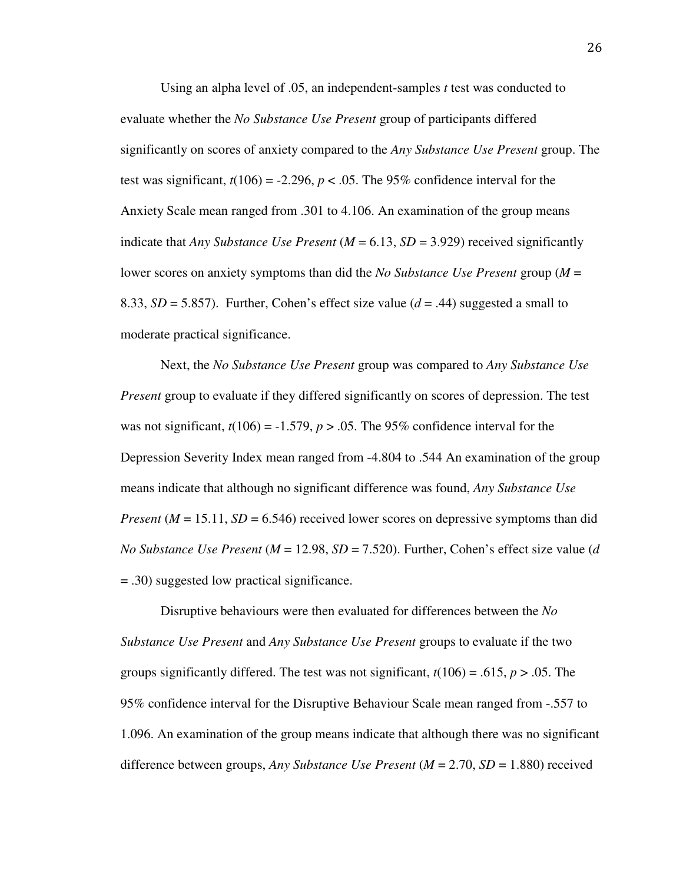Using an alpha level of .05, an independent-samples *t* test was conducted to evaluate whether the *No Substance Use Present* group of participants differed significantly on scores of anxiety compared to the *Any Substance Use Present* group. The test was significant, $t(106) = -2.296$, $p < .05$. The 95% confidence interval for the Anxiety Scale mean ranged from .301 to 4.106. An examination of the group means indicate that *Any Substance Use Present* ($M = 6.13$, $SD = 3.929$) received significantly lower scores on anxiety symptoms than did the *No Substance Use Present* group ($M = 8.33$, $SD = 5.857$). Further, Cohen's effect size value ($d = .44$) suggested a small to moderate practical significance.

Next, the *No Substance Use Present* group was compared to *Any Substance Use Present* group to evaluate if they differed significantly on scores of depression. The test was not significant, $t(106) = -1.579$, $p > .05$. The 95% confidence interval for the Depression Severity Index mean ranged from -4.804 to .544 An examination of the group means indicate that although no significant difference was found, *Any Substance Use Present* ($M = 15.11$, $SD = 6.546$) received lower scores on depressive symptoms than did *No Substance Use Present* ($M = 12.98$, $SD = 7.520$). Further, Cohen's effect size value ($d = .30$) suggested low practical significance.

Disruptive behaviours were then evaluated for differences between the *No Substance Use Present* and *Any Substance Use Present* groups to evaluate if the two groups significantly differed. The test was not significant, $t(106) = .615$, $p > .05$. The 95% confidence interval for the Disruptive Behaviour Scale mean ranged from -.557 to 1.096. An examination of the group means indicate that although there was no significant difference between groups, *Any Substance Use Present* ($M = 2.70$, $SD = 1.880$) received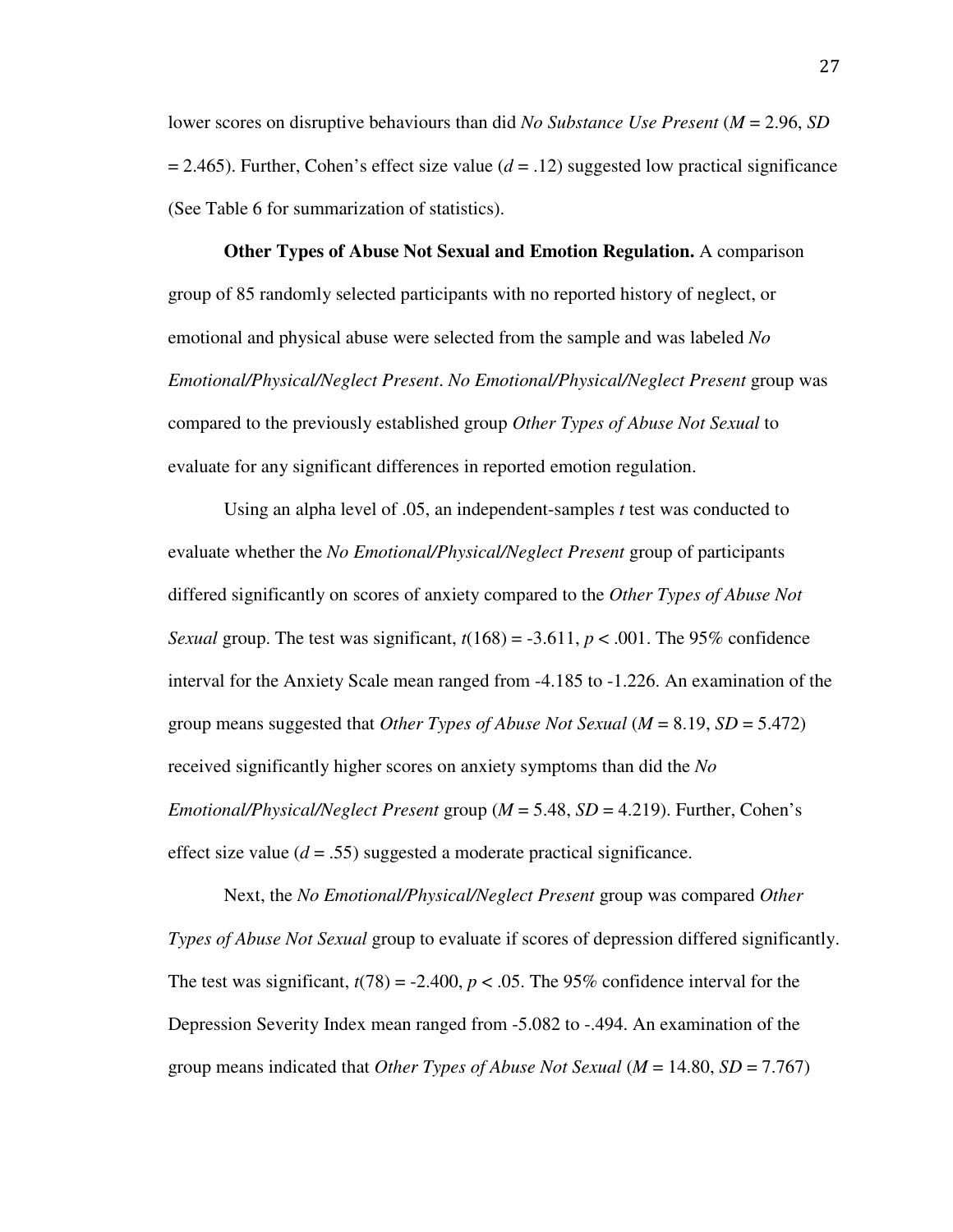lower scores on disruptive behaviours than did *No Substance Use Present* ($M$ = 2.96, $SD$ = 2.465). Further, Cohen's effect size value ($d$ = .12) suggested low practical significance (See Table 6 for summarization of statistics).

**Other Types of Abuse Not Sexual and Emotion Regulation.** A comparison group of 85 randomly selected participants with no reported history of neglect, or emotional and physical abuse were selected from the sample and was labeled *No Emotional/Physical/Neglect Present*. *No Emotional/Physical/Neglect Present* group was compared to the previously established group *Other Types of Abuse Not Sexual* to evaluate for any significant differences in reported emotion regulation.

Using an alpha level of .05, an independent-samples $t$ test was conducted to evaluate whether the *No Emotional/Physical/Neglect Present* group of participants differed significantly on scores of anxiety compared to the *Other Types of Abuse Not Sexual* group. The test was significant, $t(168) = -3.611$, $p < .001$. The 95% confidence interval for the Anxiety Scale mean ranged from -4.185 to -1.226. An examination of the group means suggested that *Other Types of Abuse Not Sexual* ($M$ = 8.19, $SD$ = 5.472) received significantly higher scores on anxiety symptoms than did the *No Emotional/Physical/Neglect Present* group ($M$ = 5.48, $SD$ = 4.219). Further, Cohen's effect size value ($d$ = .55) suggested a moderate practical significance.

Next, the *No Emotional/Physical/Neglect Present* group was compared *Other Types of Abuse Not Sexual* group to evaluate if scores of depression differed significantly. The test was significant, $t(78) = -2.400$, $p < .05$. The 95% confidence interval for the Depression Severity Index mean ranged from -5.082 to -.494. An examination of the group means indicated that *Other Types of Abuse Not Sexual* ($M$ = 14.80, $SD$ = 7.767)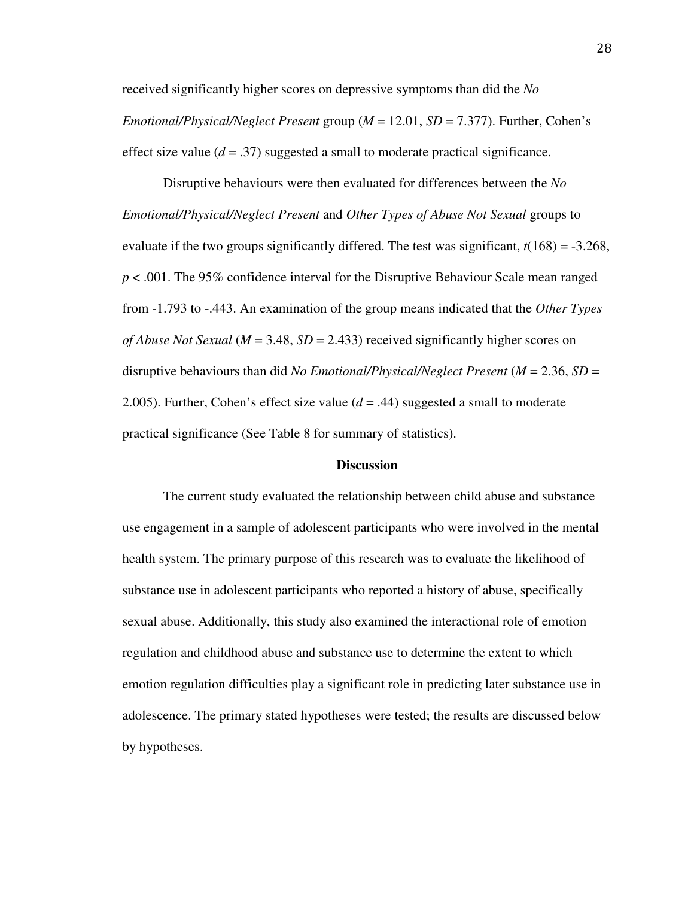received significantly higher scores on depressive symptoms than did the *No Emotional/Physical/Neglect Present* group ($M$ = 12.01, $SD$ = 7.377). Further, Cohen's effect size value ($d$ = .37) suggested a small to moderate practical significance.

Disruptive behaviours were then evaluated for differences between the *No Emotional/Physical/Neglect Present* and *Other Types of Abuse Not Sexual* groups to evaluate if the two groups significantly differed. The test was significant, $t(168) = -3.268$, $p < .001$. The 95% confidence interval for the Disruptive Behaviour Scale mean ranged from -1.793 to -.443. An examination of the group means indicated that the *Other Types of Abuse Not Sexual* ($M$ = 3.48, $SD$ = 2.433) received significantly higher scores on disruptive behaviours than did *No Emotional/Physical/Neglect Present* ($M$ = 2.36, $SD$ = 2.005). Further, Cohen's effect size value ($d$ = .44) suggested a small to moderate practical significance (See Table 8 for summary of statistics).

## Discussion

The current study evaluated the relationship between child abuse and substance use engagement in a sample of adolescent participants who were involved in the mental health system. The primary purpose of this research was to evaluate the likelihood of substance use in adolescent participants who reported a history of abuse, specifically sexual abuse. Additionally, this study also examined the interactional role of emotion regulation and childhood abuse and substance use to determine the extent to which emotion regulation difficulties play a significant role in predicting later substance use in adolescence. The primary stated hypotheses were tested; the results are discussed below by hypotheses.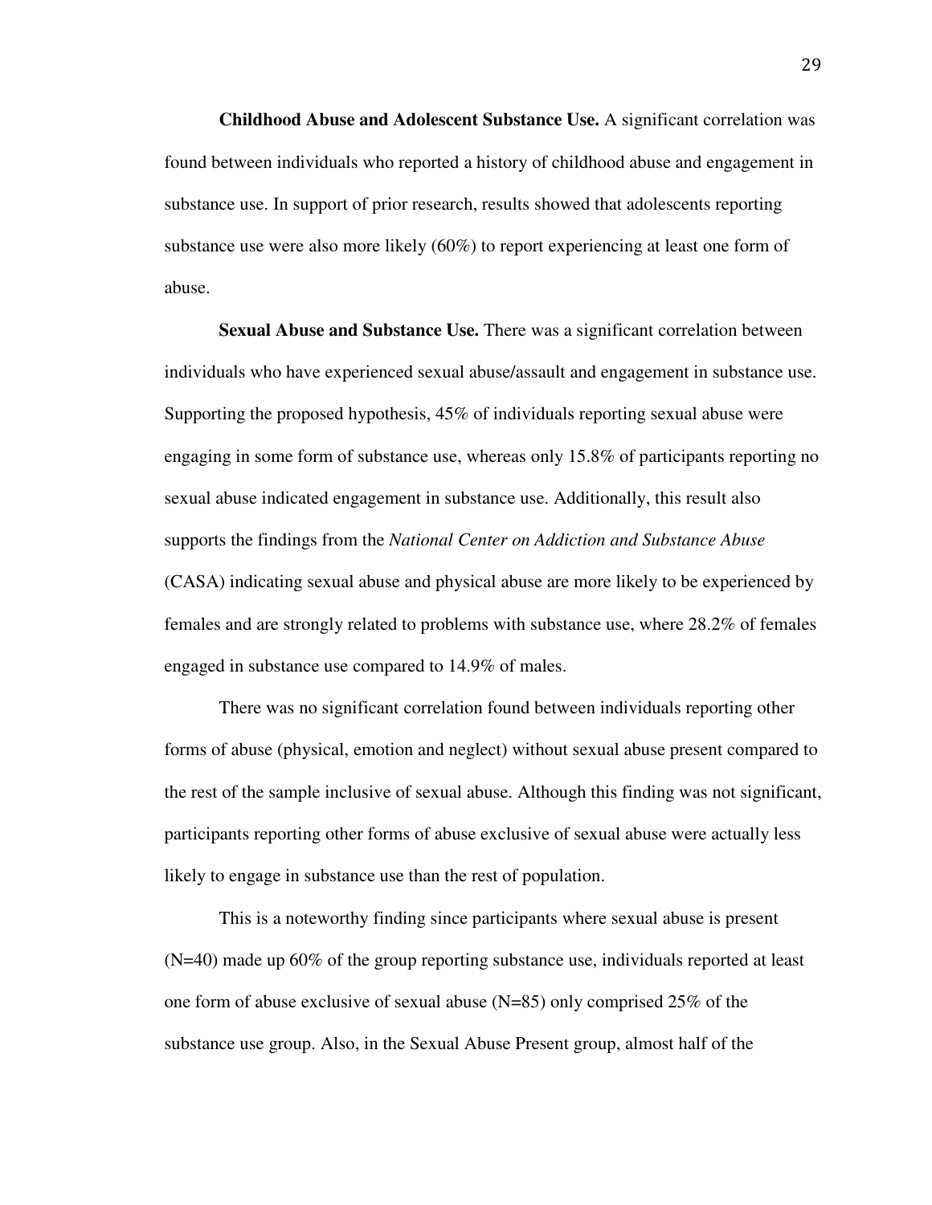**Childhood Abuse and Adolescent Substance Use.** A significant correlation was found between individuals who reported a history of childhood abuse and engagement in substance use. In support of prior research, results showed that adolescents reporting substance use were also more likely (60%) to report experiencing at least one form of abuse.

**Sexual Abuse and Substance Use.** There was a significant correlation between individuals who have experienced sexual abuse/assault and engagement in substance use. Supporting the proposed hypothesis, 45% of individuals reporting sexual abuse were engaging in some form of substance use, whereas only 15.8% of participants reporting no sexual abuse indicated engagement in substance use. Additionally, this result also supports the findings from the *National Center on Addiction and Substance Abuse* (CASA) indicating sexual abuse and physical abuse are more likely to be experienced by females and are strongly related to problems with substance use, where 28.2% of females engaged in substance use compared to 14.9% of males.

There was no significant correlation found between individuals reporting other forms of abuse (physical, emotion and neglect) without sexual abuse present compared to the rest of the sample inclusive of sexual abuse. Although this finding was not significant, participants reporting other forms of abuse exclusive of sexual abuse were actually less likely to engage in substance use than the rest of population.

This is a noteworthy finding since participants where sexual abuse is present (N=40) made up 60% of the group reporting substance use, individuals reported at least one form of abuse exclusive of sexual abuse (N=85) only comprised 25% of the substance use group. Also, in the Sexual Abuse Present group, almost half of the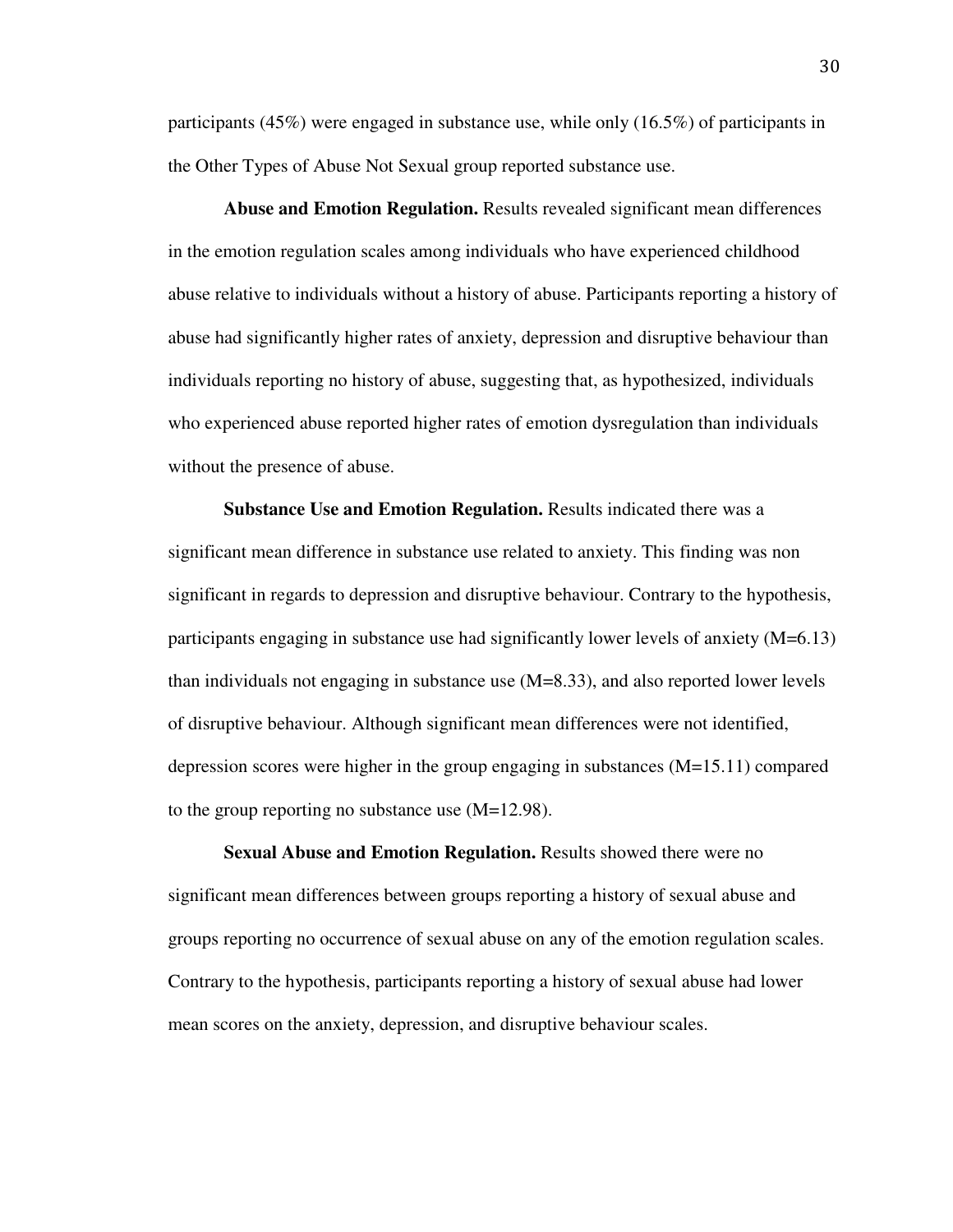participants (45%) were engaged in substance use, while only (16.5%) of participants in the Other Types of Abuse Not Sexual group reported substance use.

**Abuse and Emotion Regulation.** Results revealed significant mean differences in the emotion regulation scales among individuals who have experienced childhood abuse relative to individuals without a history of abuse. Participants reporting a history of abuse had significantly higher rates of anxiety, depression and disruptive behaviour than individuals reporting no history of abuse, suggesting that, as hypothesized, individuals who experienced abuse reported higher rates of emotion dysregulation than individuals without the presence of abuse.

**Substance Use and Emotion Regulation.** Results indicated there was a significant mean difference in substance use related to anxiety. This finding was non significant in regards to depression and disruptive behaviour. Contrary to the hypothesis, participants engaging in substance use had significantly lower levels of anxiety ($M=6.13$) than individuals not engaging in substance use ($M=8.33$), and also reported lower levels of disruptive behaviour. Although significant mean differences were not identified, depression scores were higher in the group engaging in substances ($M=15.11$) compared to the group reporting no substance use ($M=12.98$).

**Sexual Abuse and Emotion Regulation.** Results showed there were no significant mean differences between groups reporting a history of sexual abuse and groups reporting no occurrence of sexual abuse on any of the emotion regulation scales. Contrary to the hypothesis, participants reporting a history of sexual abuse had lower mean scores on the anxiety, depression, and disruptive behaviour scales.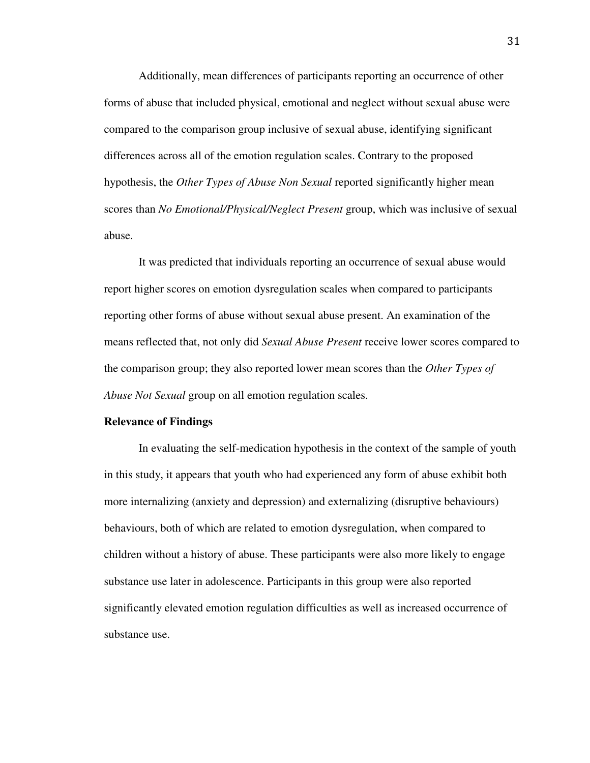Additionally, mean differences of participants reporting an occurrence of other forms of abuse that included physical, emotional and neglect without sexual abuse were compared to the comparison group inclusive of sexual abuse, identifying significant differences across all of the emotion regulation scales. Contrary to the proposed hypothesis, the *Other Types of Abuse Non Sexual* reported significantly higher mean scores than *No Emotional/Physical/Neglect Present* group, which was inclusive of sexual abuse.

It was predicted that individuals reporting an occurrence of sexual abuse would report higher scores on emotion dysregulation scales when compared to participants reporting other forms of abuse without sexual abuse present. An examination of the means reflected that, not only did *Sexual Abuse Present* receive lower scores compared to the comparison group; they also reported lower mean scores than the *Other Types of Abuse Not Sexual* group on all emotion regulation scales.

**Relevance of Findings**

In evaluating the self-medication hypothesis in the context of the sample of youth in this study, it appears that youth who had experienced any form of abuse exhibit both more internalizing (anxiety and depression) and externalizing (disruptive behaviours) behaviours, both of which are related to emotion dysregulation, when compared to children without a history of abuse. These participants were also more likely to engage substance use later in adolescence. Participants in this group were also reported significantly elevated emotion regulation difficulties as well as increased occurrence of substance use.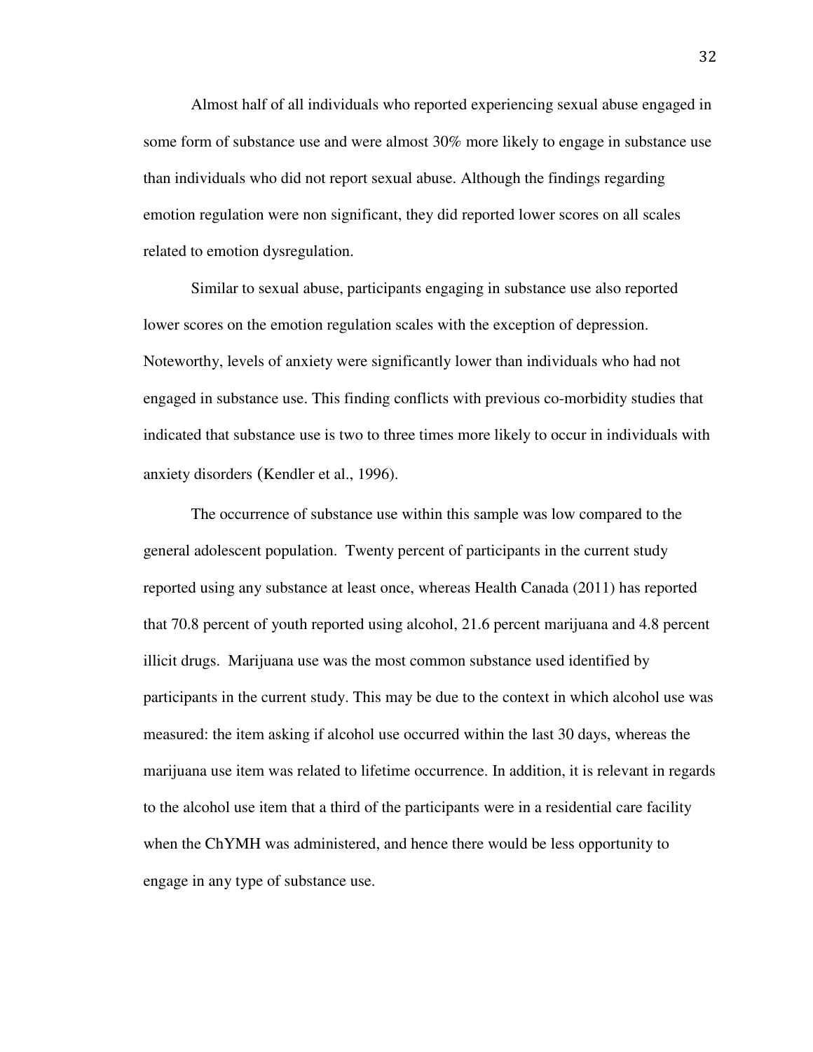Almost half of all individuals who reported experiencing sexual abuse engaged in some form of substance use and were almost 30% more likely to engage in substance use than individuals who did not report sexual abuse. Although the findings regarding emotion regulation were non significant, they did reported lower scores on all scales related to emotion dysregulation.

Similar to sexual abuse, participants engaging in substance use also reported lower scores on the emotion regulation scales with the exception of depression. Noteworthy, levels of anxiety were significantly lower than individuals who had not engaged in substance use. This finding conflicts with previous co-morbidity studies that indicated that substance use is two to three times more likely to occur in individuals with anxiety disorders (Kendler et al., 1996).

The occurrence of substance use within this sample was low compared to the general adolescent population. Twenty percent of participants in the current study reported using any substance at least once, whereas Health Canada (2011) has reported that 70.8 percent of youth reported using alcohol, 21.6 percent marijuana and 4.8 percent illicit drugs. Marijuana use was the most common substance used identified by participants in the current study. This may be due to the context in which alcohol use was measured: the item asking if alcohol use occurred within the last 30 days, whereas the marijuana use item was related to lifetime occurrence. In addition, it is relevant in regards to the alcohol use item that a third of the participants were in a residential care facility when the ChYMH was administered, and hence there would be less opportunity to engage in any type of substance use.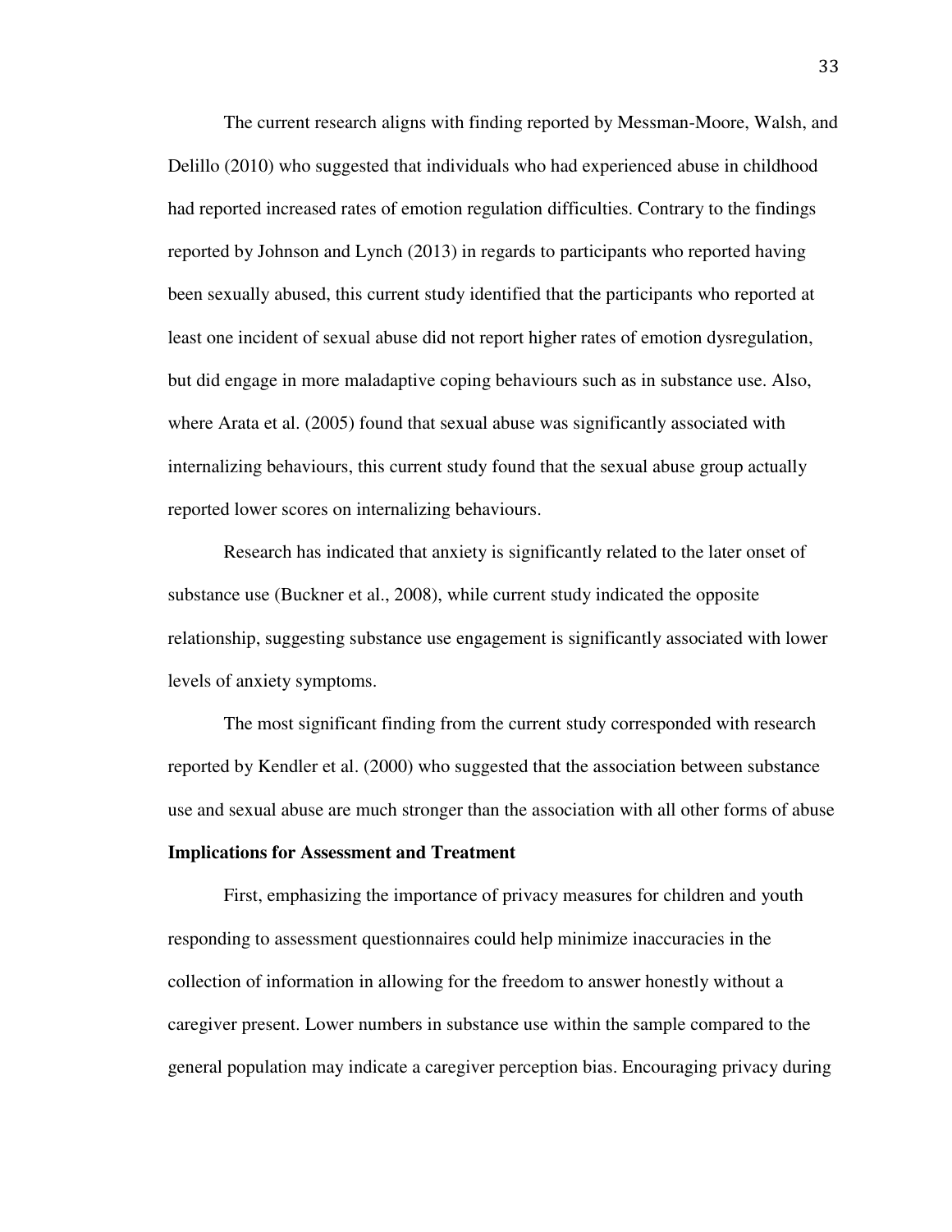The current research aligns with finding reported by Messman-Moore, Walsh, and Delillo (2010) who suggested that individuals who had experienced abuse in childhood had reported increased rates of emotion regulation difficulties. Contrary to the findings reported by Johnson and Lynch (2013) in regards to participants who reported having been sexually abused, this current study identified that the participants who reported at least one incident of sexual abuse did not report higher rates of emotion dysregulation, but did engage in more maladaptive coping behaviours such as in substance use. Also, where Arata et al. (2005) found that sexual abuse was significantly associated with internalizing behaviours, this current study found that the sexual abuse group actually reported lower scores on internalizing behaviours.

Research has indicated that anxiety is significantly related to the later onset of substance use (Buckner et al., 2008), while current study indicated the opposite relationship, suggesting substance use engagement is significantly associated with lower levels of anxiety symptoms.

The most significant finding from the current study corresponded with research reported by Kendler et al. (2000) who suggested that the association between substance use and sexual abuse are much stronger than the association with all other forms of abuse

**Implications for Assessment and Treatment**

First, emphasizing the importance of privacy measures for children and youth responding to assessment questionnaires could help minimize inaccuracies in the collection of information in allowing for the freedom to answer honestly without a caregiver present. Lower numbers in substance use within the sample compared to the general population may indicate a caregiver perception bias. Encouraging privacy during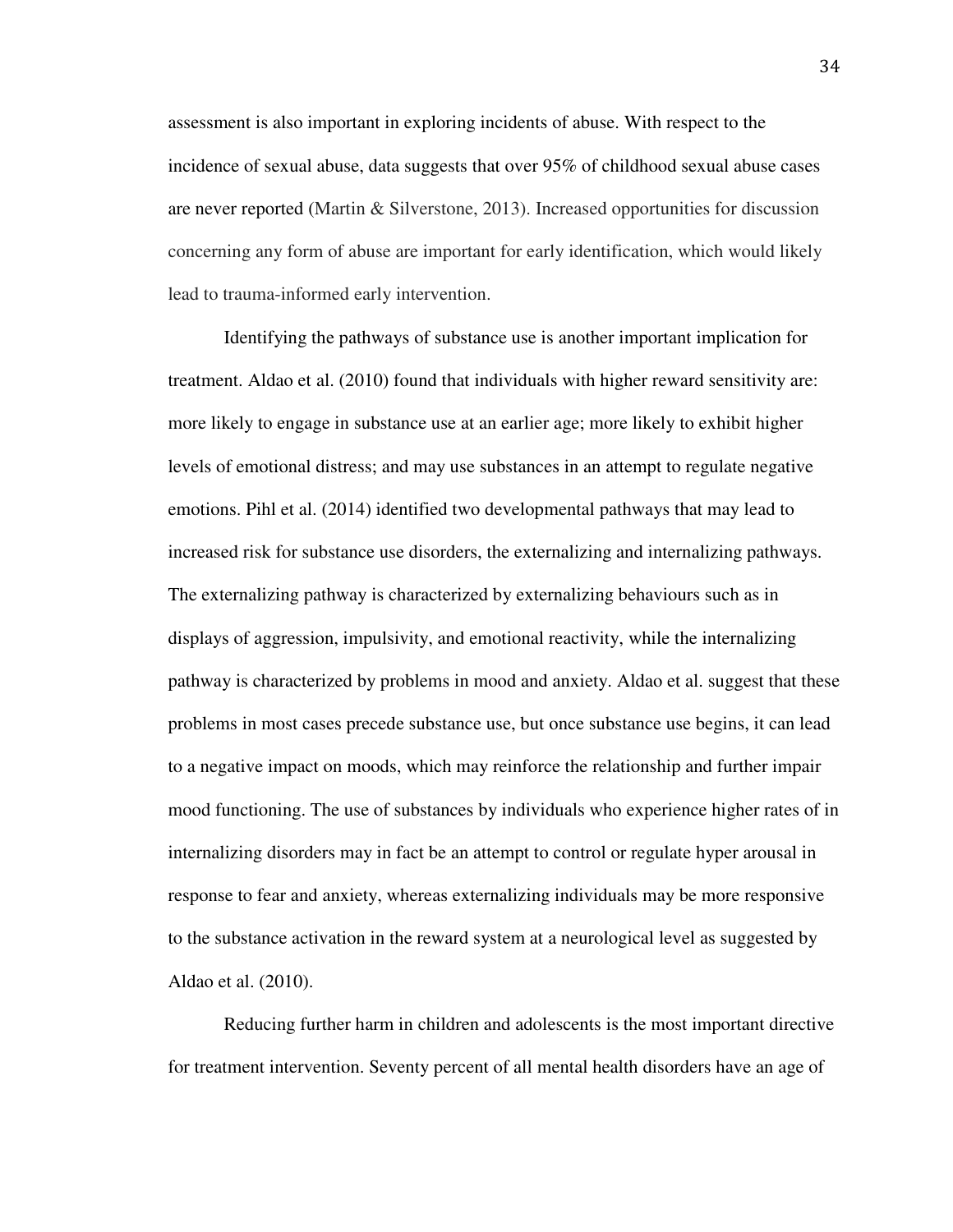assessment is also important in exploring incidents of abuse. With respect to the incidence of sexual abuse, data suggests that over 95% of childhood sexual abuse cases are never reported (Martin & Silverstone, 2013). Increased opportunities for discussion concerning any form of abuse are important for early identification, which would likely lead to trauma-informed early intervention.

Identifying the pathways of substance use is another important implication for treatment. Aldao et al. (2010) found that individuals with higher reward sensitivity are: more likely to engage in substance use at an earlier age; more likely to exhibit higher levels of emotional distress; and may use substances in an attempt to regulate negative emotions. Pihl et al. (2014) identified two developmental pathways that may lead to increased risk for substance use disorders, the externalizing and internalizing pathways. The externalizing pathway is characterized by externalizing behaviours such as in displays of aggression, impulsivity, and emotional reactivity, while the internalizing pathway is characterized by problems in mood and anxiety. Aldao et al. suggest that these problems in most cases precede substance use, but once substance use begins, it can lead to a negative impact on moods, which may reinforce the relationship and further impair mood functioning. The use of substances by individuals who experience higher rates of in internalizing disorders may in fact be an attempt to control or regulate hyper arousal in response to fear and anxiety, whereas externalizing individuals may be more responsive to the substance activation in the reward system at a neurological level as suggested by Aldao et al. (2010).

Reducing further harm in children and adolescents is the most important directive for treatment intervention. Seventy percent of all mental health disorders have an age of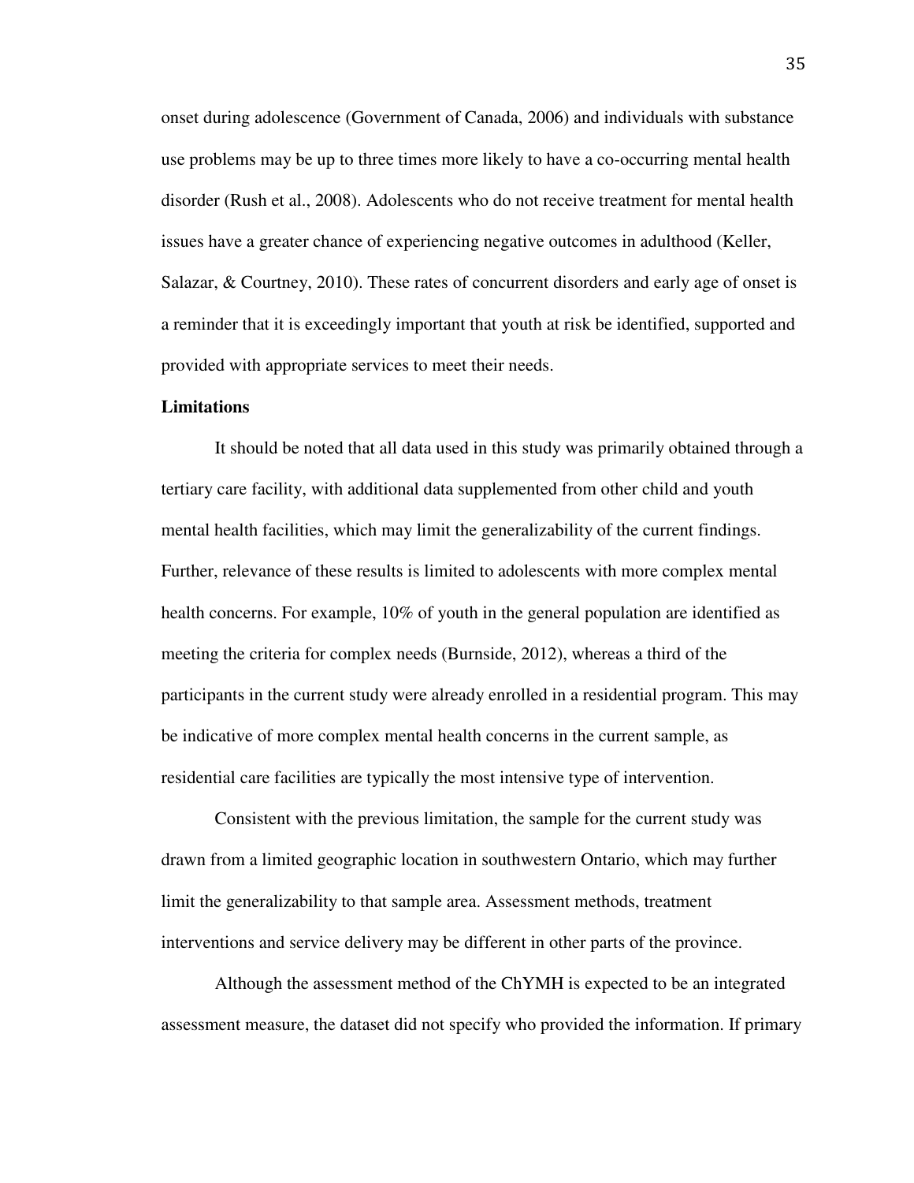onset during adolescence (Government of Canada, 2006) and individuals with substance use problems may be up to three times more likely to have a co-occurring mental health disorder (Rush et al., 2008). Adolescents who do not receive treatment for mental health issues have a greater chance of experiencing negative outcomes in adulthood (Keller, Salazar, & Courtney, 2010). These rates of concurrent disorders and early age of onset is a reminder that it is exceedingly important that youth at risk be identified, supported and provided with appropriate services to meet their needs.

**Limitations**

It should be noted that all data used in this study was primarily obtained through a tertiary care facility, with additional data supplemented from other child and youth mental health facilities, which may limit the generalizability of the current findings. Further, relevance of these results is limited to adolescents with more complex mental health concerns. For example, 10% of youth in the general population are identified as meeting the criteria for complex needs (Burnside, 2012), whereas a third of the participants in the current study were already enrolled in a residential program. This may be indicative of more complex mental health concerns in the current sample, as residential care facilities are typically the most intensive type of intervention.

Consistent with the previous limitation, the sample for the current study was drawn from a limited geographic location in southwestern Ontario, which may further limit the generalizability to that sample area. Assessment methods, treatment interventions and service delivery may be different in other parts of the province.

Although the assessment method of the ChYMH is expected to be an integrated assessment measure, the dataset did not specify who provided the information. If primary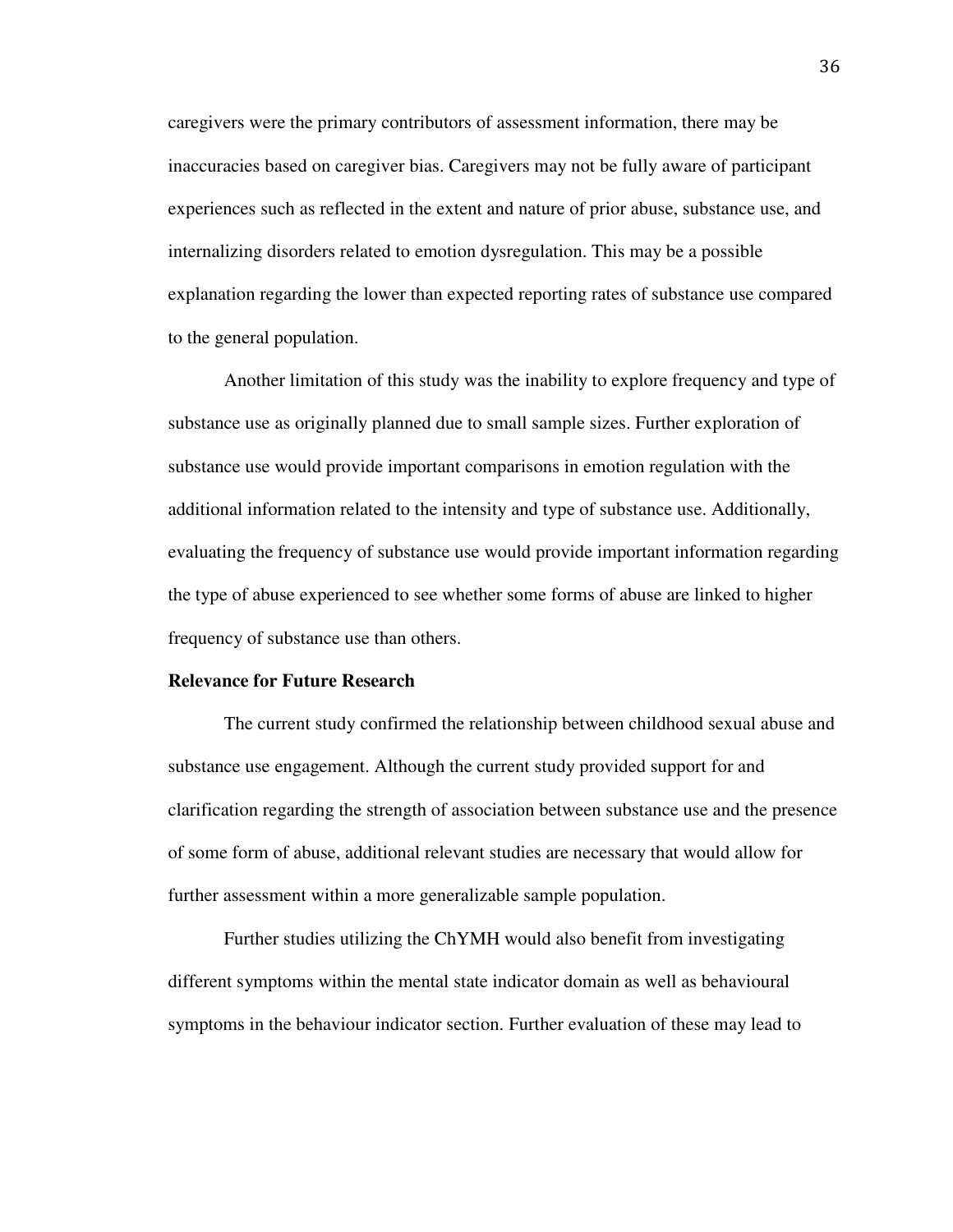caregivers were the primary contributors of assessment information, there may be inaccuracies based on caregiver bias. Caregivers may not be fully aware of participant experiences such as reflected in the extent and nature of prior abuse, substance use, and internalizing disorders related to emotion dysregulation. This may be a possible explanation regarding the lower than expected reporting rates of substance use compared to the general population.

Another limitation of this study was the inability to explore frequency and type of substance use as originally planned due to small sample sizes. Further exploration of substance use would provide important comparisons in emotion regulation with the additional information related to the intensity and type of substance use. Additionally, evaluating the frequency of substance use would provide important information regarding the type of abuse experienced to see whether some forms of abuse are linked to higher frequency of substance use than others.

**Relevance for Future Research**

The current study confirmed the relationship between childhood sexual abuse and substance use engagement. Although the current study provided support for and clarification regarding the strength of association between substance use and the presence of some form of abuse, additional relevant studies are necessary that would allow for further assessment within a more generalizable sample population.

Further studies utilizing the ChYMH would also benefit from investigating different symptoms within the mental state indicator domain as well as behavioural symptoms in the behaviour indicator section. Further evaluation of these may lead to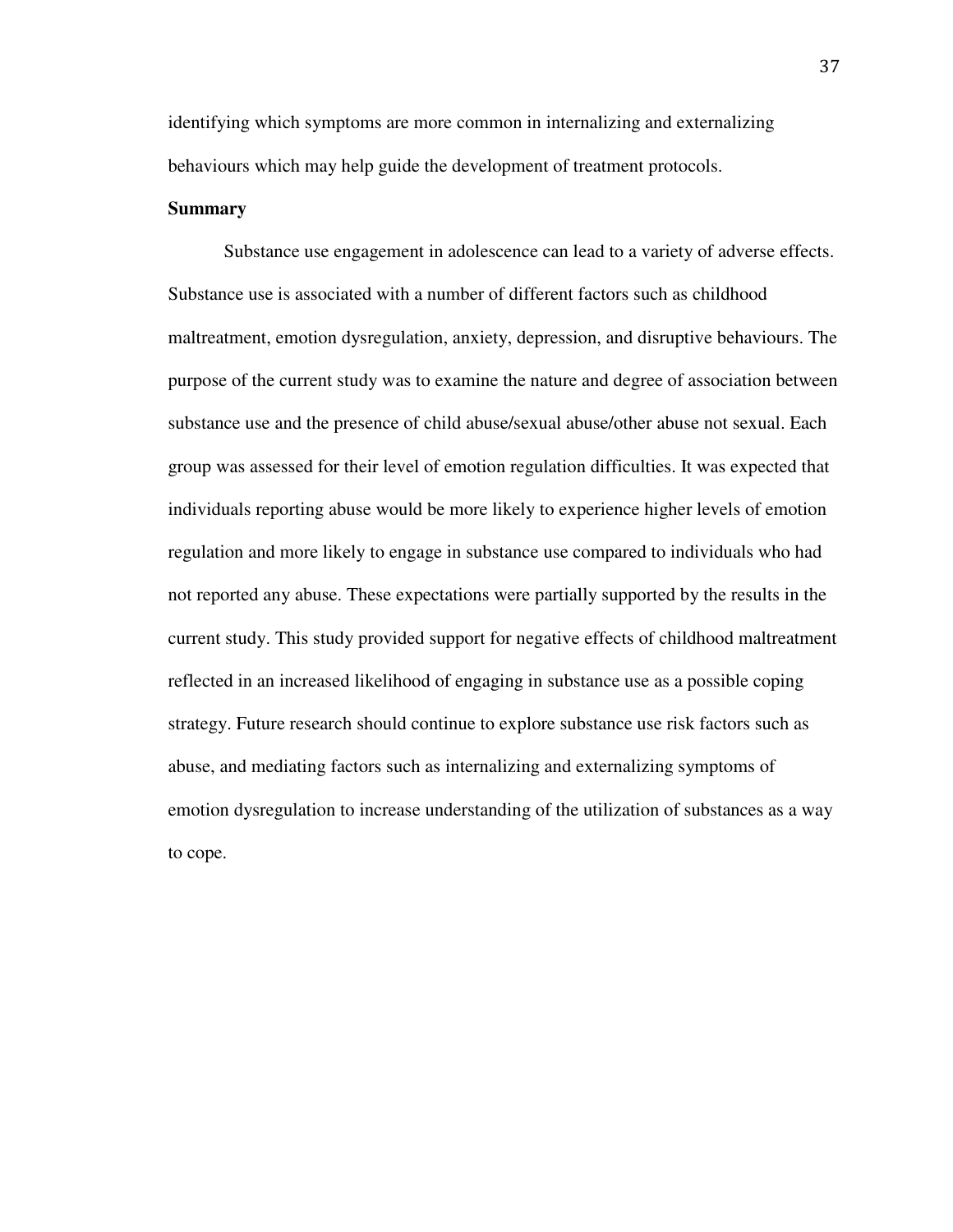identifying which symptoms are more common in internalizing and externalizing behaviours which may help guide the development of treatment protocols.

**Summary**

Substance use engagement in adolescence can lead to a variety of adverse effects. Substance use is associated with a number of different factors such as childhood maltreatment, emotion dysregulation, anxiety, depression, and disruptive behaviours. The purpose of the current study was to examine the nature and degree of association between substance use and the presence of child abuse/sexual abuse/other abuse not sexual. Each group was assessed for their level of emotion regulation difficulties. It was expected that individuals reporting abuse would be more likely to experience higher levels of emotion regulation and more likely to engage in substance use compared to individuals who had not reported any abuse. These expectations were partially supported by the results in the current study. This study provided support for negative effects of childhood maltreatment reflected in an increased likelihood of engaging in substance use as a possible coping strategy. Future research should continue to explore substance use risk factors such as abuse, and mediating factors such as internalizing and externalizing symptoms of emotion dysregulation to increase understanding of the utilization of substances as a way to cope.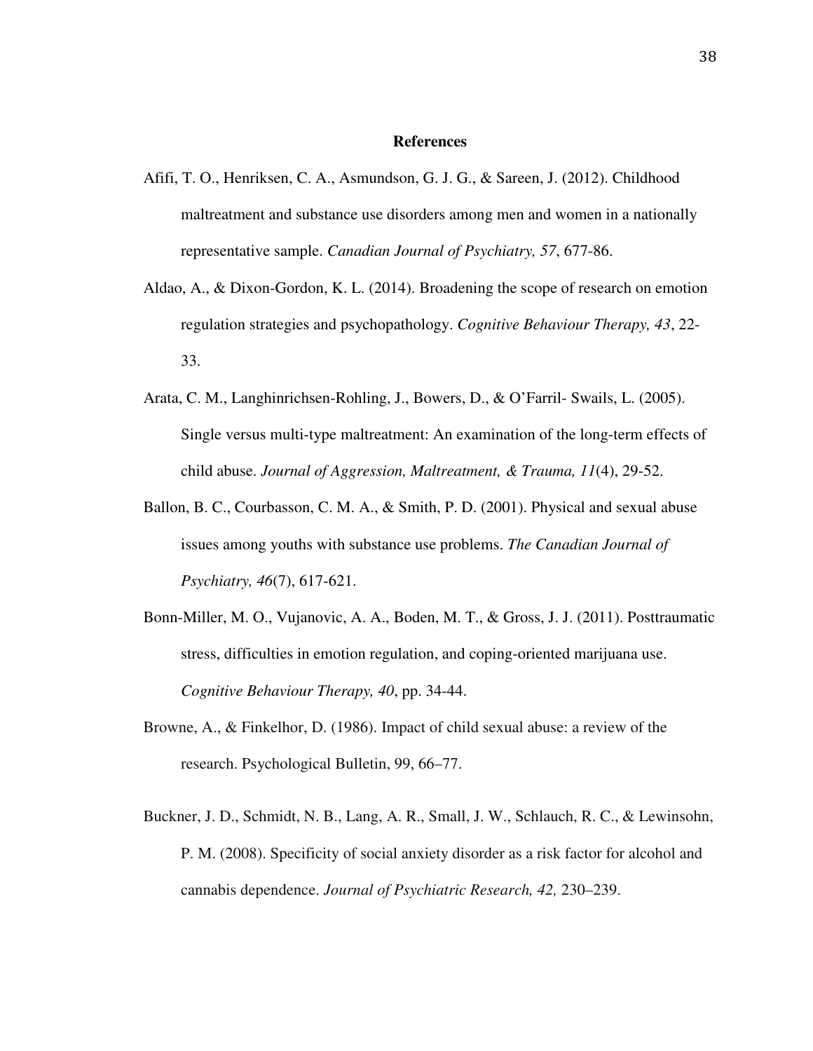# References

Afifi, T. O., Henriksen, C. A., Asmundson, G. J. G., & Sareen, J. (2012). Childhood maltreatment and substance use disorders among men and women in a nationally representative sample. *Canadian Journal of Psychiatry, 57*, 677-86.

Aldao, A., & Dixon-Gordon, K. L. (2014). Broadening the scope of research on emotion regulation strategies and psychopathology. *Cognitive Behaviour Therapy, 43*, 22-33.

Arata, C. M., Langhinrichsen-Rohling, J., Bowers, D., & O'Farril- Swails, L. (2005). Single versus multi-type maltreatment: An examination of the long-term effects of child abuse. *Journal of Aggression, Maltreatment, & Trauma, 11*(4), 29-52.

Ballon, B. C., Courbasson, C. M. A., & Smith, P. D. (2001). Physical and sexual abuse issues among youths with substance use problems. *The Canadian Journal of Psychiatry, 46*(7), 617-621.

Bonn-Miller, M. O., Vujanovic, A. A., Boden, M. T., & Gross, J. J. (2011). Posttraumatic stress, difficulties in emotion regulation, and coping-oriented marijuana use. *Cognitive Behaviour Therapy, 40*, pp. 34-44.

Browne, A., & Finkelhor, D. (1986). Impact of child sexual abuse: a review of the research. Psychological Bulletin, 99, 66–77.

Buckner, J. D., Schmidt, N. B., Lang, A. R., Small, J. W., Schlauch, R. C., & Lewinsohn, P. M. (2008). Specificity of social anxiety disorder as a risk factor for alcohol and cannabis dependence. *Journal of Psychiatric Research, 42,* 230–239.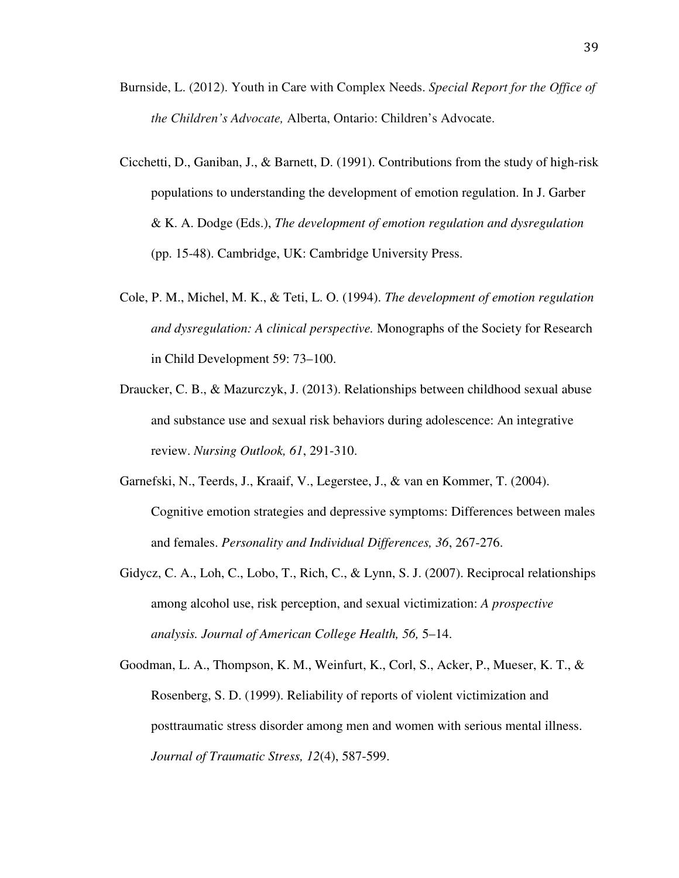Burnside, L. (2012). Youth in Care with Complex Needs. *Special Report for the Office of the Children's Advocate,* Alberta, Ontario: Children's Advocate.

Cicchetti, D., Ganiban, J., & Barnett, D. (1991). Contributions from the study of high-risk populations to understanding the development of emotion regulation. In J. Garber & K. A. Dodge (Eds.), *The development of emotion regulation and dysregulation* (pp. 15-48). Cambridge, UK: Cambridge University Press.

Cole, P. M., Michel, M. K., & Teti, L. O. (1994). *The development of emotion regulation and dysregulation: A clinical perspective.* Monographs of the Society for Research in Child Development 59: 73–100.

Draucker, C. B., & Mazurczyk, J. (2013). Relationships between childhood sexual abuse and substance use and sexual risk behaviors during adolescence: An integrative review. *Nursing Outlook, 61*, 291-310.

Garnefski, N., Teerds, J., Kraaif, V., Legerstee, J., & van en Kommer, T. (2004). Cognitive emotion strategies and depressive symptoms: Differences between males and females. *Personality and Individual Differences, 36*, 267-276.

Gidycz, C. A., Loh, C., Lobo, T., Rich, C., & Lynn, S. J. (2007). Reciprocal relationships among alcohol use, risk perception, and sexual victimization: *A prospective analysis. Journal of American College Health, 56,* 5–14.

Goodman, L. A., Thompson, K. M., Weinfurt, K., Corl, S., Acker, P., Mueser, K. T., & Rosenberg, S. D. (1999). Reliability of reports of violent victimization and posttraumatic stress disorder among men and women with serious mental illness. *Journal of Traumatic Stress, 12*(4), 587-599.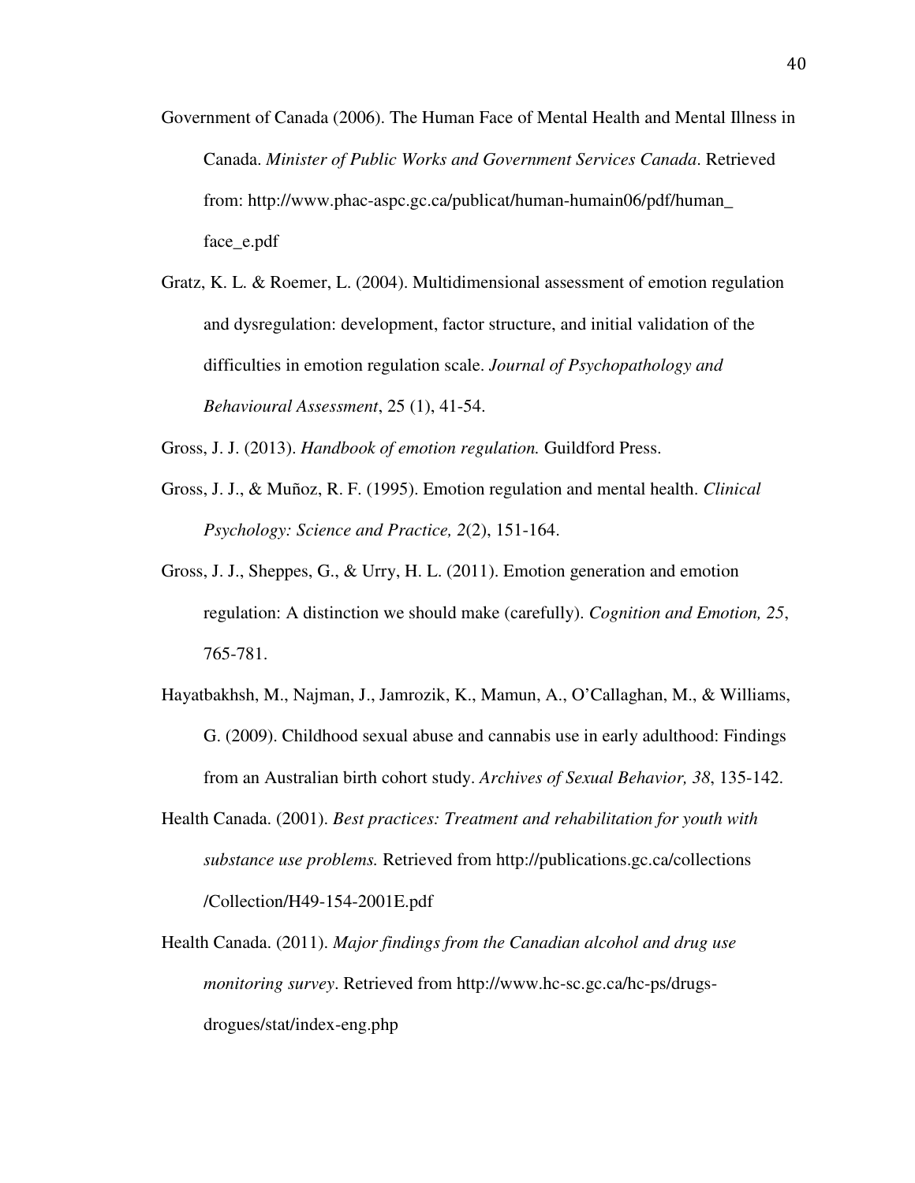Government of Canada (2006). The Human Face of Mental Health and Mental Illness in Canada. *Minister of Public Works and Government Services Canada*. Retrieved from: http://www.phac-aspc.gc.ca/publicat/human-humain06/pdf/human_face_e.pdf

Gratz, K. L. & Roemer, L. (2004). Multidimensional assessment of emotion regulation and dysregulation: development, factor structure, and initial validation of the difficulties in emotion regulation scale. *Journal of Psychopathology and Behavioural Assessment*, 25 (1), 41-54.

Gross, J. J. (2013). *Handbook of emotion regulation.* Guildford Press.

Gross, J. J., & Muñoz, R. F. (1995). Emotion regulation and mental health. *Clinical Psychology: Science and Practice, 2*(2), 151-164.

Gross, J. J., Sheppes, G., & Urry, H. L. (2011). Emotion generation and emotion regulation: A distinction we should make (carefully). *Cognition and Emotion, 25*, 765-781.

Hayatbakhsh, M., Najman, J., Jamrozik, K., Mamun, A., O'Callaghan, M., & Williams, G. (2009). Childhood sexual abuse and cannabis use in early adulthood: Findings from an Australian birth cohort study. *Archives of Sexual Behavior, 38*, 135-142.

Health Canada. (2001). *Best practices: Treatment and rehabilitation for youth with substance use problems.* Retrieved from http://publications.gc.ca/collections/Collection/H49-154-2001E.pdf

Health Canada. (2011). *Major findings from the Canadian alcohol and drug use monitoring survey*. Retrieved from http://www.hc-sc.gc.ca/hc-ps/drugs-drogues/stat/index-eng.php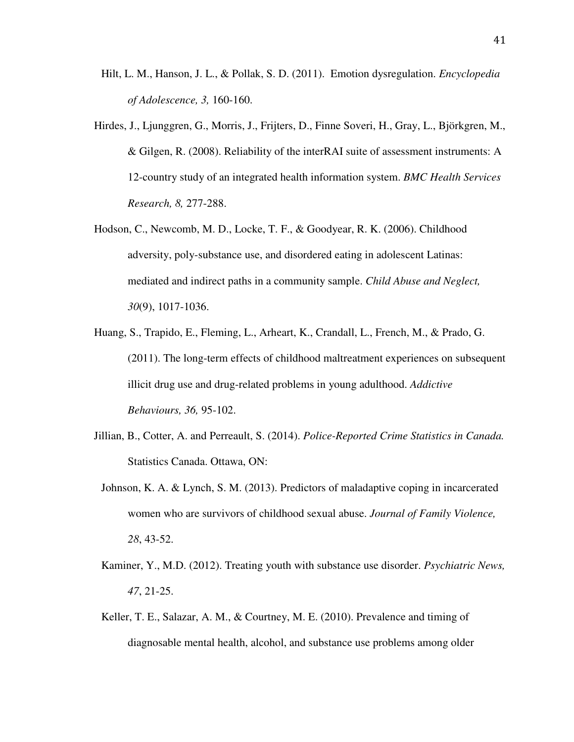Hilt, L. M., Hanson, J. L., & Pollak, S. D. (2011). Emotion dysregulation. *Encyclopedia of Adolescence, 3,* 160-160.

Hirdes, J., Ljunggren, G., Morris, J., Frijters, D., Finne Soveri, H., Gray, L., Björkgren, M., & Gilgen, R. (2008). Reliability of the interRAI suite of assessment instruments: A 12-country study of an integrated health information system. *BMC Health Services Research, 8,* 277-288.

Hodson, C., Newcomb, M. D., Locke, T. F., & Goodyear, R. K. (2006). Childhood adversity, poly-substance use, and disordered eating in adolescent Latinas: mediated and indirect paths in a community sample. *Child Abuse and Neglect, 30*(9), 1017-1036.

Huang, S., Trapido, E., Fleming, L., Arheart, K., Crandall, L., French, M., & Prado, G. (2011). The long-term effects of childhood maltreatment experiences on subsequent illicit drug use and drug-related problems in young adulthood. *Addictive Behaviours, 36,* 95-102.

Jillian, B., Cotter, A. and Perreault, S. (2014). *Police-Reported Crime Statistics in Canada.* Statistics Canada. Ottawa, ON:

Johnson, K. A. & Lynch, S. M. (2013). Predictors of maladaptive coping in incarcerated women who are survivors of childhood sexual abuse. *Journal of Family Violence, 28*, 43-52.

Kaminer, Y., M.D. (2012). Treating youth with substance use disorder. *Psychiatric News, 47*, 21-25.

Keller, T. E., Salazar, A. M., & Courtney, M. E. (2010). Prevalence and timing of diagnosable mental health, alcohol, and substance use problems among older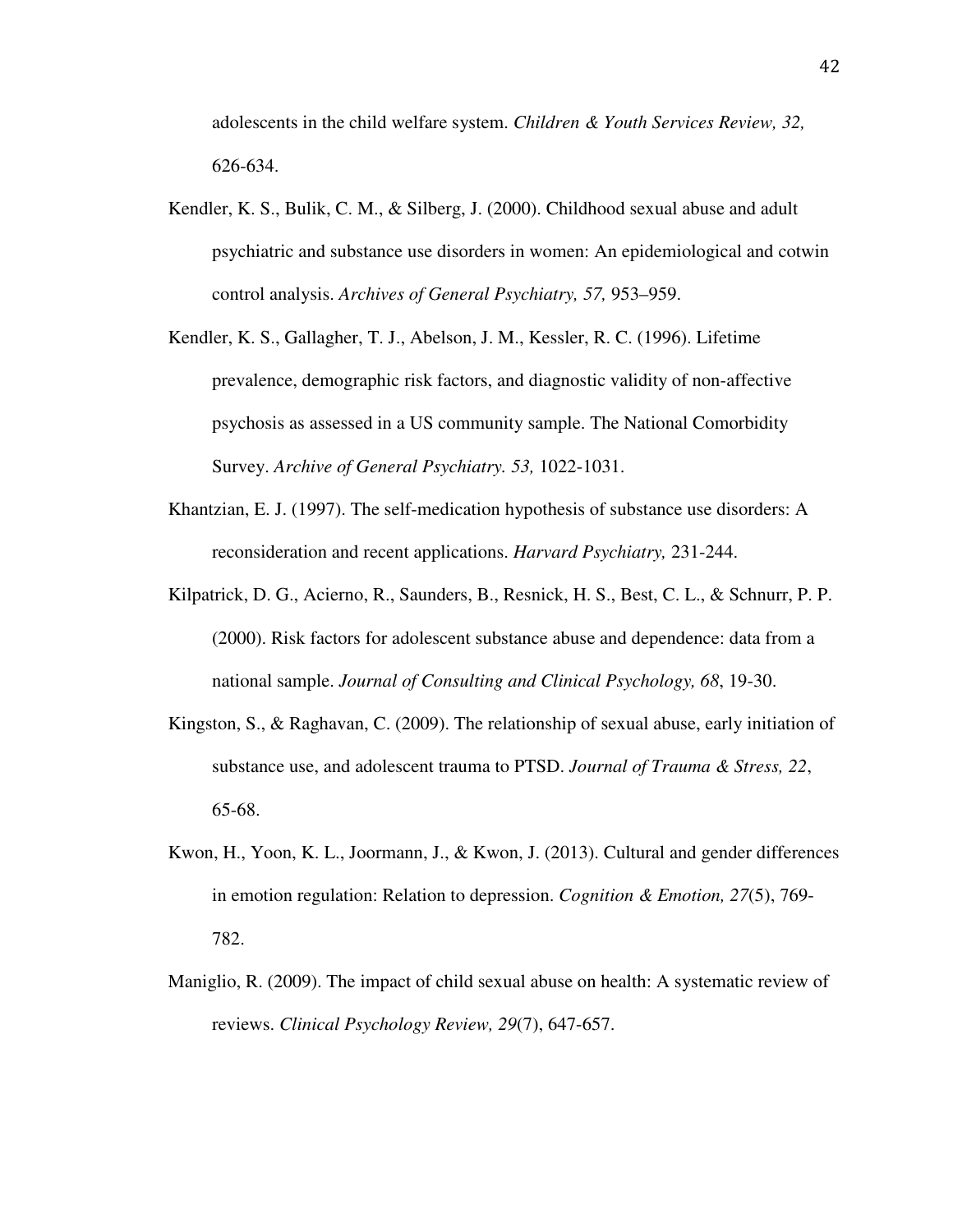adolescents in the child welfare system. *Children & Youth Services Review, 32,* 626-634.

Kendler, K. S., Bulik, C. M., & Silberg, J. (2000). Childhood sexual abuse and adult psychiatric and substance use disorders in women: An epidemiological and cotwin control analysis. *Archives of General Psychiatry, 57,* 953–959.

Kendler, K. S., Gallagher, T. J., Abelson, J. M., Kessler, R. C. (1996). Lifetime prevalence, demographic risk factors, and diagnostic validity of non-affective psychosis as assessed in a US community sample. The National Comorbidity Survey. *Archive of General Psychiatry. 53,* 1022-1031.

Khantzian, E. J. (1997). The self-medication hypothesis of substance use disorders: A reconsideration and recent applications. *Harvard Psychiatry,* 231-244.

Kilpatrick, D. G., Acierno, R., Saunders, B., Resnick, H. S., Best, C. L., & Schnurr, P. P. (2000). Risk factors for adolescent substance abuse and dependence: data from a national sample. *Journal of Consulting and Clinical Psychology, 68*, 19-30.

Kingston, S., & Raghavan, C. (2009). The relationship of sexual abuse, early initiation of substance use, and adolescent trauma to PTSD. *Journal of Trauma & Stress, 22*, 65-68.

Kwon, H., Yoon, K. L., Joormann, J., & Kwon, J. (2013). Cultural and gender differences in emotion regulation: Relation to depression. *Cognition & Emotion, 27*(5), 769-782.

Maniglio, R. (2009). The impact of child sexual abuse on health: A systematic review of reviews. *Clinical Psychology Review, 29*(7), 647-657.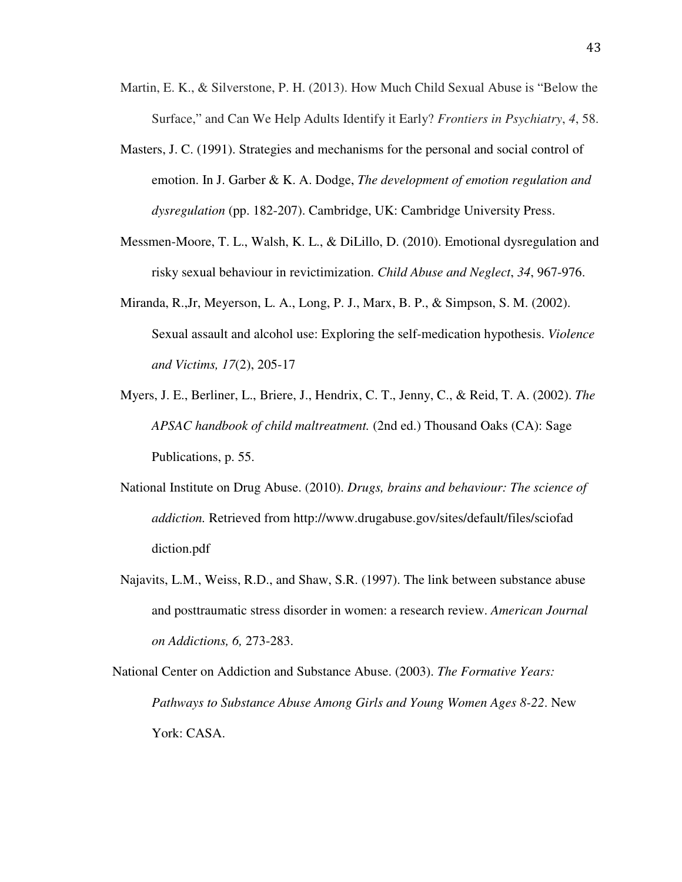Martin, E. K., & Silverstone, P. H. (2013). How Much Child Sexual Abuse is "Below the Surface," and Can We Help Adults Identify it Early? *Frontiers in Psychiatry*, *4*, 58.

Masters, J. C. (1991). Strategies and mechanisms for the personal and social control of emotion. In J. Garber & K. A. Dodge, *The development of emotion regulation and dysregulation* (pp. 182-207). Cambridge, UK: Cambridge University Press.

Messmen-Moore, T. L., Walsh, K. L., & DiLillo, D. (2010). Emotional dysregulation and risky sexual behaviour in revictimization. *Child Abuse and Neglect*, *34*, 967-976.

Miranda, R.,Jr, Meyerson, L. A., Long, P. J., Marx, B. P., & Simpson, S. M. (2002). Sexual assault and alcohol use: Exploring the self-medication hypothesis. *Violence and Victims, 17*(2), 205-17

Myers, J. E., Berliner, L., Briere, J., Hendrix, C. T., Jenny, C., & Reid, T. A. (2002). *The APSAC handbook of child maltreatment.* (2nd ed.) Thousand Oaks (CA): Sage Publications, p. 55.

National Institute on Drug Abuse. (2010). *Drugs, brains and behaviour: The science of addiction.* Retrieved from http://www.drugabuse.gov/sites/default/files/sciofad diction.pdf

Najavits, L.M., Weiss, R.D., and Shaw, S.R. (1997). The link between substance abuse and posttraumatic stress disorder in women: a research review. *American Journal on Addictions, 6,* 273-283.

National Center on Addiction and Substance Abuse. (2003). *The Formative Years: Pathways to Substance Abuse Among Girls and Young Women Ages 8-22*. New York: CASA.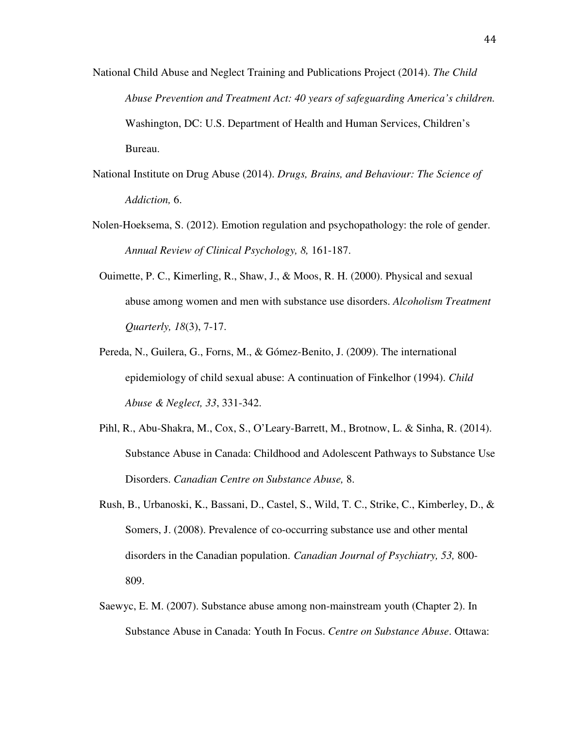National Child Abuse and Neglect Training and Publications Project (2014). *The Child Abuse Prevention and Treatment Act: 40 years of safeguarding America's children.* Washington, DC: U.S. Department of Health and Human Services, Children's Bureau.

National Institute on Drug Abuse (2014). *Drugs, Brains, and Behaviour: The Science of Addiction,* 6.

Nolen-Hoeksema, S. (2012). Emotion regulation and psychopathology: the role of gender. *Annual Review of Clinical Psychology, 8,* 161-187.

Ouimette, P. C., Kimerling, R., Shaw, J., & Moos, R. H. (2000). Physical and sexual abuse among women and men with substance use disorders. *Alcoholism Treatment Quarterly, 18*(3), 7-17.

Pereda, N., Guilera, G., Forns, M., & Gómez-Benito, J. (2009). The international epidemiology of child sexual abuse: A continuation of Finkelhor (1994). *Child Abuse & Neglect, 33*, 331-342.

Pihl, R., Abu-Shakra, M., Cox, S., O'Leary-Barrett, M., Brotnow, L. & Sinha, R. (2014). Substance Abuse in Canada: Childhood and Adolescent Pathways to Substance Use Disorders. *Canadian Centre on Substance Abuse,* 8.

Rush, B., Urbanoski, K., Bassani, D., Castel, S., Wild, T. C., Strike, C., Kimberley, D., & Somers, J. (2008). Prevalence of co-occurring substance use and other mental disorders in the Canadian population. *Canadian Journal of Psychiatry, 53,* 800-809.

Saewyc, E. M. (2007). Substance abuse among non-mainstream youth (Chapter 2). In Substance Abuse in Canada: Youth In Focus. *Centre on Substance Abuse*. Ottawa: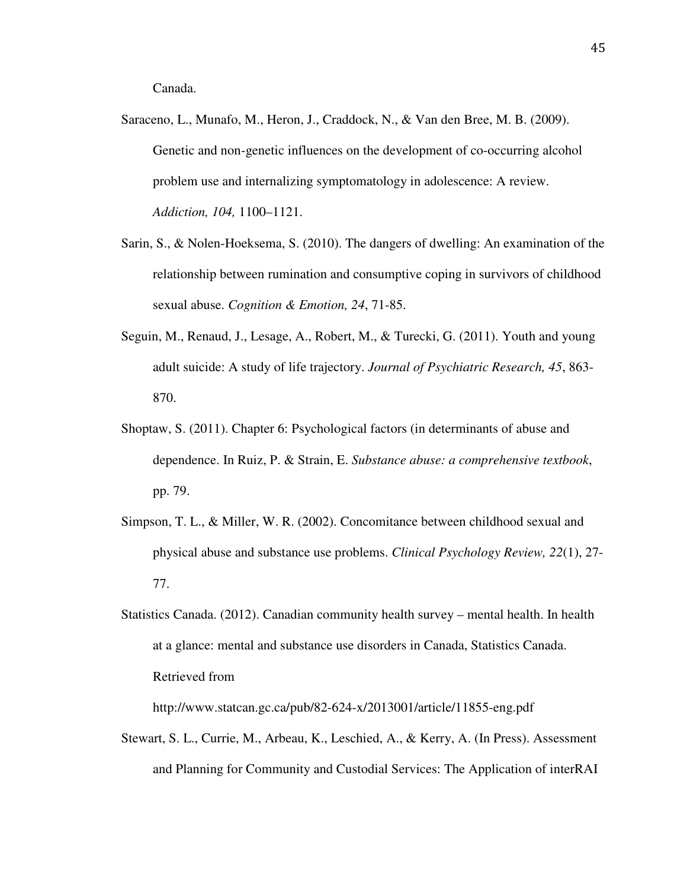Canada.

Saraceno, L., Munafo, M., Heron, J., Craddock, N., & Van den Bree, M. B. (2009). Genetic and non-genetic influences on the development of co-occurring alcohol problem use and internalizing symptomatology in adolescence: A review. *Addiction, 104,* 1100–1121.

Sarin, S., & Nolen-Hoeksema, S. (2010). The dangers of dwelling: An examination of the relationship between rumination and consumptive coping in survivors of childhood sexual abuse. *Cognition & Emotion, 24*, 71-85.

Seguin, M., Renaud, J., Lesage, A., Robert, M., & Turecki, G. (2011). Youth and young adult suicide: A study of life trajectory. *Journal of Psychiatric Research, 45*, 863-870.

Shoptaw, S. (2011). Chapter 6: Psychological factors (in determinants of abuse and dependence. In Ruiz, P. & Strain, E. *Substance abuse: a comprehensive textbook*, pp. 79.

Simpson, T. L., & Miller, W. R. (2002). Concomitance between childhood sexual and physical abuse and substance use problems. *Clinical Psychology Review, 22*(1), 27-77.

Statistics Canada. (2012). Canadian community health survey – mental health. In health at a glance: mental and substance use disorders in Canada, Statistics Canada. Retrieved from http://www.statcan.gc.ca/pub/82-624-x/2013001/article/11855-eng.pdf

Stewart, S. L., Currie, M., Arbeau, K., Leschied, A., & Kerry, A. (In Press). Assessment and Planning for Community and Custodial Services: The Application of interRAI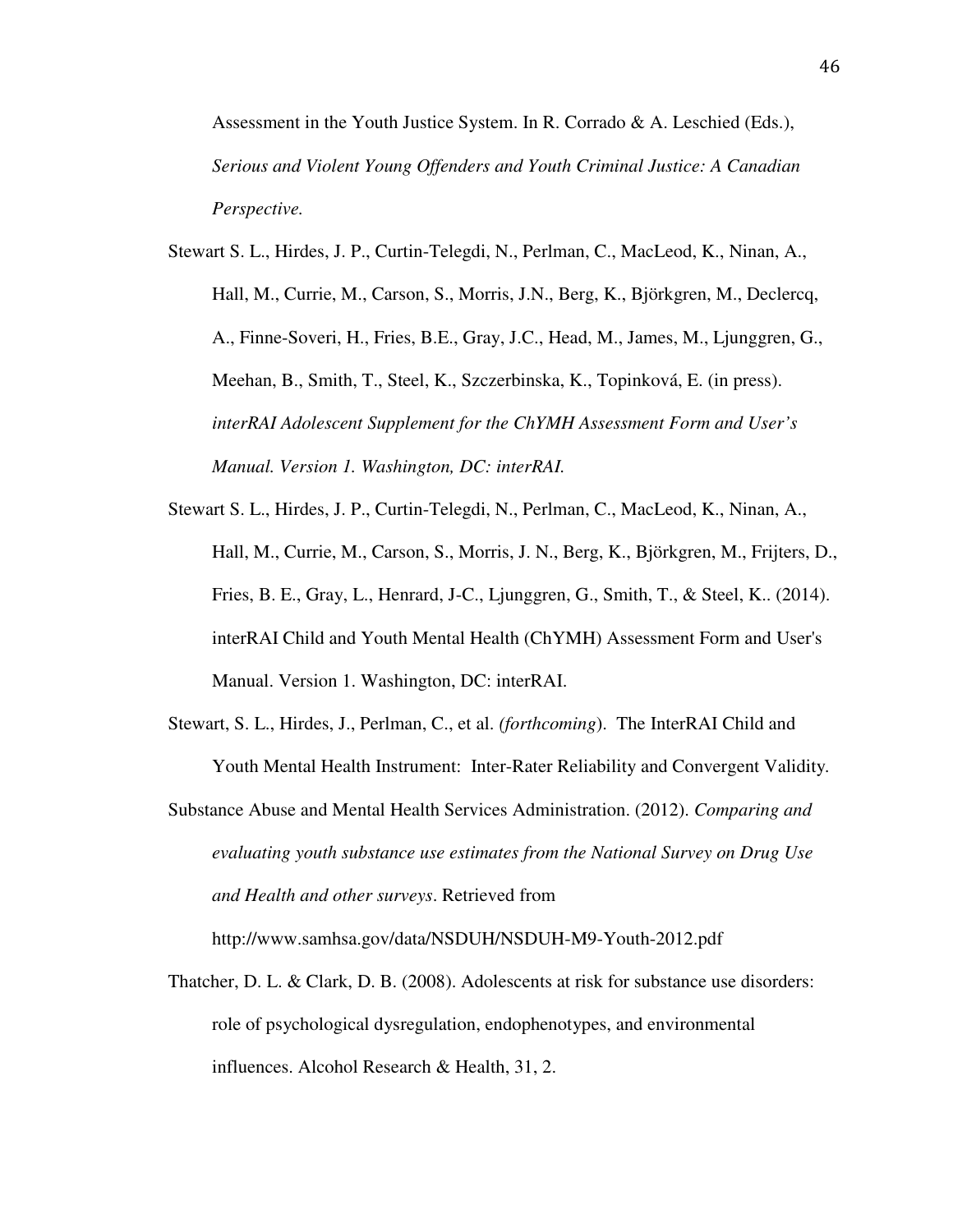Assessment in the Youth Justice System. In R. Corrado & A. Leschied (Eds.), *Serious and Violent Young Offenders and Youth Criminal Justice: A Canadian Perspective.*

Stewart S. L., Hirdes, J. P., Curtin-Telegdi, N., Perlman, C., MacLeod, K., Ninan, A., Hall, M., Currie, M., Carson, S., Morris, J.N., Berg, K., Björkgren, M., Declercq, A., Finne-Soveri, H., Fries, B.E., Gray, J.C., Head, M., James, M., Ljunggren, G., Meehan, B., Smith, T., Steel, K., Szczerbinska, K., Topinková, E. (in press). *interRAI Adolescent Supplement for the ChYMH Assessment Form and User's Manual. Version 1. Washington, DC: interRAI.*

Stewart S. L., Hirdes, J. P., Curtin-Telegdi, N., Perlman, C., MacLeod, K., Ninan, A., Hall, M., Currie, M., Carson, S., Morris, J. N., Berg, K., Björkgren, M., Frijters, D., Fries, B. E., Gray, L., Henrard, J-C., Ljunggren, G., Smith, T., & Steel, K.. (2014). interRAI Child and Youth Mental Health (ChYMH) Assessment Form and User's Manual. Version 1. Washington, DC: interRAI.

Stewart, S. L., Hirdes, J., Perlman, C., et al. *(forthcoming*). The InterRAI Child and Youth Mental Health Instrument: Inter-Rater Reliability and Convergent Validity.

Substance Abuse and Mental Health Services Administration. (2012). *Comparing and evaluating youth substance use estimates from the National Survey on Drug Use and Health and other surveys*. Retrieved from http://www.samhsa.gov/data/NSDUH/NSDUH-M9-Youth-2012.pdf

Thatcher, D. L. & Clark, D. B. (2008). Adolescents at risk for substance use disorders: role of psychological dysregulation, endophenotypes, and environmental influences. Alcohol Research & Health, 31, 2.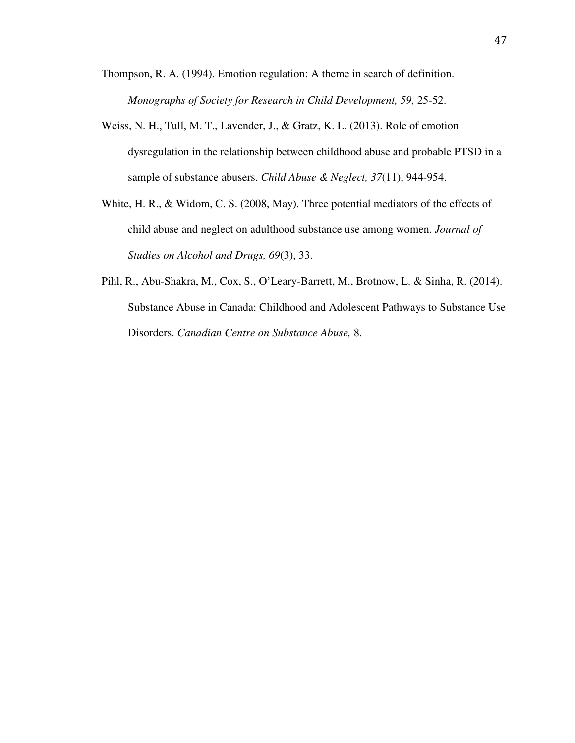Thompson, R. A. (1994). Emotion regulation: A theme in search of definition. *Monographs of Society for Research in Child Development, 59,* 25-52.

Weiss, N. H., Tull, M. T., Lavender, J., & Gratz, K. L. (2013). Role of emotion dysregulation in the relationship between childhood abuse and probable PTSD in a sample of substance abusers. *Child Abuse & Neglect, 37*(11), 944-954.

White, H. R., & Widom, C. S. (2008, May). Three potential mediators of the effects of child abuse and neglect on adulthood substance use among women. *Journal of Studies on Alcohol and Drugs, 69*(3), 33.

Pihl, R., Abu-Shakra, M., Cox, S., O'Leary-Barrett, M., Brotnow, L. & Sinha, R. (2014). Substance Abuse in Canada: Childhood and Adolescent Pathways to Substance Use Disorders. *Canadian Centre on Substance Abuse,* 8.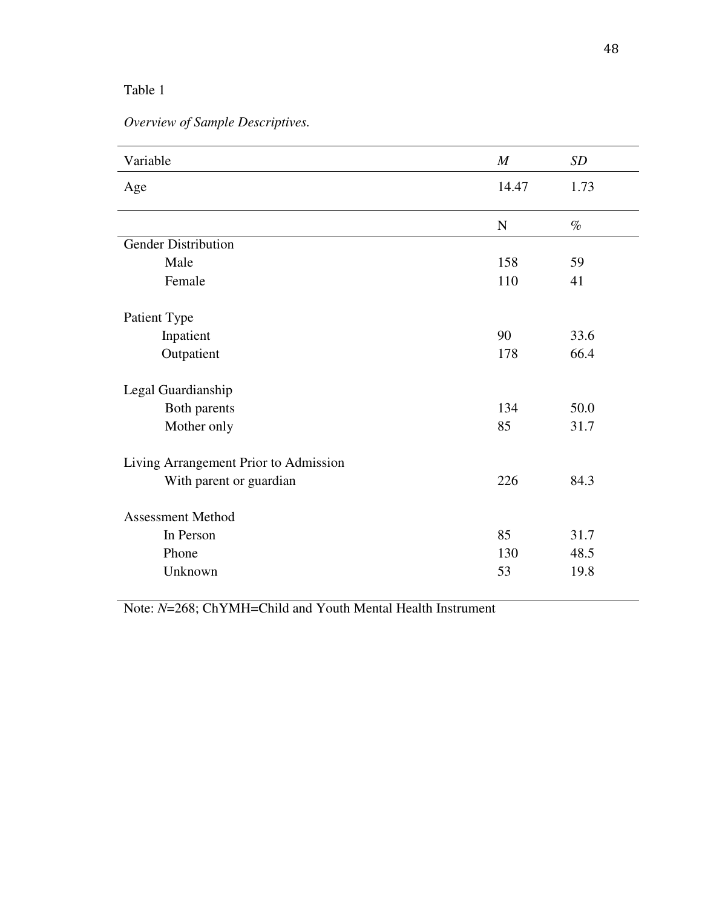Table 1

*Overview of Sample Descriptives.*

| Variable | *M* | *SD* |
|---|---|---|
| Age | 14.47 | 1.73 |
| | N | % |
| Gender Distribution | | |
| Male | 158 | 59 |
| Female | 110 | 41 |
| Patient Type | | |
| Inpatient | 90 | 33.6 |
| Outpatient | 178 | 66.4 |
| Legal Guardianship | | |
| Both parents | 134 | 50.0 |
| Mother only | 85 | 31.7 |
| Living Arrangement Prior to Admission | | |
| With parent or guardian | 226 | 84.3 |
| Assessment Method | | |
| In Person | 85 | 31.7 |
| Phone | 130 | 48.5 |
| Unknown | 53 | 19.8 |

Note: *N*=268; ChYMH=Child and Youth Mental Health Instrument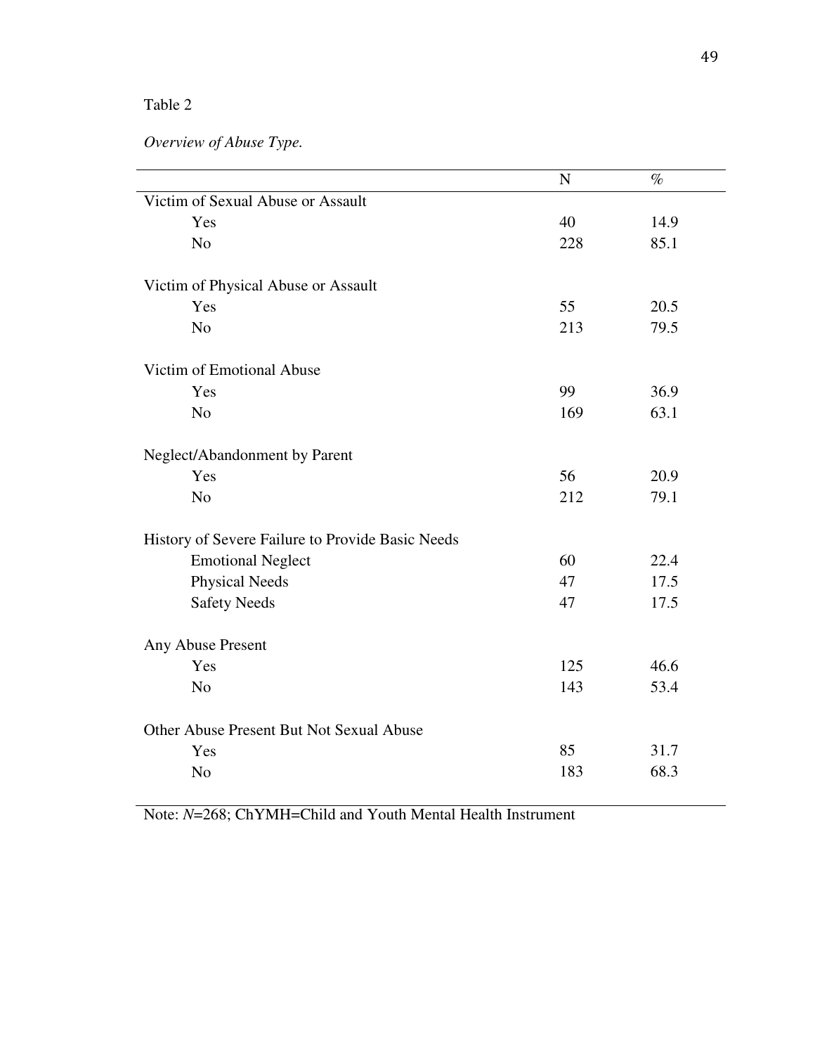Table 2

*Overview of Abuse Type.*

| | N | % |
|---|---|---|
| Victim of Sexual Abuse or Assault | | |
| Yes | 40 | 14.9 |
| No | 228 | 85.1 |
| Victim of Physical Abuse or Assault | | |
| Yes | 55 | 20.5 |
| No | 213 | 79.5 |
| Victim of Emotional Abuse | | |
| Yes | 99 | 36.9 |
| No | 169 | 63.1 |
| Neglect/Abandonment by Parent | | |
| Yes | 56 | 20.9 |
| No | 212 | 79.1 |
| History of Severe Failure to Provide Basic Needs | | |
| Emotional Neglect | 60 | 22.4 |
| Physical Needs | 47 | 17.5 |
| Safety Needs | 47 | 17.5 |
| Any Abuse Present | | |
| Yes | 125 | 46.6 |
| No | 143 | 53.4 |
| Other Abuse Present But Not Sexual Abuse | | |
| Yes | 85 | 31.7 |
| No | 183 | 68.3 |

Note: *N*=268; ChYMH=Child and Youth Mental Health Instrument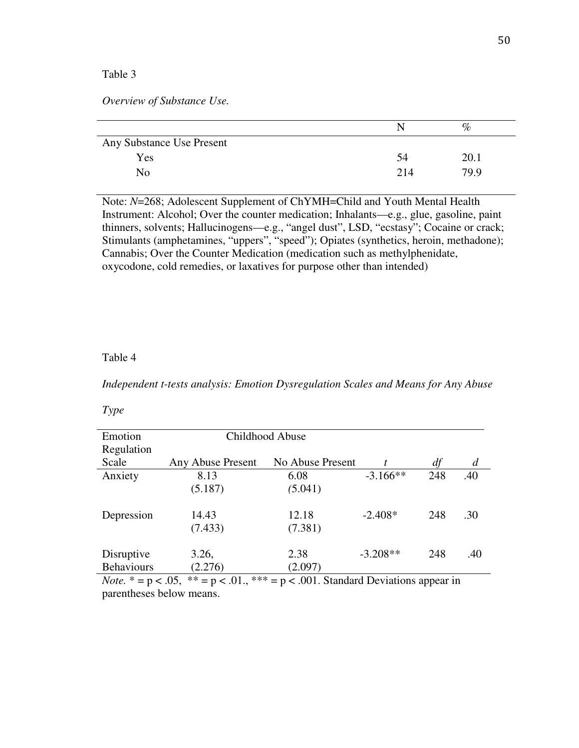Table 3

*Overview of Substance Use.*

| | N | % |
|---|---|---|
| Any Substance Use Present | | |
| Yes | 54 | 20.1 |
| No | 214 | 79.9 |

Note: *N*=268; Adolescent Supplement of ChYMH=Child and Youth Mental Health Instrument: Alcohol; Over the counter medication; Inhalants—e.g., glue, gasoline, paint thinners, solvents; Hallucinogens—e.g., "angel dust", LSD, "ecstasy"; Cocaine or crack; Stimulants (amphetamines, "uppers", "speed"); Opiates (synthetics, heroin, methadone); Cannabis; Over the Counter Medication (medication such as methylphenidate, oxycodone, cold remedies, or laxatives for purpose other than intended)

Table 4

*Independent t-tests analysis: Emotion Dysregulation Scales and Means for Any Abuse Type*

| Emotion Regulation | Childhood Abuse | | | | |
|---|---|---|---|---|---|
| Scale | Any Abuse Present | No Abuse Present | *t* | *df* | *d* |
| Anxiety | 8.13 (5.187) | 6.08 (5.041) | -3.166** | 248 | .40 |
| Depression | 14.43 (7.433) | 12.18 (7.381) | -2.408* | 248 | .30 |
| Disruptive Behaviours | 3.26, (2.276) | 2.38 (2.097) | -3.208** | 248 | .40 |

*Note.* * = p < .05, ** = p < .01., *** = p < .001. Standard Deviations appear in parentheses below means.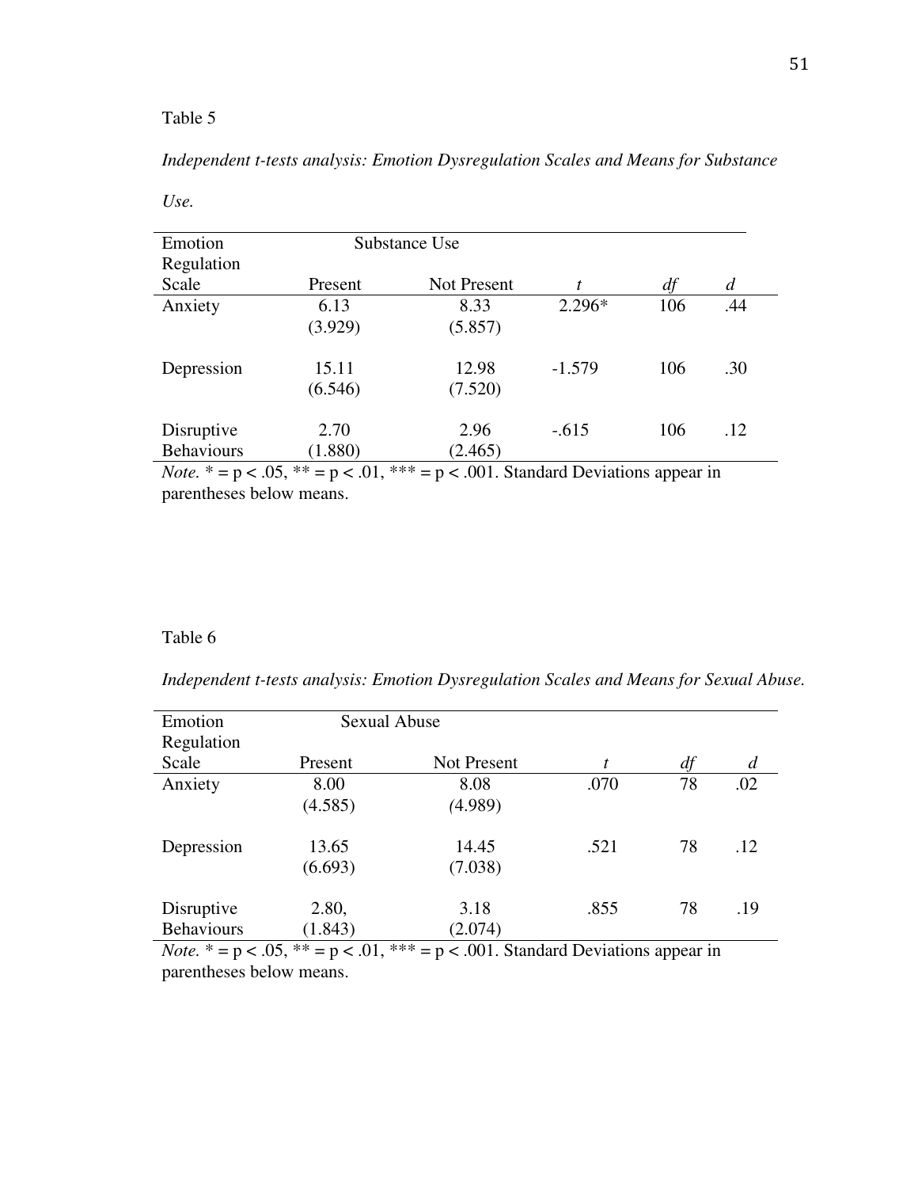Table 5

*Independent t-tests analysis: Emotion Dysregulation Scales and Means for Substance Use.*

| Emotion Regulation Scale | Substance Use | | | | |
|---|---|---|---|---|---|
| | Present | Not Present | *t* | *df* | *d* |
| Anxiety | 6.13 (3.929) | 8.33 (5.857) | 2.296* | 106 | .44 |
| Depression | 15.11 (6.546) | 12.98 (7.520) | -1.579 | 106 | .30 |
| Disruptive Behaviours | 2.70 (1.880) | 2.96 (2.465) | -.615 | 106 | .12 |

*Note.* * = $p < .05$, ** = $p < .01$, *** = $p < .001$. Standard Deviations appear in parentheses below means.

Table 6

*Independent t-tests analysis: Emotion Dysregulation Scales and Means for Sexual Abuse.*

| Emotion Regulation Scale | Sexual Abuse | | | | |
|---|---|---|---|---|---|
| | Present | Not Present | *t* | *df* | *d* |
| Anxiety | 8.00 (4.585) | 8.08 (4.989) | .070 | 78 | .02 |
| Depression | 13.65 (6.693) | 14.45 (7.038) | .521 | 78 | .12 |
| Disruptive Behaviours | 2.80, (1.843) | 3.18 (2.074) | .855 | 78 | .19 |

*Note.* * = $p < .05$, ** = $p < .01$, *** = $p < .001$. Standard Deviations appear in parentheses below means.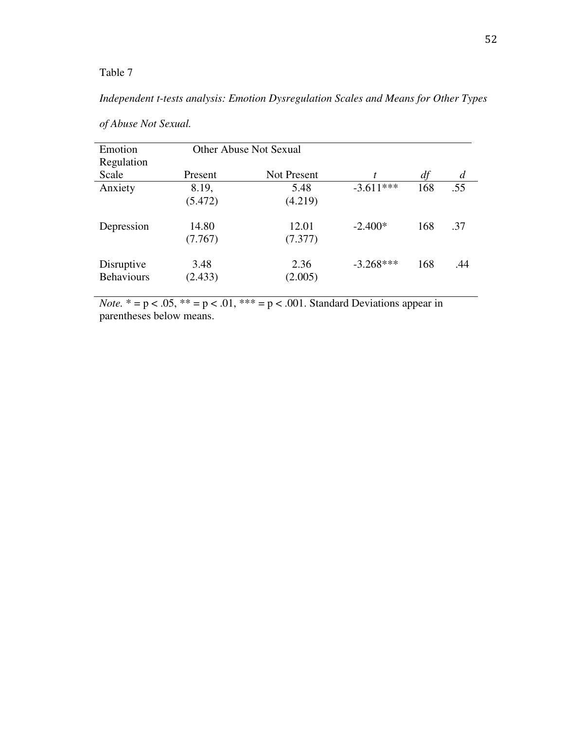Table 7

*Independent t-tests analysis: Emotion Dysregulation Scales and Means for Other Types of Abuse Not Sexual.*

| Emotion Regulation Scale | Other Abuse Not Sexual | | | | |
|---|---|---|---|---|---|
| | Present | Not Present | *t* | *df* | *d* |
| Anxiety | 8.19, (5.472) | 5.48 (4.219) | -3.611*** | 168 | .55 |
| Depression | 14.80 (7.767) | 12.01 (7.377) | -2.400* | 168 | .37 |
| Disruptive Behaviours | 3.48 (2.433) | 2.36 (2.005) | -3.268*** | 168 | .44 |

*Note.* * = p < .05, ** = p < .01, *** = p < .001. Standard Deviations appear in parentheses below means.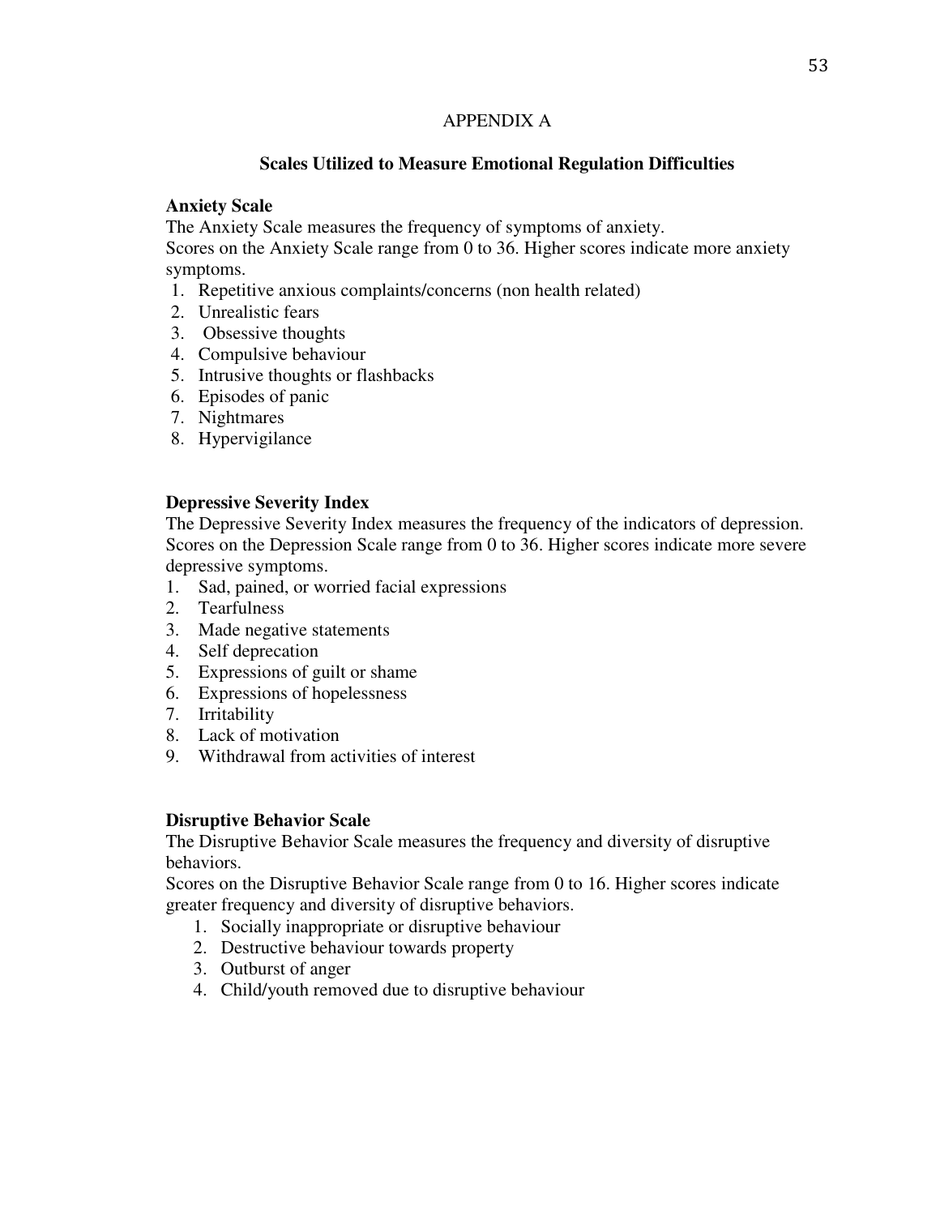# APPENDIX A

## Scales Utilized to Measure Emotional Regulation Difficulties

**Anxiety Scale**

The Anxiety Scale measures the frequency of symptoms of anxiety.
Scores on the Anxiety Scale range from 0 to 36. Higher scores indicate more anxiety symptoms.

1. Repetitive anxious complaints/concerns (non health related)
2. Unrealistic fears
3. Obsessive thoughts
4. Compulsive behaviour
5. Intrusive thoughts or flashbacks
6. Episodes of panic
7. Nightmares
8. Hypervigilance

**Depressive Severity Index**

The Depressive Severity Index measures the frequency of the indicators of depression.
Scores on the Depression Scale range from 0 to 36. Higher scores indicate more severe depressive symptoms.

1. Sad, pained, or worried facial expressions
2. Tearfulness
3. Made negative statements
4. Self deprecation
5. Expressions of guilt or shame
6. Expressions of hopelessness
7. Irritability
8. Lack of motivation
9. Withdrawal from activities of interest

**Disruptive Behavior Scale**

The Disruptive Behavior Scale measures the frequency and diversity of disruptive behaviors.
Scores on the Disruptive Behavior Scale range from 0 to 16. Higher scores indicate greater frequency and diversity of disruptive behaviors.

1. Socially inappropriate or disruptive behaviour
2. Destructive behaviour towards property
3. Outburst of anger
4. Child/youth removed due to disruptive behaviour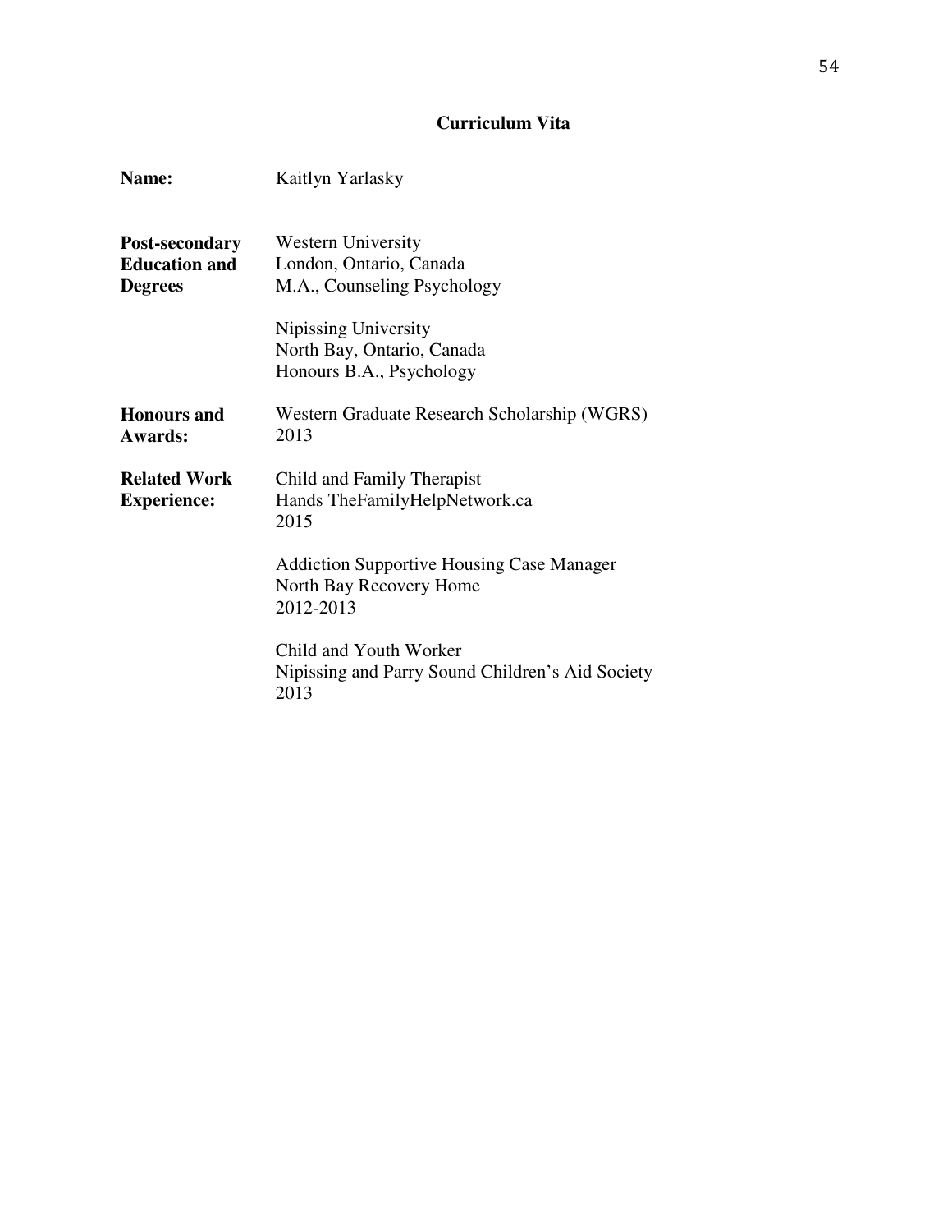# Curriculum Vita

| | |
|---|---|
| **Name:** | Kaitlyn Yarlasky |
| **Post-secondary Education and Degrees** | Western University<br>London, Ontario, Canada<br>M.A., Counseling Psychology |
| | Nipissing University<br>North Bay, Ontario, Canada<br>Honours B.A., Psychology |
| **Honours and Awards:** | Western Graduate Research Scholarship (WGRS)<br>2013 |
| **Related Work Experience:** | Child and Family Therapist<br>Hands TheFamilyHelpNetwork.ca<br>2015 |
| | Addiction Supportive Housing Case Manager<br>North Bay Recovery Home<br>2012-2013 |
| | Child and Youth Worker<br>Nipissing and Parry Sound Children's Aid Society<br>2013 |